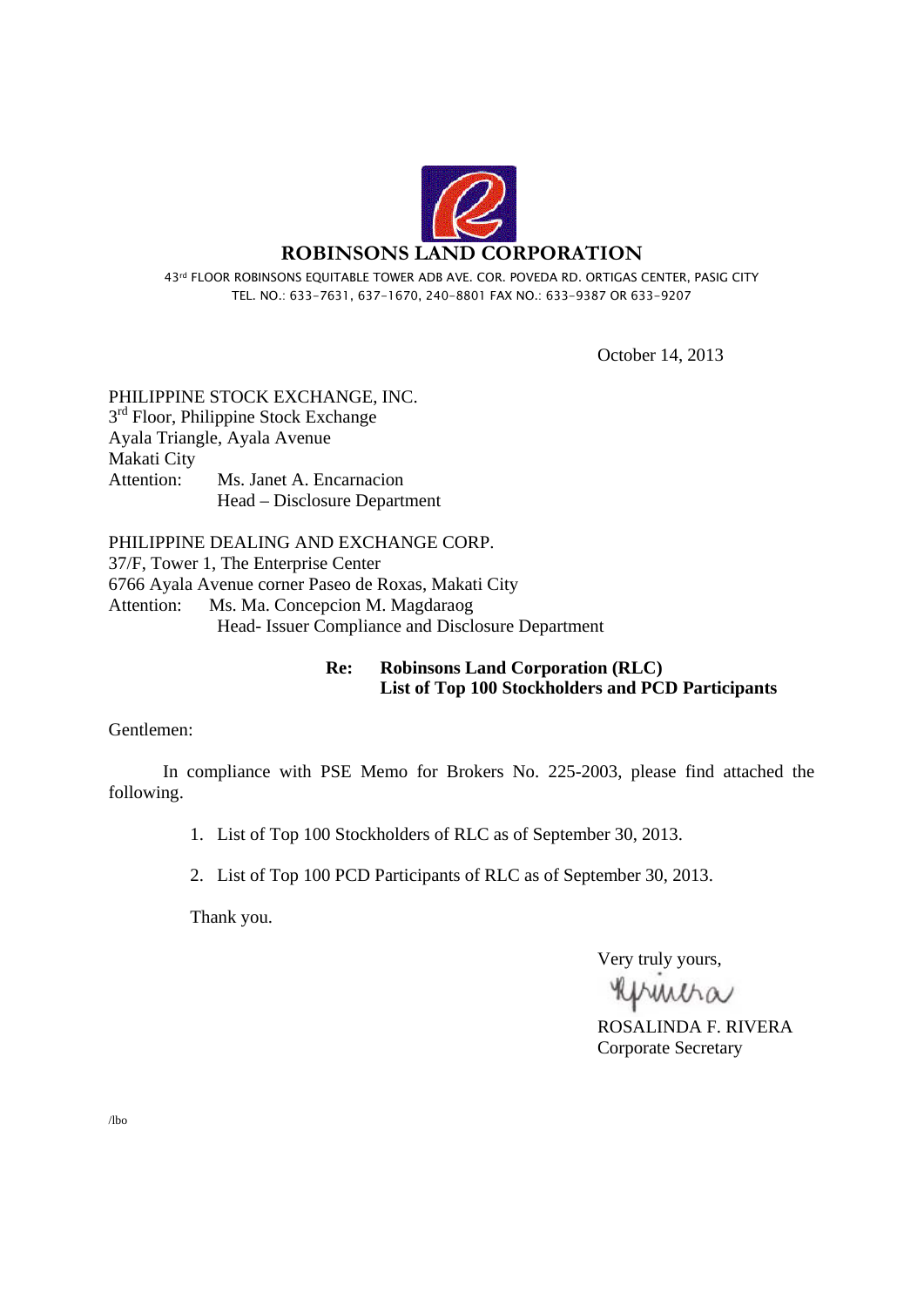# ROBINSONS LAND CORPORATION

43rd FLOOR ROBINSONS EQUITABLE TOWER ADB AVE. COR. POVEDA RD. ORTIGAS CENTER, PASIG CITY
TEL. NO.: 633-7631, 637-1670, 240-8801 FAX NO.: 633-9387 OR 633-9207

October 14, 2013

PHILIPPINE STOCK EXCHANGE, INC.
3rd Floor, Philippine Stock Exchange
Ayala Triangle, Ayala Avenue
Makati City
Attention: Ms. Janet A. Encarnacion
Head – Disclosure Department

PHILIPPINE DEALING AND EXCHANGE CORP.
37/F, Tower 1, The Enterprise Center
6766 Ayala Avenue corner Paseo de Roxas, Makati City
Attention: Ms. Ma. Concepcion M. Magdaraog
Head- Issuer Compliance and Disclosure Department

**Re: Robinsons Land Corporation (RLC)**
**List of Top 100 Stockholders and PCD Participants**

Gentlemen:

In compliance with PSE Memo for Brokers No. 225-2003, please find attached the following.

1. List of Top 100 Stockholders of RLC as of September 30, 2013.
2. List of Top 100 PCD Participants of RLC as of September 30, 2013.

Thank you.

Very truly yours,

ROSALINDA F. RIVERA
Corporate Secretary

/lbo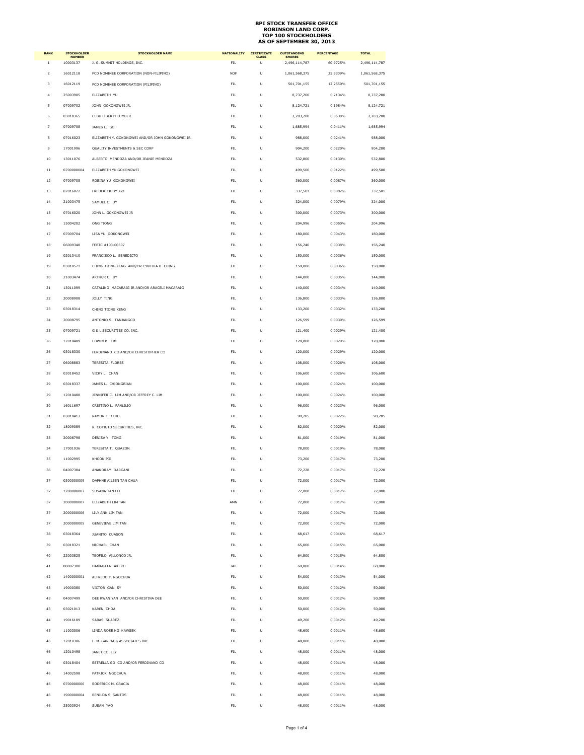# BPI STOCK TRANSFER OFFICE
## ROBINSON LAND CORP.
## TOP 100 STOCKHOLDERS
## AS OF SEPTEMBER 30, 2013

| RANK | STOCKHOLDER NUMBER | STOCKHOLDER NAME | NATIONALITY | CERTIFICATE CLASS | OUTSTANDING SHARES | PERCENTAGE | TOTAL |
|---|---|---|---|---|---|---|---|
| 1 | 10003137 | J. G. SUMMIT HOLDINGS, INC. | FIL | U | 2,496,114,787 | 60.9725% | 2,496,114,787 |
| 2 | 16012118 | PCD NOMINEE CORPORATION (NON-FILIPINO) | NOF | U | 1,061,568,375 | 25.9309% | 1,061,568,375 |
| 3 | 16012119 | PCD NOMINEE CORPORATION (FILIPINO) | FIL | U | 501,701,155 | 12.2550% | 501,701,155 |
| 4 | 25003905 | ELIZABETH YU | FIL | U | 8,737,200 | 0.2134% | 8,737,200 |
| 5 | 07009702 | JOHN GOKONGWEI JR. | FIL | U | 8,124,721 | 0.1984% | 8,124,721 |
| 6 | 03018365 | CEBU LIBERTY LUMBER | FIL | U | 2,203,200 | 0.0538% | 2,203,200 |
| 7 | 07009708 | JAMES L. GO | FIL | U | 1,685,994 | 0.0411% | 1,685,994 |
| 8 | 07016023 | ELIZABETH Y. GOKONGWEI AND/OR JOHN GOKONGWEI JR. | FIL | U | 988,000 | 0.0241% | 988,000 |
| 9 | 17001996 | QUALITY INVESTMENTS & SEC CORP | FIL | U | 904,200 | 0.0220% | 904,200 |
| 10 | 13011076 | ALBERTO MENDOZA AND/OR JEANIE MENDOZA | FIL | U | 532,800 | 0.0130% | 532,800 |
| 11 | 0700000004 | ELIZABETH YU GOKONGWEI | FIL | U | 499,500 | 0.0122% | 499,500 |
| 12 | 07009705 | ROBINA YU GOKONGWEI | FIL | U | 360,000 | 0.0087% | 360,000 |
| 13 | 07016022 | FREDERICK DY GO | FIL | U | 337,501 | 0.0082% | 337,501 |
| 14 | 21003475 | SAMUEL C. UY | FIL | U | 324,000 | 0.0079% | 324,000 |
| 15 | 07016020 | JOHN L. GOKONGWEI JR | FIL | U | 300,000 | 0.0073% | 300,000 |
| 16 | 15004202 | ONG TIONG | FIL | U | 204,996 | 0.0050% | 204,996 |
| 17 | 07009704 | LISA YU GOKONGWEI | FIL | U | 180,000 | 0.0043% | 180,000 |
| 18 | 06009348 | FEBTC #103-00507 | FIL | U | 156,240 | 0.0038% | 156,240 |
| 19 | 02013410 | FRANCISCO L. BENEDICTO | FIL | U | 150,000 | 0.0036% | 150,000 |
| 19 | 03018571 | CHING TIONG KENG AND/OR CYNTHIA D. CHING | FIL | U | 150,000 | 0.0036% | 150,000 |
| 20 | 21003474 | ARTHUR C. UY | FIL | U | 144,000 | 0.0035% | 144,000 |
| 21 | 13011099 | CATALINO MACARAIG JR AND/OR ARACELI MACARAIG | FIL | U | 140,000 | 0.0034% | 140,000 |
| 22 | 20008908 | JOLLY TING | FIL | U | 136,800 | 0.0033% | 136,800 |
| 23 | 03018314 | CHING TIONG KENG | FIL | U | 133,200 | 0.0032% | 133,200 |
| 24 | 20008795 | ANTONIO S. TANJANGCO | FIL | U | 126,599 | 0.0030% | 126,599 |
| 25 | 07009721 | G & L SECURITIES CO. INC. | FIL | U | 121,400 | 0.0029% | 121,400 |
| 26 | 12010489 | EDWIN B. LIM | FIL | U | 120,000 | 0.0029% | 120,000 |
| 26 | 03018330 | FERDINAND CO AND/OR CHRISTOPHER CO | FIL | U | 120,000 | 0.0029% | 120,000 |
| 27 | 06008883 | TERESITA FLORES | FIL | U | 108,000 | 0.0026% | 108,000 |
| 28 | 03018452 | VICKY L. CHAN | FIL | U | 106,600 | 0.0026% | 106,600 |
| 29 | 03018337 | JAMES L. CHIONGBIAN | FIL | U | 100,000 | 0.0024% | 100,000 |
| 29 | 12010488 | JENNIFER C. LIM AND/OR JEFFREY C. LIM | FIL | U | 100,000 | 0.0024% | 100,000 |
| 30 | 16011697 | CRISTINO L. PANLILIO | FIL | U | 96,000 | 0.0023% | 96,000 |
| 31 | 03018413 | RAMON L. CHIU | FIL | U | 90,285 | 0.0022% | 90,285 |
| 32 | 18009089 | R. COYIUTO SECURITIES, INC. | FIL | U | 82,000 | 0.0020% | 82,000 |
| 33 | 20008798 | DENISA Y. TONG | FIL | U | 81,000 | 0.0019% | 81,000 |
| 34 | 17001936 | TERESITA T. QUAZON | FIL | U | 78,000 | 0.0019% | 78,000 |
| 35 | 11002995 | KHOON POI | FIL | U | 73,200 | 0.0017% | 73,200 |
| 36 | 04007384 | ANANDRAM DARGANI | FIL | U | 72,228 | 0.0017% | 72,228 |
| 37 | 0300000009 | DAPHNE AILEEN TAN CHUA | FIL | U | 72,000 | 0.0017% | 72,000 |
| 37 | 1200000007 | SUSANA TAN LEE | FIL | U | 72,000 | 0.0017% | 72,000 |
| 37 | 2000000007 | ELIZABETH LIM TAN | AMN | U | 72,000 | 0.0017% | 72,000 |
| 37 | 2000000006 | LILY ANN LIM TAN | FIL | U | 72,000 | 0.0017% | 72,000 |
| 37 | 2000000005 | GENEVIEVE LIM TAN | FIL | U | 72,000 | 0.0017% | 72,000 |
| 38 | 03018364 | JUANITO CUASON | FIL | U | 68,617 | 0.0016% | 68,617 |
| 39 | 03018321 | MICHAEL CHAN | FIL | U | 65,000 | 0.0015% | 65,000 |
| 40 | 22003825 | TEOFILO VILLONCO JR. | FIL | U | 64,800 | 0.0015% | 64,800 |
| 41 | 08007308 | HAMAHATA TAKERO | JAP | U | 60,000 | 0.0014% | 60,000 |
| 42 | 1400000001 | ALFREDO Y. NGOCHUA | FIL | U | 54,000 | 0.0013% | 54,000 |
| 43 | 19000380 | VICTOR GAN SY | FIL | U | 50,000 | 0.0012% | 50,000 |
| 43 | 04007499 | DEE KWAN YAN AND/OR CHRISTINA DEE | FIL | U | 50,000 | 0.0012% | 50,000 |
| 43 | 03021013 | KAREN CHOA | FIL | U | 50,000 | 0.0012% | 50,000 |
| 44 | 19016189 | SABAS SUAREZ | FIL | U | 49,200 | 0.0012% | 49,200 |
| 45 | 11003006 | LINDA ROSE NG KAWSEK | FIL | U | 48,600 | 0.0011% | 48,600 |
| 46 | 12010306 | L. M. GARCIA & ASSOCIATES INC. | FIL | U | 48,000 | 0.0011% | 48,000 |
| 46 | 12010498 | JANET CO LEY | FIL | U | 48,000 | 0.0011% | 48,000 |
| 46 | 03018404 | ESTRELLA GO CO AND/OR FERDINAND CO | FIL | U | 48,000 | 0.0011% | 48,000 |
| 46 | 14002598 | PATRICK NGOCHUA | FIL | U | 48,000 | 0.0011% | 48,000 |
| 46 | 0700000006 | RODERICK M. GRACIA | FIL | U | 48,000 | 0.0011% | 48,000 |
| 46 | 1900000004 | BENILDA S. SANTOS | FIL | U | 48,000 | 0.0011% | 48,000 |
| 46 | 25003924 | SUSAN YAO | FIL | U | 48,000 | 0.0011% | 48,000 |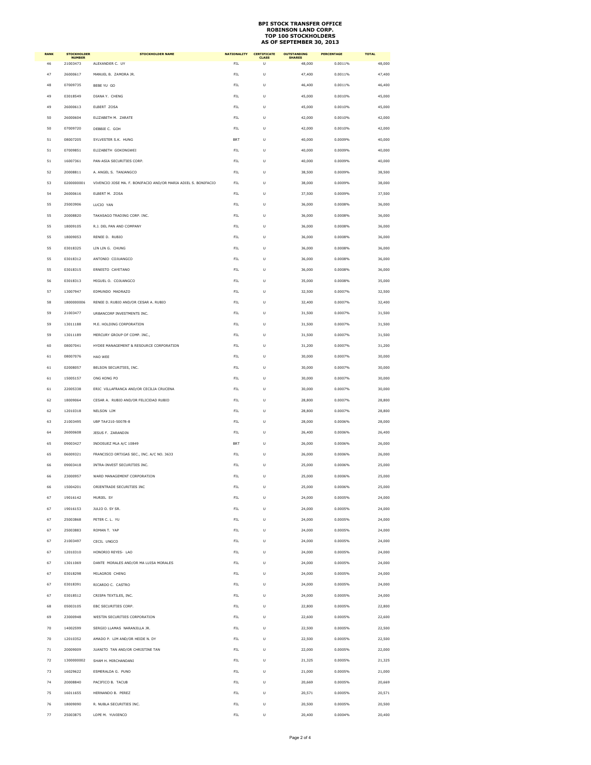**BPI STOCK TRANSFER OFFICE**
**ROBINSON LAND CORP.**
**TOP 100 STOCKHOLDERS**
**AS OF SEPTEMBER 30, 2013**

| RANK | STOCKHOLDER NUMBER | STOCKHOLDER NAME | NATIONALITY | CERTIFICATE CLASS | OUTSTANDING SHARES | PERCENTAGE | TOTAL |
|---|---|---|---|---|---|---|---|
| 46 | 21003473 | ALEXANDER C. UY | FIL | U | 48,000 | 0.0011% | 48,000 |
| 47 | 26000617 | MANUEL B. ZAMORA JR. | FIL | U | 47,400 | 0.0011% | 47,400 |
| 48 | 07009735 | BEBE YU GO | FIL | U | 46,400 | 0.0011% | 46,400 |
| 49 | 03018549 | DIANA Y. CHENG | FIL | U | 45,000 | 0.0010% | 45,000 |
| 49 | 26000613 | ELBERT ZOSA | FIL | U | 45,000 | 0.0010% | 45,000 |
| 50 | 26000604 | ELIZABETH M. ZARATE | FIL | U | 42,000 | 0.0010% | 42,000 |
| 50 | 07009720 | DEBBIE C. GOH | FIL | U | 42,000 | 0.0010% | 42,000 |
| 51 | 08007205 | SYLVESTER S.K. HUNG | BRT | U | 40,000 | 0.0009% | 40,000 |
| 51 | 07009851 | ELIZABETH GOKONGWEI | FIL | U | 40,000 | 0.0009% | 40,000 |
| 51 | 16007361 | PAN-ASIA SECURITIES CORP. | FIL | U | 40,000 | 0.0009% | 40,000 |
| 52 | 20008811 | A. ANGEL S. TANJANGCO | FIL | U | 38,500 | 0.0009% | 38,500 |
| 53 | 0200000001 | VIVENCIO JOSE MA. F. BONIFACIO AND/OR MARIA ADIEL S. BONIFACIO | FIL | U | 38,000 | 0.0009% | 38,000 |
| 54 | 26000616 | ELBERT M. ZOSA | FIL | U | 37,500 | 0.0009% | 37,500 |
| 55 | 25003906 | LUCIO YAN | FIL | U | 36,000 | 0.0008% | 36,000 |
| 55 | 20008820 | TAKASAGO TRADING CORP. INC. | FIL | U | 36,000 | 0.0008% | 36,000 |
| 55 | 18009105 | R.J. DEL PAN AND COMPANY | FIL | U | 36,000 | 0.0008% | 36,000 |
| 55 | 18009053 | RENEE D. RUBIO | FIL | U | 36,000 | 0.0008% | 36,000 |
| 55 | 03018325 | LIN LIN G. CHUNG | FIL | U | 36,000 | 0.0008% | 36,000 |
| 55 | 03018312 | ANTONIO COJUANGCO | FIL | U | 36,000 | 0.0008% | 36,000 |
| 55 | 03018315 | ERNESTO CAYETANO | FIL | U | 36,000 | 0.0008% | 36,000 |
| 56 | 03018313 | MIGUEL O. COJUANGCO | FIL | U | 35,000 | 0.0008% | 35,000 |
| 57 | 13007947 | EDMUNDO MADRAZO | FIL | U | 32,500 | 0.0007% | 32,500 |
| 58 | 1800000006 | RENEE D. RUBIO AND/OR CESAR A. RUBIO | FIL | U | 32,400 | 0.0007% | 32,400 |
| 59 | 21003477 | URBANCORP INVESTMENTS INC. | FIL | U | 31,500 | 0.0007% | 31,500 |
| 59 | 13011188 | M.E. HOLDING CORPORATION | FIL | U | 31,500 | 0.0007% | 31,500 |
| 59 | 13011189 | MERCURY GROUP OF COMP. INC., | FIL | U | 31,500 | 0.0007% | 31,500 |
| 60 | 08007041 | HYDEE MANAGEMENT & RESOURCE CORPORATION | FIL | U | 31,200 | 0.0007% | 31,200 |
| 61 | 08007076 | HAO WEE | FIL | U | 30,000 | 0.0007% | 30,000 |
| 61 | 02008057 | BELSON SECURITIES, INC. | FIL | U | 30,000 | 0.0007% | 30,000 |
| 61 | 15005157 | ONG KONG PO | FIL | U | 30,000 | 0.0007% | 30,000 |
| 61 | 22005338 | ERIC VILLAFRANCA AND/OR CECILIA CRUCENA | FIL | U | 30,000 | 0.0007% | 30,000 |
| 62 | 18009064 | CESAR A. RUBIO AND/OR FELICIDAD RUBIO | FIL | U | 28,800 | 0.0007% | 28,800 |
| 62 | 12010318 | NELSON LIM | FIL | U | 28,800 | 0.0007% | 28,800 |
| 63 | 21003495 | UBP TA#210-50078-8 | FIL | U | 28,000 | 0.0006% | 28,000 |
| 64 | 26000608 | JESUS F. ZARANDIN | FIL | U | 26,400 | 0.0006% | 26,400 |
| 65 | 09003427 | INDOSUEZ MLA A/C 10849 | BRT | U | 26,000 | 0.0006% | 26,000 |
| 65 | 06009321 | FRANCISCO ORTIGAS SEC., INC. A/C NO. 3633 | FIL | U | 26,000 | 0.0006% | 26,000 |
| 66 | 09003418 | INTRA-INVEST SECURITIES INC. | FIL | U | 25,000 | 0.0006% | 25,000 |
| 66 | 23000957 | WARD MANAGEMENT CORPORATION | FIL | U | 25,000 | 0.0006% | 25,000 |
| 66 | 15004201 | ORIENTRADE SECURITIES INC | FIL | U | 25,000 | 0.0006% | 25,000 |
| 67 | 19016142 | MURIEL SY | FIL | U | 24,000 | 0.0005% | 24,000 |
| 67 | 19016153 | JULIO O. SY SR. | FIL | U | 24,000 | 0.0005% | 24,000 |
| 67 | 25003868 | PETER C. L. YU | FIL | U | 24,000 | 0.0005% | 24,000 |
| 67 | 25003883 | ROMAN T. YAP | FIL | U | 24,000 | 0.0005% | 24,000 |
| 67 | 21003497 | CECIL UNGCO | FIL | U | 24,000 | 0.0005% | 24,000 |
| 67 | 12010310 | HONORIO REYES- LAO | FIL | U | 24,000 | 0.0005% | 24,000 |
| 67 | 13011069 | DANTE MORALES AND/OR MA LUISA MORALES | FIL | U | 24,000 | 0.0005% | 24,000 |
| 67 | 03018298 | MILAGROS CHENG | FIL | U | 24,000 | 0.0005% | 24,000 |
| 67 | 03018391 | RICARDO C. CASTRO | FIL | U | 24,000 | 0.0005% | 24,000 |
| 67 | 03018512 | CRISPA TEXTILES, INC. | FIL | U | 24,000 | 0.0005% | 24,000 |
| 68 | 05003105 | EBC SECURITIES CORP. | FIL | U | 22,800 | 0.0005% | 22,800 |
| 69 | 23000948 | WESTIN SECURITIES CORPORATION | FIL | U | 22,600 | 0.0005% | 22,600 |
| 70 | 14002599 | SERGIO LLAMAS NARANJILLA JR. | FIL | U | 22,500 | 0.0005% | 22,500 |
| 70 | 12010352 | AMADO P. LIM AND/OR HEIDE N. DY | FIL | U | 22,500 | 0.0005% | 22,500 |
| 71 | 20009009 | JUANITO TAN AND/OR CHRISTINE TAN | FIL | U | 22,000 | 0.0005% | 22,000 |
| 72 | 1300000002 | SHAM H. MIRCHANDANI | FIL | U | 21,325 | 0.0005% | 21,325 |
| 73 | 16029622 | ESMERALDA G. PUNO | FIL | U | 21,000 | 0.0005% | 21,000 |
| 74 | 20008840 | PACIFICO B. TACUB | FIL | U | 20,669 | 0.0005% | 20,669 |
| 75 | 16011655 | HERNANDO B. PEREZ | FIL | U | 20,571 | 0.0005% | 20,571 |
| 76 | 18009090 | R. NUBLA SECURITIES INC. | FIL | U | 20,500 | 0.0005% | 20,500 |
| 77 | 25003875 | LOPE M. YUVIENCO | FIL | U | 20,400 | 0.0004% | 20,400 |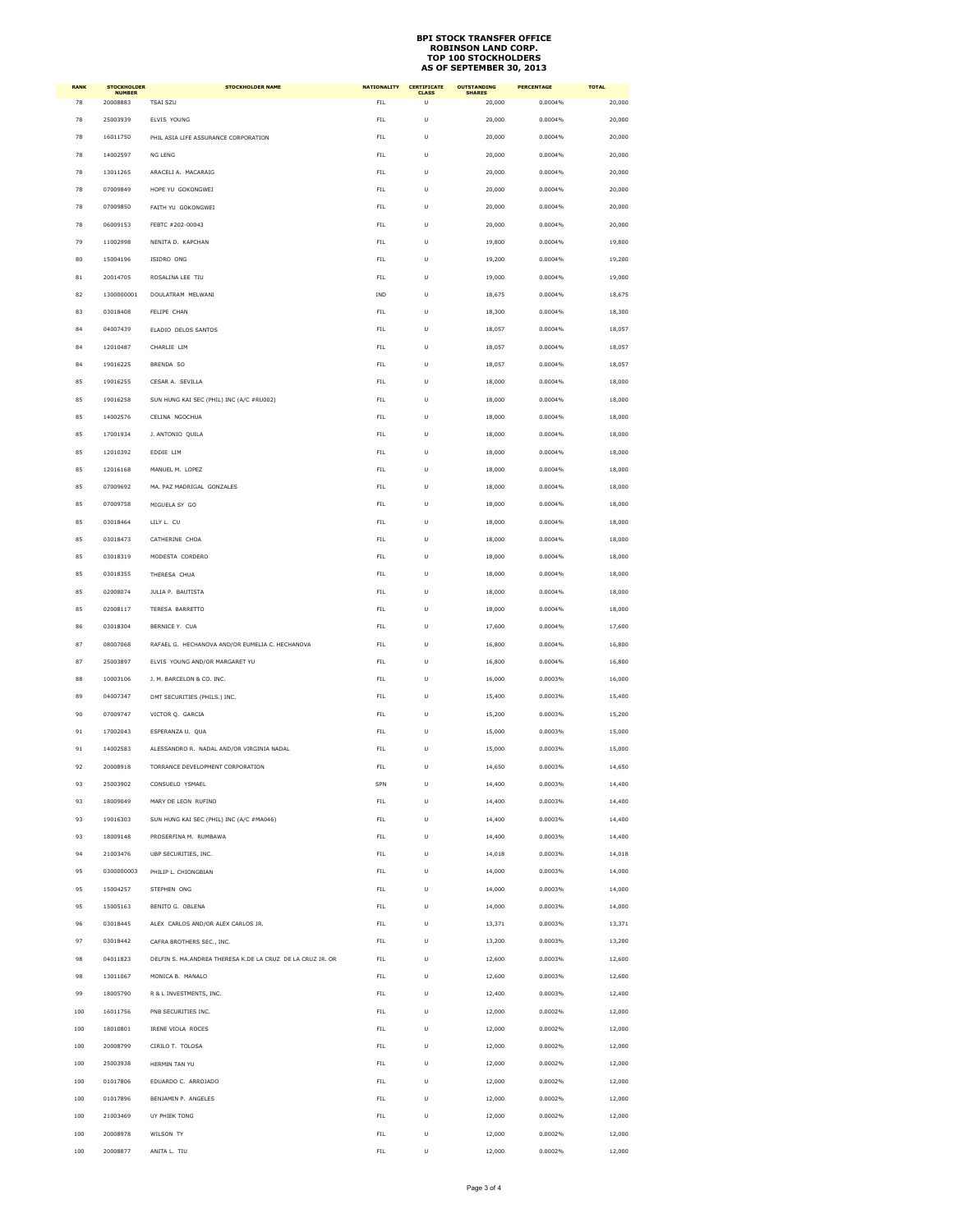# BPI STOCK TRANSFER OFFICE
## ROBINSON LAND CORP.
## TOP 100 STOCKHOLDERS
## AS OF SEPTEMBER 30, 2013

| RANK | STOCKHOLDER NUMBER | STOCKHOLDER NAME | NATIONALITY | CERTIFICATE CLASS | OUTSTANDING SHARES | PERCENTAGE | TOTAL |
|---|---|---|---|---|---|---|---|
| 78 | 20008883 | TSAI SZU | FIL | U | 20,000 | 0.0004% | 20,000 |
| 78 | 25003939 | ELVIS YOUNG | FIL | U | 20,000 | 0.0004% | 20,000 |
| 78 | 16011750 | PHIL ASIA LIFE ASSURANCE CORPORATION | FIL | U | 20,000 | 0.0004% | 20,000 |
| 78 | 14002597 | NG LENG | FIL | U | 20,000 | 0.0004% | 20,000 |
| 78 | 13011265 | ARACELI A. MACARAIG | FIL | U | 20,000 | 0.0004% | 20,000 |
| 78 | 07009849 | HOPE YU GOKONGWEI | FIL | U | 20,000 | 0.0004% | 20,000 |
| 78 | 07009850 | FAITH YU GOKONGWEI | FIL | U | 20,000 | 0.0004% | 20,000 |
| 78 | 06009153 | FEBTC #202-00043 | FIL | U | 20,000 | 0.0004% | 20,000 |
| 79 | 11002998 | NENITA D. KAPCHAN | FIL | U | 19,800 | 0.0004% | 19,800 |
| 80 | 15004196 | ISIDRO ONG | FIL | U | 19,200 | 0.0004% | 19,200 |
| 81 | 20014705 | ROSALINA LEE TIU | FIL | U | 19,000 | 0.0004% | 19,000 |
| 82 | 1300000001 | DOULATRAM MELWANI | IND | U | 18,675 | 0.0004% | 18,675 |
| 83 | 03018408 | FELIPE CHAN | FIL | U | 18,300 | 0.0004% | 18,300 |
| 84 | 04007439 | ELADIO DELOS SANTOS | FIL | U | 18,057 | 0.0004% | 18,057 |
| 84 | 12010487 | CHARLIE LIM | FIL | U | 18,057 | 0.0004% | 18,057 |
| 84 | 19016225 | BRENDA SO | FIL | U | 18,057 | 0.0004% | 18,057 |
| 85 | 19016255 | CESAR A. SEVILLA | FIL | U | 18,000 | 0.0004% | 18,000 |
| 85 | 19016258 | SUN HUNG KAI SEC (PHIL) INC (A/C #RU002) | FIL | U | 18,000 | 0.0004% | 18,000 |
| 85 | 14002576 | CELINA NGOCHUA | FIL | U | 18,000 | 0.0004% | 18,000 |
| 85 | 17001934 | J. ANTONIO QUILA | FIL | U | 18,000 | 0.0004% | 18,000 |
| 85 | 12010392 | EDDIE LIM | FIL | U | 18,000 | 0.0004% | 18,000 |
| 85 | 12016168 | MANUEL M. LOPEZ | FIL | U | 18,000 | 0.0004% | 18,000 |
| 85 | 07009692 | MA. PAZ MADRIGAL GONZALES | FIL | U | 18,000 | 0.0004% | 18,000 |
| 85 | 07009758 | MIGUELA SY GO | FIL | U | 18,000 | 0.0004% | 18,000 |
| 85 | 03018464 | LILY L. CU | FIL | U | 18,000 | 0.0004% | 18,000 |
| 85 | 03018473 | CATHERINE CHOA | FIL | U | 18,000 | 0.0004% | 18,000 |
| 85 | 03018319 | MODESTA CORDERO | FIL | U | 18,000 | 0.0004% | 18,000 |
| 85 | 03018355 | THERESA CHUA | FIL | U | 18,000 | 0.0004% | 18,000 |
| 85 | 02008074 | JULIA P. BAUTISTA | FIL | U | 18,000 | 0.0004% | 18,000 |
| 85 | 02008117 | TERESA BARRETTO | FIL | U | 18,000 | 0.0004% | 18,000 |
| 86 | 03018304 | BERNICE Y. CUA | FIL | U | 17,600 | 0.0004% | 17,600 |
| 87 | 08007068 | RAFAEL G. HECHANOVA AND/OR EUMELIA C. HECHANOVA | FIL | U | 16,800 | 0.0004% | 16,800 |
| 87 | 25003897 | ELVIS YOUNG AND/OR MARGARET YU | FIL | U | 16,800 | 0.0004% | 16,800 |
| 88 | 10003106 | J. M. BARCELON & CO. INC. | FIL | U | 16,000 | 0.0003% | 16,000 |
| 89 | 04007347 | DMT SECURITIES (PHILS.) INC. | FIL | U | 15,400 | 0.0003% | 15,400 |
| 90 | 07009747 | VICTOR Q. GARCIA | FIL | U | 15,200 | 0.0003% | 15,200 |
| 91 | 17002043 | ESPERANZA U. QUA | FIL | U | 15,000 | 0.0003% | 15,000 |
| 91 | 14002583 | ALESSANDRO R. NADAL AND/OR VIRGINIA NADAL | FIL | U | 15,000 | 0.0003% | 15,000 |
| 92 | 20008918 | TORRANCE DEVELOPMENT CORPORATION | FIL | U | 14,650 | 0.0003% | 14,650 |
| 93 | 25003902 | CONSUELO YSMAEL | SPN | U | 14,400 | 0.0003% | 14,400 |
| 93 | 18009049 | MARY DE LEON RUFINO | FIL | U | 14,400 | 0.0003% | 14,400 |
| 93 | 19016303 | SUN HUNG KAI SEC (PHIL) INC (A/C #MA046) | FIL | U | 14,400 | 0.0003% | 14,400 |
| 93 | 18009148 | PROSERFINA M. RUMBAWA | FIL | U | 14,400 | 0.0003% | 14,400 |
| 94 | 21003476 | UBP SECURITIES, INC. | FIL | U | 14,018 | 0.0003% | 14,018 |
| 95 | 0300000003 | PHILIP L. CHIONGBIAN | FIL | U | 14,000 | 0.0003% | 14,000 |
| 95 | 15004257 | STEPHEN ONG | FIL | U | 14,000 | 0.0003% | 14,000 |
| 95 | 15005163 | BENITO G. OBLENA | FIL | U | 14,000 | 0.0003% | 14,000 |
| 96 | 03018445 | ALEX CARLOS AND/OR ALEX CARLOS JR. | FIL | U | 13,371 | 0.0003% | 13,371 |
| 97 | 03018442 | CAFRA BROTHERS SEC., INC. | FIL | U | 13,200 | 0.0003% | 13,200 |
| 98 | 04011823 | DELFIN S. MA.ANDREA THERESA K.DE LA CRUZ DE LA CRUZ JR. OR | FIL | U | 12,600 | 0.0003% | 12,600 |
| 98 | 13011067 | MONICA B. MANALO | FIL | U | 12,600 | 0.0003% | 12,600 |
| 99 | 18005790 | R & L INVESTMENTS, INC. | FIL | U | 12,400 | 0.0003% | 12,400 |
| 100 | 16011756 | PNB SECURITIES INC. | FIL | U | 12,000 | 0.0002% | 12,000 |
| 100 | 18010801 | IRENE VIOLA ROCES | FIL | U | 12,000 | 0.0002% | 12,000 |
| 100 | 20008799 | CIRILO T. TOLOSA | FIL | U | 12,000 | 0.0002% | 12,000 |
| 100 | 25003938 | HERMIN TAN YU | FIL | U | 12,000 | 0.0002% | 12,000 |
| 100 | 01017806 | EDUARDO C. ARROJADO | FIL | U | 12,000 | 0.0002% | 12,000 |
| 100 | 01017896 | BENJAMIN P. ANGELES | FIL | U | 12,000 | 0.0002% | 12,000 |
| 100 | 21003469 | UY PHIEK TONG | FIL | U | 12,000 | 0.0002% | 12,000 |
| 100 | 20008978 | WILSON TY | FIL | U | 12,000 | 0.0002% | 12,000 |
| 100 | 20008877 | ANITA L. TIU | FIL | U | 12,000 | 0.0002% | 12,000 |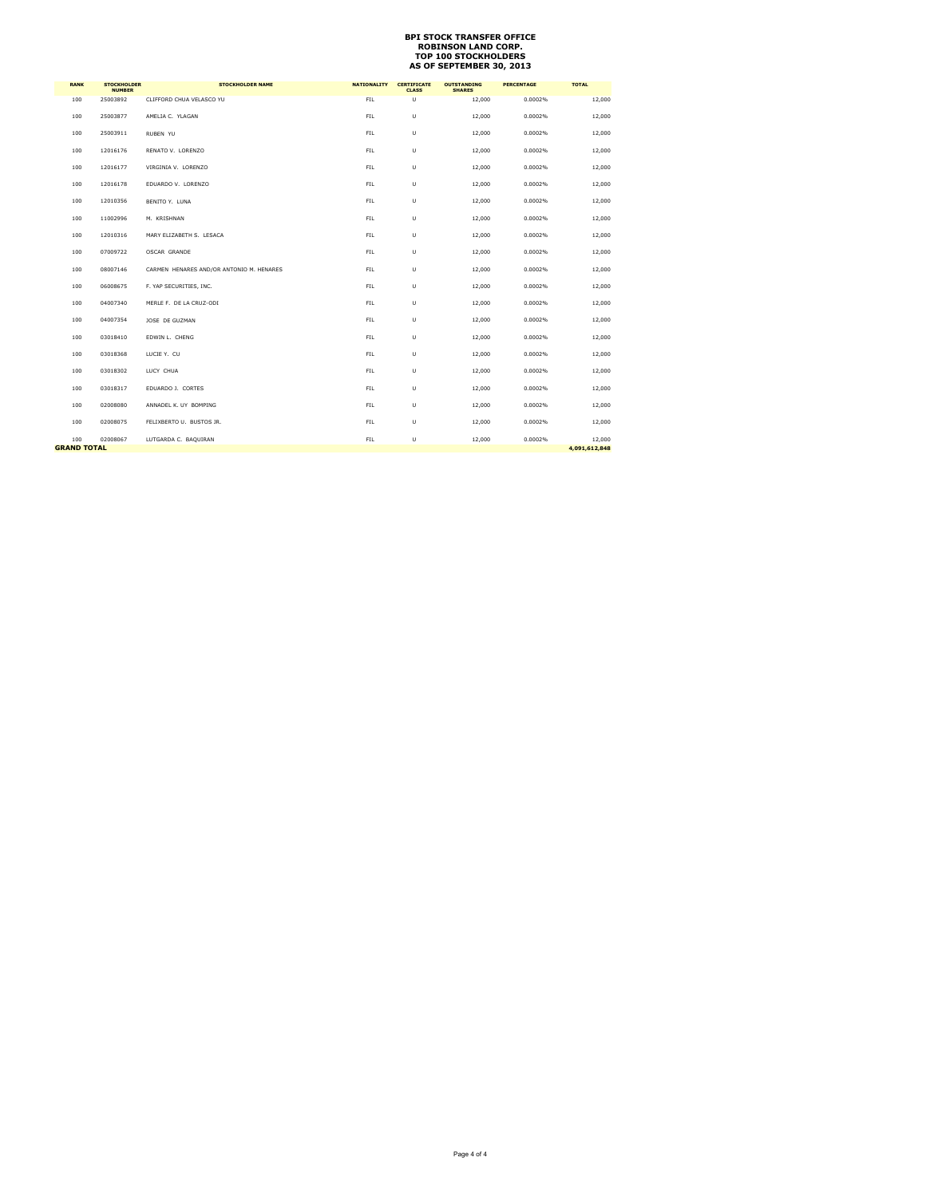**BPI STOCK TRANSFER OFFICE**
**ROBINSON LAND CORP.**
**TOP 100 STOCKHOLDERS**
**AS OF SEPTEMBER 30, 2013**

| RANK | STOCKHOLDER NUMBER | STOCKHOLDER NAME | NATIONALITY | CERTIFICATE CLASS | OUTSTANDING SHARES | PERCENTAGE | TOTAL |
|---|---|---|---|---|---|---|---|
| 100 | 25003892 | CLIFFORD CHUA VELASCO YU | FIL | U | 12,000 | 0.0002% | 12,000 |
| 100 | 25003877 | AMELIA C. YLAGAN | FIL | U | 12,000 | 0.0002% | 12,000 |
| 100 | 25003911 | RUBEN YU | FIL | U | 12,000 | 0.0002% | 12,000 |
| 100 | 12016176 | RENATO V. LORENZO | FIL | U | 12,000 | 0.0002% | 12,000 |
| 100 | 12016177 | VIRGINIA V. LORENZO | FIL | U | 12,000 | 0.0002% | 12,000 |
| 100 | 12016178 | EDUARDO V. LORENZO | FIL | U | 12,000 | 0.0002% | 12,000 |
| 100 | 12010356 | BENITO Y. LUNA | FIL | U | 12,000 | 0.0002% | 12,000 |
| 100 | 11002996 | M. KRISHNAN | FIL | U | 12,000 | 0.0002% | 12,000 |
| 100 | 12010316 | MARY ELIZABETH S. LESACA | FIL | U | 12,000 | 0.0002% | 12,000 |
| 100 | 07009722 | OSCAR GRANDE | FIL | U | 12,000 | 0.0002% | 12,000 |
| 100 | 08007146 | CARMEN HENARES AND/OR ANTONIO M. HENARES | FIL | U | 12,000 | 0.0002% | 12,000 |
| 100 | 06008675 | F. YAP SECURITIES, INC. | FIL | U | 12,000 | 0.0002% | 12,000 |
| 100 | 04007340 | MERLE F. DE LA CRUZ-ODI | FIL | U | 12,000 | 0.0002% | 12,000 |
| 100 | 04007354 | JOSE DE GUZMAN | FIL | U | 12,000 | 0.0002% | 12,000 |
| 100 | 03018410 | EDWIN L. CHENG | FIL | U | 12,000 | 0.0002% | 12,000 |
| 100 | 03018368 | LUCIE Y. CU | FIL | U | 12,000 | 0.0002% | 12,000 |
| 100 | 03018302 | LUCY CHUA | FIL | U | 12,000 | 0.0002% | 12,000 |
| 100 | 03018317 | EDUARDO J. CORTES | FIL | U | 12,000 | 0.0002% | 12,000 |
| 100 | 02008080 | ANNADEL K. UY BOMPING | FIL | U | 12,000 | 0.0002% | 12,000 |
| 100 | 02008075 | FELIXBERTO U. BUSTOS JR. | FIL | U | 12,000 | 0.0002% | 12,000 |
| 100 | 02008067 | LUTGARDA C. BAQUIRAN | FIL | U | 12,000 | 0.0002% | 12,000 |
| **GRAND TOTAL** | | | | | | | **4,091,612,848** |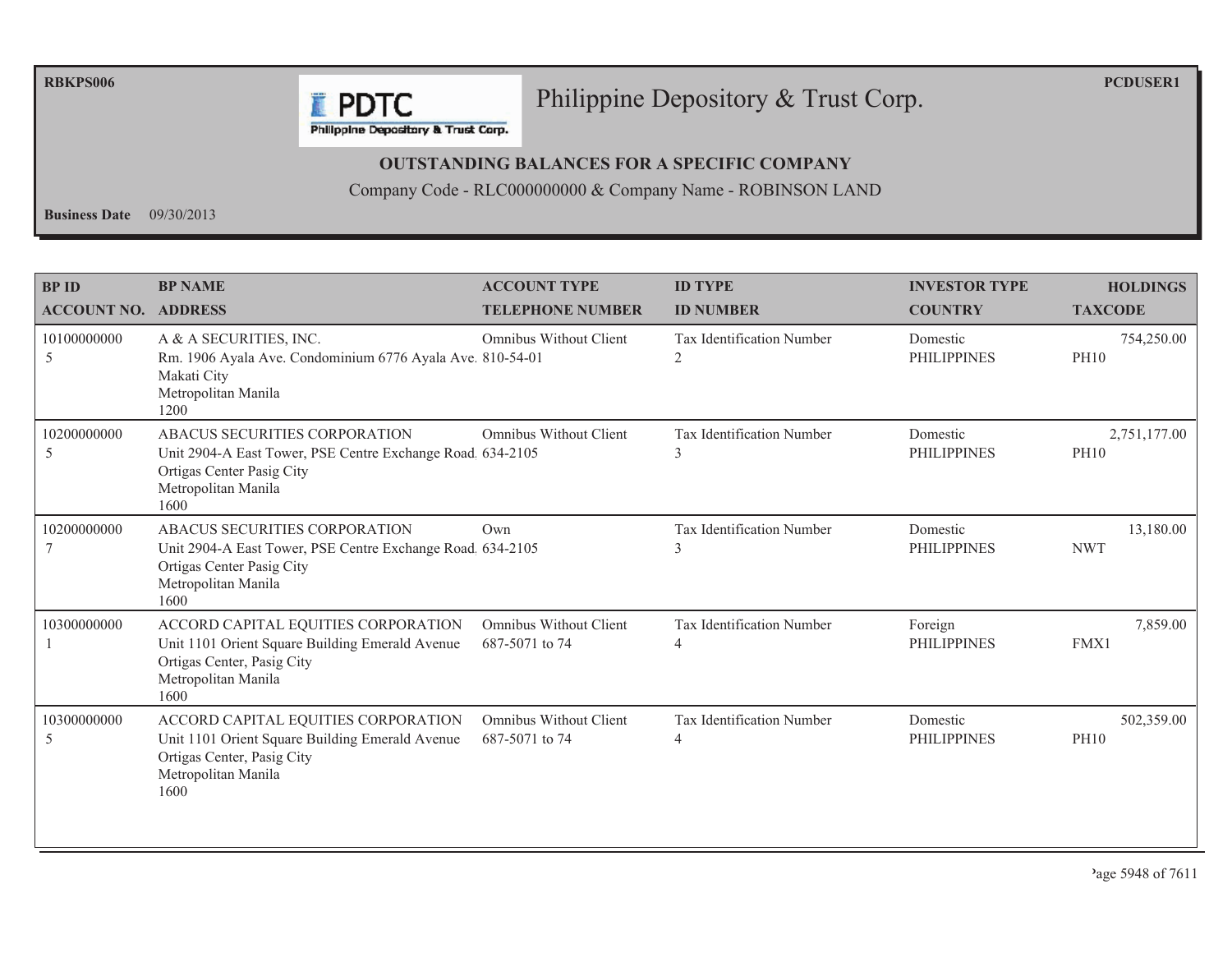# Philippine Depository & Trust Corp.

**OUTSTANDING BALANCES FOR A SPECIFIC COMPANY**

Company Code - RLC000000000 & Company Name - ROBINSON LAND

**Business Date** 09/30/2013

| BP ID<br>ACCOUNT NO. | BP NAME<br>ADDRESS | ACCOUNT TYPE<br>TELEPHONE NUMBER | ID TYPE<br>ID NUMBER | INVESTOR TYPE<br>COUNTRY | HOLDINGS<br>TAXCODE |
|---|---|---|---|---|---|
| 10100000000<br>5 | A & A SECURITIES, INC.<br>Rm. 1906 Ayala Ave. Condominium 6776 Ayala Ave.<br>Makati City<br>Metropolitan Manila<br>1200 | Omnibus Without Client<br>810-54-01 | Tax Identification Number<br>2 | Domestic<br>PHILIPPINES | 754,250.00<br>PH10 |
| 10200000000<br>5 | ABACUS SECURITIES CORPORATION<br>Unit 2904-A East Tower, PSE Centre Exchange Road.<br>Ortigas Center Pasig City<br>Metropolitan Manila<br>1600 | Omnibus Without Client<br>634-2105 | Tax Identification Number<br>3 | Domestic<br>PHILIPPINES | 2,751,177.00<br>PH10 |
| 10200000000<br>7 | ABACUS SECURITIES CORPORATION<br>Unit 2904-A East Tower, PSE Centre Exchange Road.<br>Ortigas Center Pasig City<br>Metropolitan Manila<br>1600 | Own<br>634-2105 | Tax Identification Number<br>3 | Domestic<br>PHILIPPINES | 13,180.00<br>NWT |
| 10300000000<br>1 | ACCORD CAPITAL EQUITIES CORPORATION<br>Unit 1101 Orient Square Building Emerald Avenue<br>Ortigas Center, Pasig City<br>Metropolitan Manila<br>1600 | Omnibus Without Client<br>687-5071 to 74 | Tax Identification Number<br>4 | Foreign<br>PHILIPPINES | 7,859.00<br>FMX1 |
| 10300000000<br>5 | ACCORD CAPITAL EQUITIES CORPORATION<br>Unit 1101 Orient Square Building Emerald Avenue<br>Ortigas Center, Pasig City<br>Metropolitan Manila<br>1600 | Omnibus Without Client<br>687-5071 to 74 | Tax Identification Number<br>4 | Domestic<br>PHILIPPINES | 502,359.00<br>PH10 |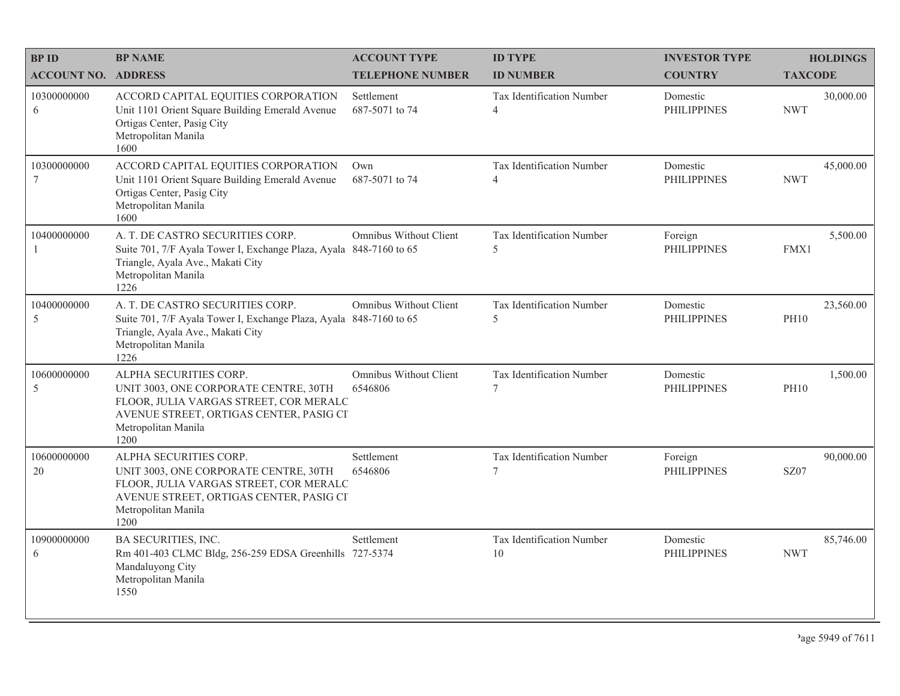| BP ID<br>ACCOUNT NO. | BP NAME<br>ADDRESS | ACCOUNT TYPE<br>TELEPHONE NUMBER | ID TYPE<br>ID NUMBER | INVESTOR TYPE<br>COUNTRY | HOLDINGS<br>TAXCODE |
|---|---|---|---|---|---|
| 10300000000<br>6 | ACCORD CAPITAL EQUITIES CORPORATION<br>Unit 1101 Orient Square Building Emerald Avenue Ortigas Center, Pasig City<br>Metropolitan Manila<br>1600 | Settlement<br>687-5071 to 74 | Tax Identification Number<br>4 | Domestic<br>PHILIPPINES | 30,000.00<br>NWT |
| 10300000000<br>7 | ACCORD CAPITAL EQUITIES CORPORATION<br>Unit 1101 Orient Square Building Emerald Avenue Ortigas Center, Pasig City<br>Metropolitan Manila<br>1600 | Own<br>687-5071 to 74 | Tax Identification Number<br>4 | Domestic<br>PHILIPPINES | 45,000.00<br>NWT |
| 10400000000<br>1 | A. T. DE CASTRO SECURITIES CORP.<br>Suite 701, 7/F Ayala Tower I, Exchange Plaza, Ayala Triangle, Ayala Ave., Makati City<br>Metropolitan Manila<br>1226 | Omnibus Without Client<br>848-7160 to 65 | Tax Identification Number<br>5 | Foreign<br>PHILIPPINES | 5,500.00<br>FMX1 |
| 10400000000<br>5 | A. T. DE CASTRO SECURITIES CORP.<br>Suite 701, 7/F Ayala Tower I, Exchange Plaza, Ayala Triangle, Ayala Ave., Makati City<br>Metropolitan Manila<br>1226 | Omnibus Without Client<br>848-7160 to 65 | Tax Identification Number<br>5 | Domestic<br>PHILIPPINES | 23,560.00<br>PH10 |
| 10600000000<br>5 | ALPHA SECURITIES CORP.<br>UNIT 3003, ONE CORPORATE CENTRE, 30TH FLOOR, JULIA VARGAS STREET, COR MERALC AVENUE STREET, ORTIGAS CENTER, PASIG CI<br>Metropolitan Manila<br>1200 | Omnibus Without Client<br>6546806 | Tax Identification Number<br>7 | Domestic<br>PHILIPPINES | 1,500.00<br>PH10 |
| 10600000000<br>20 | ALPHA SECURITIES CORP.<br>UNIT 3003, ONE CORPORATE CENTRE, 30TH FLOOR, JULIA VARGAS STREET, COR MERALC AVENUE STREET, ORTIGAS CENTER, PASIG CI<br>Metropolitan Manila<br>1200 | Settlement<br>6546806 | Tax Identification Number<br>7 | Foreign<br>PHILIPPINES | 90,000.00<br>SZ07 |
| 10900000000<br>6 | BA SECURITIES, INC.<br>Rm 401-403 CLMC Bldg, 256-259 EDSA Greenhills Mandaluyong City<br>Metropolitan Manila<br>1550 | Settlement<br>727-5374 | Tax Identification Number<br>10 | Domestic<br>PHILIPPINES | 85,746.00<br>NWT |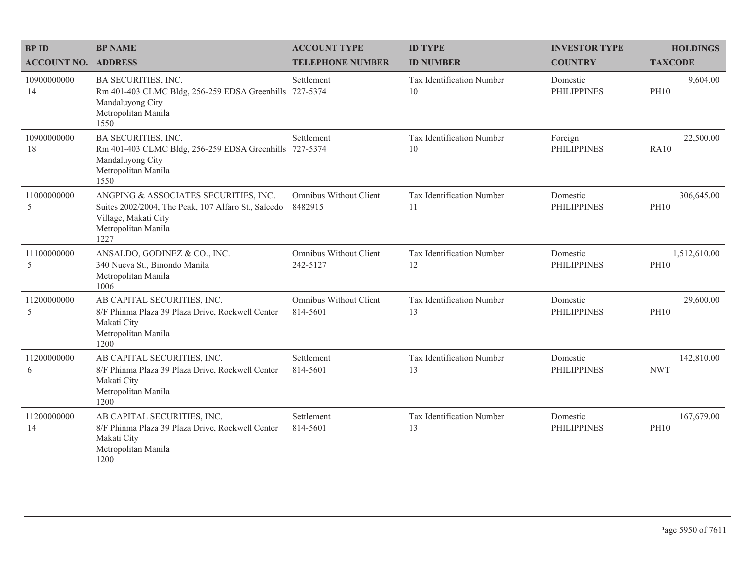| BP ID<br>ACCOUNT NO. | BP NAME<br>ADDRESS | ACCOUNT TYPE<br>TELEPHONE NUMBER | ID TYPE<br>ID NUMBER | INVESTOR TYPE<br>COUNTRY | HOLDINGS<br>TAXCODE |
|---|---|---|---|---|---|
| 10900000000<br>14 | BA SECURITIES, INC.<br>Rm 401-403 CLMC Bldg, 256-259 EDSA Greenhills<br>Mandaluyong City<br>Metropolitan Manila<br>1550 | Settlement<br>727-5374 | Tax Identification Number<br>10 | Domestic<br>PHILIPPINES | 9,604.00<br>PH10 |
| 10900000000<br>18 | BA SECURITIES, INC.<br>Rm 401-403 CLMC Bldg, 256-259 EDSA Greenhills<br>Mandaluyong City<br>Metropolitan Manila<br>1550 | Settlement<br>727-5374 | Tax Identification Number<br>10 | Foreign<br>PHILIPPINES | 22,500.00<br>RA10 |
| 11000000000<br>5 | ANGPING & ASSOCIATES SECURITIES, INC.<br>Suites 2002/2004, The Peak, 107 Alfaro St., Salcedo<br>Village, Makati City<br>Metropolitan Manila<br>1227 | Omnibus Without Client<br>8482915 | Tax Identification Number<br>11 | Domestic<br>PHILIPPINES | 306,645.00<br>PH10 |
| 11100000000<br>5 | ANSALDO, GODINEZ & CO., INC.<br>340 Nueva St., Binondo Manila<br>Metropolitan Manila<br>1006 | Omnibus Without Client<br>242-5127 | Tax Identification Number<br>12 | Domestic<br>PHILIPPINES | 1,512,610.00<br>PH10 |
| 11200000000<br>5 | AB CAPITAL SECURITIES, INC.<br>8/F Phinma Plaza 39 Plaza Drive, Rockwell Center<br>Makati City<br>Metropolitan Manila<br>1200 | Omnibus Without Client<br>814-5601 | Tax Identification Number<br>13 | Domestic<br>PHILIPPINES | 29,600.00<br>PH10 |
| 11200000000<br>6 | AB CAPITAL SECURITIES, INC.<br>8/F Phinma Plaza 39 Plaza Drive, Rockwell Center<br>Makati City<br>Metropolitan Manila<br>1200 | Settlement<br>814-5601 | Tax Identification Number<br>13 | Domestic<br>PHILIPPINES | 142,810.00<br>NWT |
| 11200000000<br>14 | AB CAPITAL SECURITIES, INC.<br>8/F Phinma Plaza 39 Plaza Drive, Rockwell Center<br>Makati City<br>Metropolitan Manila<br>1200 | Settlement<br>814-5601 | Tax Identification Number<br>13 | Domestic<br>PHILIPPINES | 167,679.00<br>PH10 |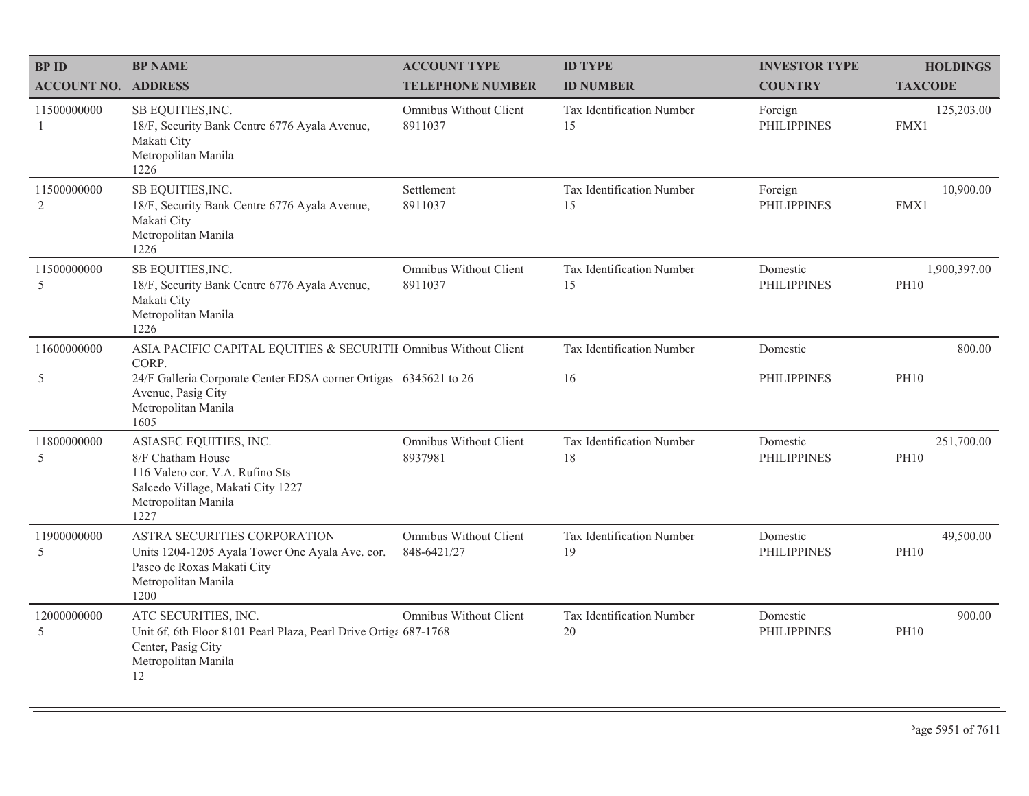| BP ID<br>ACCOUNT NO. | BP NAME<br>ADDRESS | ACCOUNT TYPE<br>TELEPHONE NUMBER | ID TYPE<br>ID NUMBER | INVESTOR TYPE<br>COUNTRY | HOLDINGS<br>TAXCODE |
|---|---|---|---|---|---|
| 11500000000<br>1 | SB EQUITIES,INC.<br>18/F, Security Bank Centre 6776 Ayala Avenue, Makati City<br>Metropolitan Manila<br>1226 | Omnibus Without Client<br>8911037 | Tax Identification Number<br>15 | Foreign<br>PHILIPPINES | 125,203.00<br>FMX1 |
| 11500000000<br>2 | SB EQUITIES,INC.<br>18/F, Security Bank Centre 6776 Ayala Avenue, Makati City<br>Metropolitan Manila<br>1226 | Settlement<br>8911037 | Tax Identification Number<br>15 | Foreign<br>PHILIPPINES | 10,900.00<br>FMX1 |
| 11500000000<br>5 | SB EQUITIES,INC.<br>18/F, Security Bank Centre 6776 Ayala Avenue, Makati City<br>Metropolitan Manila<br>1226 | Omnibus Without Client<br>8911037 | Tax Identification Number<br>15 | Domestic<br>PHILIPPINES | 1,900,397.00<br>PH10 |
| 11600000000<br>5 | ASIA PACIFIC CAPITAL EQUITIES & SECURITIE CORP.<br>24/F Galleria Corporate Center EDSA corner Ortigas Avenue, Pasig City<br>Metropolitan Manila<br>1605 | Omnibus Without Client<br>6345621 to 26 | Tax Identification Number<br>16 | Domestic<br>PHILIPPINES | 800.00<br>PH10 |
| 11800000000<br>5 | ASIASEC EQUITIES, INC.<br>8/F Chatham House<br>116 Valero cor. V.A. Rufino Sts<br>Salcedo Village, Makati City 1227<br>Metropolitan Manila<br>1227 | Omnibus Without Client<br>8937981 | Tax Identification Number<br>18 | Domestic<br>PHILIPPINES | 251,700.00<br>PH10 |
| 11900000000<br>5 | ASTRA SECURITIES CORPORATION<br>Units 1204-1205 Ayala Tower One Ayala Ave. cor. Paseo de Roxas Makati City<br>Metropolitan Manila<br>1200 | Omnibus Without Client<br>848-6421/27 | Tax Identification Number<br>19 | Domestic<br>PHILIPPINES | 49,500.00<br>PH10 |
| 12000000000<br>5 | ATC SECURITIES, INC.<br>Unit 6f, 6th Floor 8101 Pearl Plaza, Pearl Drive Ortiga Center, Pasig City<br>Metropolitan Manila<br>12 | Omnibus Without Client<br>687-1768 | Tax Identification Number<br>20 | Domestic<br>PHILIPPINES | 900.00<br>PH10 |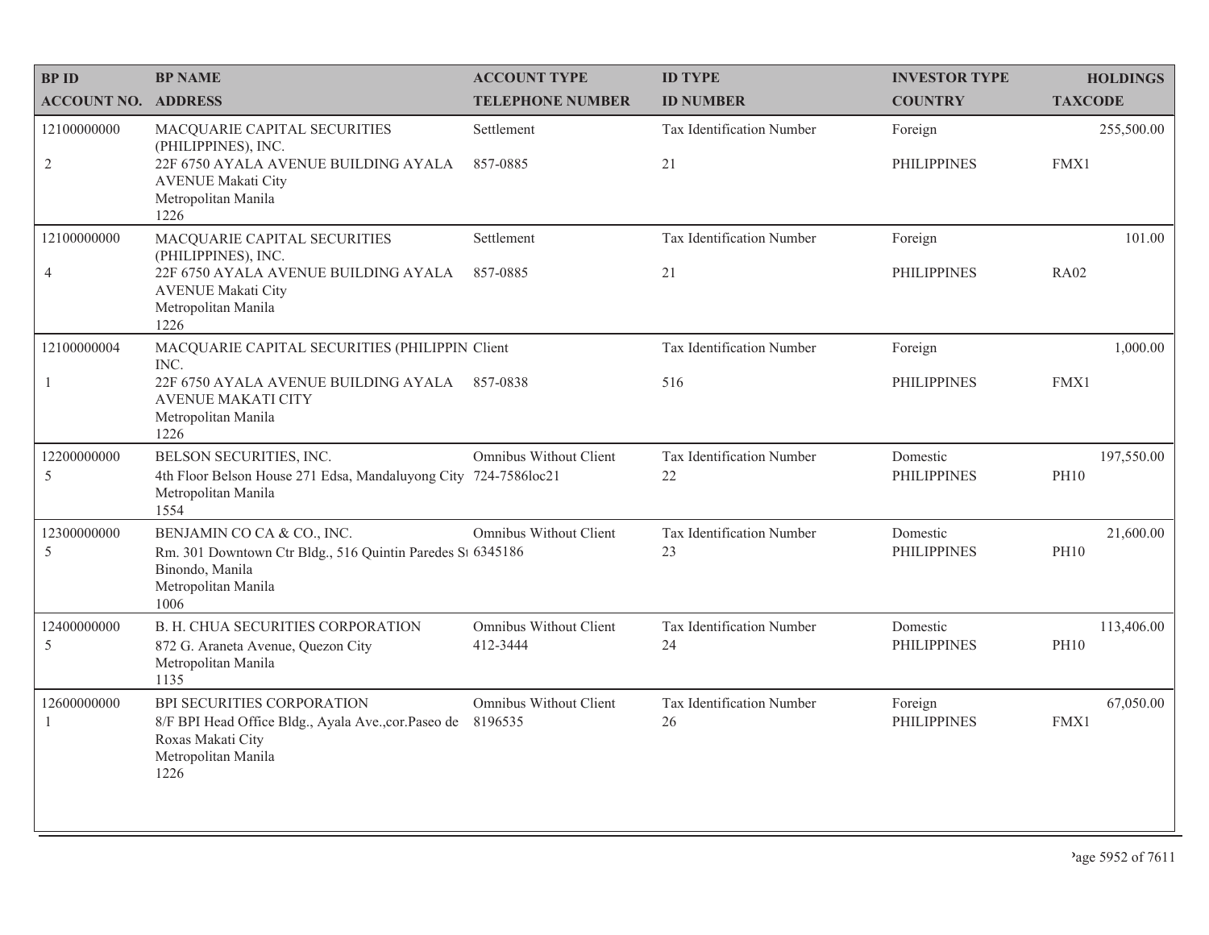| BP ID<br>ACCOUNT NO. | BP NAME<br>ADDRESS | ACCOUNT TYPE<br>TELEPHONE NUMBER | ID TYPE<br>ID NUMBER | INVESTOR TYPE<br>COUNTRY | HOLDINGS<br>TAXCODE |
|---|---|---|---|---|---|
| 12100000000<br>2 | MACQUARIE CAPITAL SECURITIES (PHILIPPINES), INC.<br>22F 6750 AYALA AVENUE BUILDING AYALA AVENUE Makati City<br>Metropolitan Manila<br>1226 | Settlement<br>857-0885 | Tax Identification Number<br>21 | Foreign<br>PHILIPPINES | 255,500.00<br>FMX1 |
| 12100000000<br>4 | MACQUARIE CAPITAL SECURITIES (PHILIPPINES), INC.<br>22F 6750 AYALA AVENUE BUILDING AYALA AVENUE Makati City<br>Metropolitan Manila<br>1226 | Settlement<br>857-0885 | Tax Identification Number<br>21 | Foreign<br>PHILIPPINES | 101.00<br>RA02 |
| 12100000004<br>1 | MACQUARIE CAPITAL SECURITIES (PHILIPPIN INC.<br>22F 6750 AYALA AVENUE BUILDING AYALA AVENUE MAKATI CITY<br>Metropolitan Manila<br>1226 | Client<br>857-0838 | Tax Identification Number<br>516 | Foreign<br>PHILIPPINES | 1,000.00<br>FMX1 |
| 12200000000<br>5 | BELSON SECURITIES, INC.<br>4th Floor Belson House 271 Edsa, Mandaluyong City<br>Metropolitan Manila<br>1554 | Omnibus Without Client<br>724-7586loc21 | Tax Identification Number<br>22 | Domestic<br>PHILIPPINES | 197,550.00<br>PH10 |
| 12300000000<br>5 | BENJAMIN CO CA & CO., INC.<br>Rm. 301 Downtown Ctr Bldg., 516 Quintin Paredes St Binondo, Manila<br>Metropolitan Manila<br>1006 | Omnibus Without Client<br>6345186 | Tax Identification Number<br>23 | Domestic<br>PHILIPPINES | 21,600.00<br>PH10 |
| 12400000000<br>5 | B. H. CHUA SECURITIES CORPORATION<br>872 G. Araneta Avenue, Quezon City<br>Metropolitan Manila<br>1135 | Omnibus Without Client<br>412-3444 | Tax Identification Number<br>24 | Domestic<br>PHILIPPINES | 113,406.00<br>PH10 |
| 12600000000<br>1 | BPI SECURITIES CORPORATION<br>8/F BPI Head Office Bldg., Ayala Ave.,cor.Paseo de Roxas Makati City<br>Metropolitan Manila<br>1226 | Omnibus Without Client<br>8196535 | Tax Identification Number<br>26 | Foreign<br>PHILIPPINES | 67,050.00<br>FMX1 |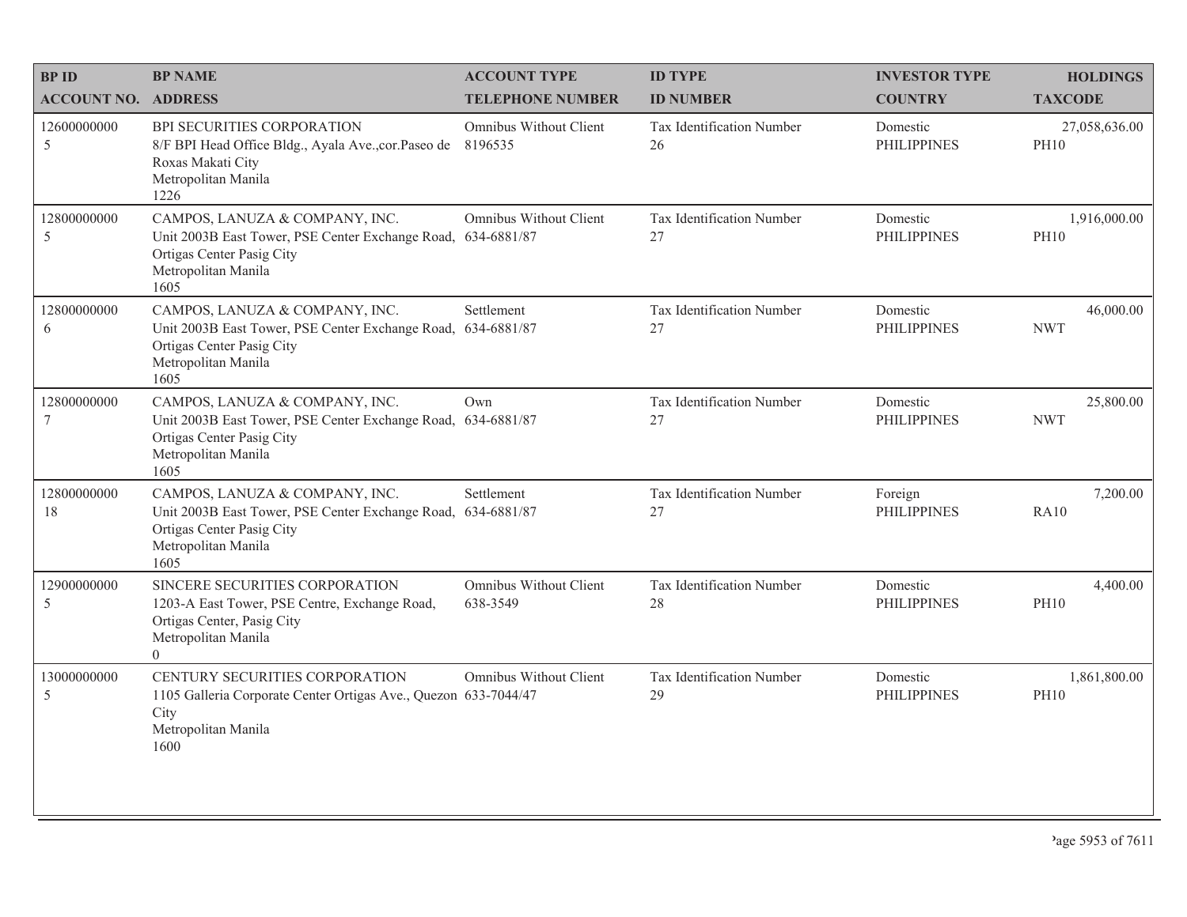| BP ID<br>ACCOUNT NO. | BP NAME<br>ADDRESS | ACCOUNT TYPE<br>TELEPHONE NUMBER | ID TYPE<br>ID NUMBER | INVESTOR TYPE<br>COUNTRY | HOLDINGS<br>TAXCODE |
|---|---|---|---|---|---|
| 12600000000<br>5 | BPI SECURITIES CORPORATION<br>8/F BPI Head Office Bldg., Ayala Ave.,cor.Paseo de Roxas Makati City<br>Metropolitan Manila<br>1226 | Omnibus Without Client<br>8196535 | Tax Identification Number<br>26 | Domestic<br>PHILIPPINES | 27,058,636.00<br>PH10 |
| 12800000000<br>5 | CAMPOS, LANUZA & COMPANY, INC.<br>Unit 2003B East Tower, PSE Center Exchange Road, Ortigas Center Pasig City<br>Metropolitan Manila<br>1605 | Omnibus Without Client<br>634-6881/87 | Tax Identification Number<br>27 | Domestic<br>PHILIPPINES | 1,916,000.00<br>PH10 |
| 12800000000<br>6 | CAMPOS, LANUZA & COMPANY, INC.<br>Unit 2003B East Tower, PSE Center Exchange Road, Ortigas Center Pasig City<br>Metropolitan Manila<br>1605 | Settlement<br>634-6881/87 | Tax Identification Number<br>27 | Domestic<br>PHILIPPINES | 46,000.00<br>NWT |
| 12800000000<br>7 | CAMPOS, LANUZA & COMPANY, INC.<br>Unit 2003B East Tower, PSE Center Exchange Road, Ortigas Center Pasig City<br>Metropolitan Manila<br>1605 | Own<br>634-6881/87 | Tax Identification Number<br>27 | Domestic<br>PHILIPPINES | 25,800.00<br>NWT |
| 12800000000<br>18 | CAMPOS, LANUZA & COMPANY, INC.<br>Unit 2003B East Tower, PSE Center Exchange Road, Ortigas Center Pasig City<br>Metropolitan Manila<br>1605 | Settlement<br>634-6881/87 | Tax Identification Number<br>27 | Foreign<br>PHILIPPINES | 7,200.00<br>RA10 |
| 12900000000<br>5 | SINCERE SECURITIES CORPORATION<br>1203-A East Tower, PSE Centre, Exchange Road, Ortigas Center, Pasig City<br>Metropolitan Manila<br>0 | Omnibus Without Client<br>638-3549 | Tax Identification Number<br>28 | Domestic<br>PHILIPPINES | 4,400.00<br>PH10 |
| 13000000000<br>5 | CENTURY SECURITIES CORPORATION<br>1105 Galleria Corporate Center Ortigas Ave., Quezon City<br>Metropolitan Manila<br>1600 | Omnibus Without Client<br>633-7044/47 | Tax Identification Number<br>29 | Domestic<br>PHILIPPINES | 1,861,800.00<br>PH10 |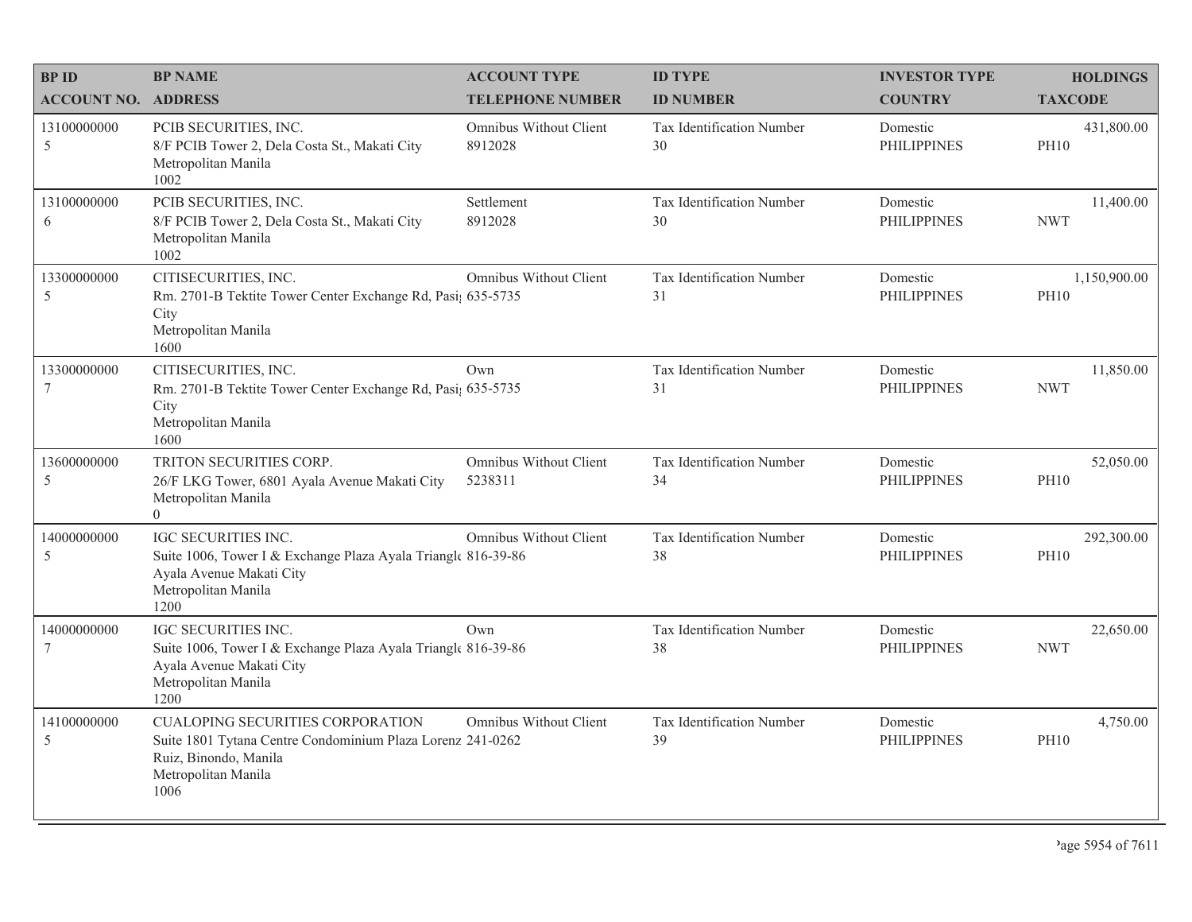| BP ID<br>ACCOUNT NO. | BP NAME<br>ADDRESS | ACCOUNT TYPE<br>TELEPHONE NUMBER | ID TYPE<br>ID NUMBER | INVESTOR TYPE<br>COUNTRY | HOLDINGS<br>TAXCODE |
|---|---|---|---|---|---|
| 13100000000<br>5 | PCIB SECURITIES, INC.<br>8/F PCIB Tower 2, Dela Costa St., Makati City<br>Metropolitan Manila<br>1002 | Omnibus Without Client<br>8912028 | Tax Identification Number<br>30 | Domestic<br>PHILIPPINES | 431,800.00<br>PH10 |
| 13100000000<br>6 | PCIB SECURITIES, INC.<br>8/F PCIB Tower 2, Dela Costa St., Makati City<br>Metropolitan Manila<br>1002 | Settlement<br>8912028 | Tax Identification Number<br>30 | Domestic<br>PHILIPPINES | 11,400.00<br>NWT |
| 13300000000<br>5 | CITISECURITIES, INC.<br>Rm. 2701-B Tektite Tower Center Exchange Rd, Pasig City<br>Metropolitan Manila<br>1600 | Omnibus Without Client<br>635-5735 | Tax Identification Number<br>31 | Domestic<br>PHILIPPINES | 1,150,900.00<br>PH10 |
| 13300000000<br>7 | CITISECURITIES, INC.<br>Rm. 2701-B Tektite Tower Center Exchange Rd, Pasig City<br>Metropolitan Manila<br>1600 | Own<br>635-5735 | Tax Identification Number<br>31 | Domestic<br>PHILIPPINES | 11,850.00<br>NWT |
| 13600000000<br>5 | TRITON SECURITIES CORP.<br>26/F LKG Tower, 6801 Ayala Avenue Makati City<br>Metropolitan Manila<br>0 | Omnibus Without Client<br>5238311 | Tax Identification Number<br>34 | Domestic<br>PHILIPPINES | 52,050.00<br>PH10 |
| 14000000000<br>5 | IGC SECURITIES INC.<br>Suite 1006, Tower I & Exchange Plaza Ayala Triangle Ayala Avenue Makati City<br>Metropolitan Manila<br>1200 | Omnibus Without Client<br>816-39-86 | Tax Identification Number<br>38 | Domestic<br>PHILIPPINES | 292,300.00<br>PH10 |
| 14000000000<br>7 | IGC SECURITIES INC.<br>Suite 1006, Tower I & Exchange Plaza Ayala Triangle Ayala Avenue Makati City<br>Metropolitan Manila<br>1200 | Own<br>816-39-86 | Tax Identification Number<br>38 | Domestic<br>PHILIPPINES | 22,650.00<br>NWT |
| 14100000000<br>5 | CUALOPING SECURITIES CORPORATION<br>Suite 1801 Tytana Centre Condominium Plaza Lorenz Ruiz, Binondo, Manila<br>Metropolitan Manila<br>1006 | Omnibus Without Client<br>241-0262 | Tax Identification Number<br>39 | Domestic<br>PHILIPPINES | 4,750.00<br>PH10 |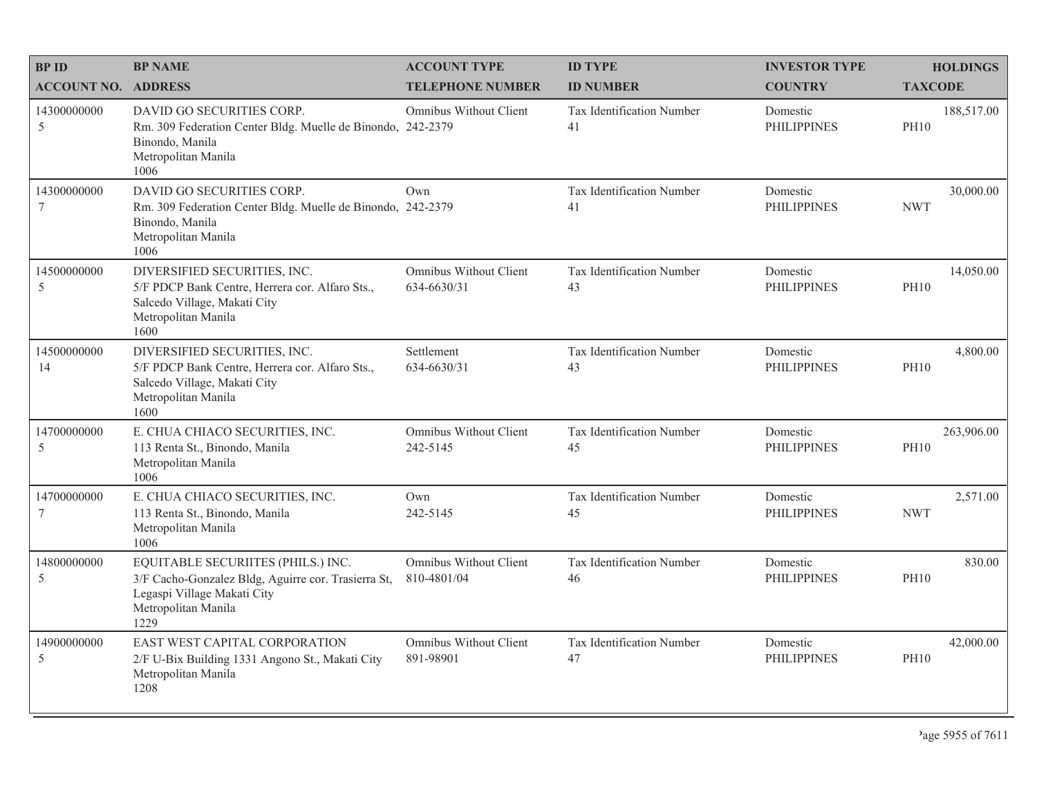| BP ID<br>ACCOUNT NO. | BP NAME<br>ADDRESS | ACCOUNT TYPE<br>TELEPHONE NUMBER | ID TYPE<br>ID NUMBER | INVESTOR TYPE<br>COUNTRY | HOLDINGS<br>TAXCODE |
|---|---|---|---|---|---|
| 14300000000<br>5 | DAVID GO SECURITIES CORP.<br>Rm. 309 Federation Center Bldg. Muelle de Binondo, Binondo, Manila<br>Metropolitan Manila<br>1006 | Omnibus Without Client<br>242-2379 | Tax Identification Number<br>41 | Domestic<br>PHILIPPINES | 188,517.00<br>PH10 |
| 14300000000<br>7 | DAVID GO SECURITIES CORP.<br>Rm. 309 Federation Center Bldg. Muelle de Binondo, Binondo, Manila<br>Metropolitan Manila<br>1006 | Own<br>242-2379 | Tax Identification Number<br>41 | Domestic<br>PHILIPPINES | 30,000.00<br>NWT |
| 14500000000<br>5 | DIVERSIFIED SECURITIES, INC.<br>5/F PDCP Bank Centre, Herrera cor. Alfaro Sts., Salcedo Village, Makati City<br>Metropolitan Manila<br>1600 | Omnibus Without Client<br>634-6630/31 | Tax Identification Number<br>43 | Domestic<br>PHILIPPINES | 14,050.00<br>PH10 |
| 14500000000<br>14 | DIVERSIFIED SECURITIES, INC.<br>5/F PDCP Bank Centre, Herrera cor. Alfaro Sts., Salcedo Village, Makati City<br>Metropolitan Manila<br>1600 | Settlement<br>634-6630/31 | Tax Identification Number<br>43 | Domestic<br>PHILIPPINES | 4,800.00<br>PH10 |
| 14700000000<br>5 | E. CHUA CHIACO SECURITIES, INC.<br>113 Renta St., Binondo, Manila<br>Metropolitan Manila<br>1006 | Omnibus Without Client<br>242-5145 | Tax Identification Number<br>45 | Domestic<br>PHILIPPINES | 263,906.00<br>PH10 |
| 14700000000<br>7 | E. CHUA CHIACO SECURITIES, INC.<br>113 Renta St., Binondo, Manila<br>Metropolitan Manila<br>1006 | Own<br>242-5145 | Tax Identification Number<br>45 | Domestic<br>PHILIPPINES | 2,571.00<br>NWT |
| 14800000000<br>5 | EQUITABLE SECURIITES (PHILS.) INC.<br>3/F Cacho-Gonzalez Bldg, Aguirre cor. Trasierra St, Legaspi Village Makati City<br>Metropolitan Manila<br>1229 | Omnibus Without Client<br>810-4801/04 | Tax Identification Number<br>46 | Domestic<br>PHILIPPINES | 830.00<br>PH10 |
| 14900000000<br>5 | EAST WEST CAPITAL CORPORATION<br>2/F U-Bix Building 1331 Angono St., Makati City<br>Metropolitan Manila<br>1208 | Omnibus Without Client<br>891-98901 | Tax Identification Number<br>47 | Domestic<br>PHILIPPINES | 42,000.00<br>PH10 |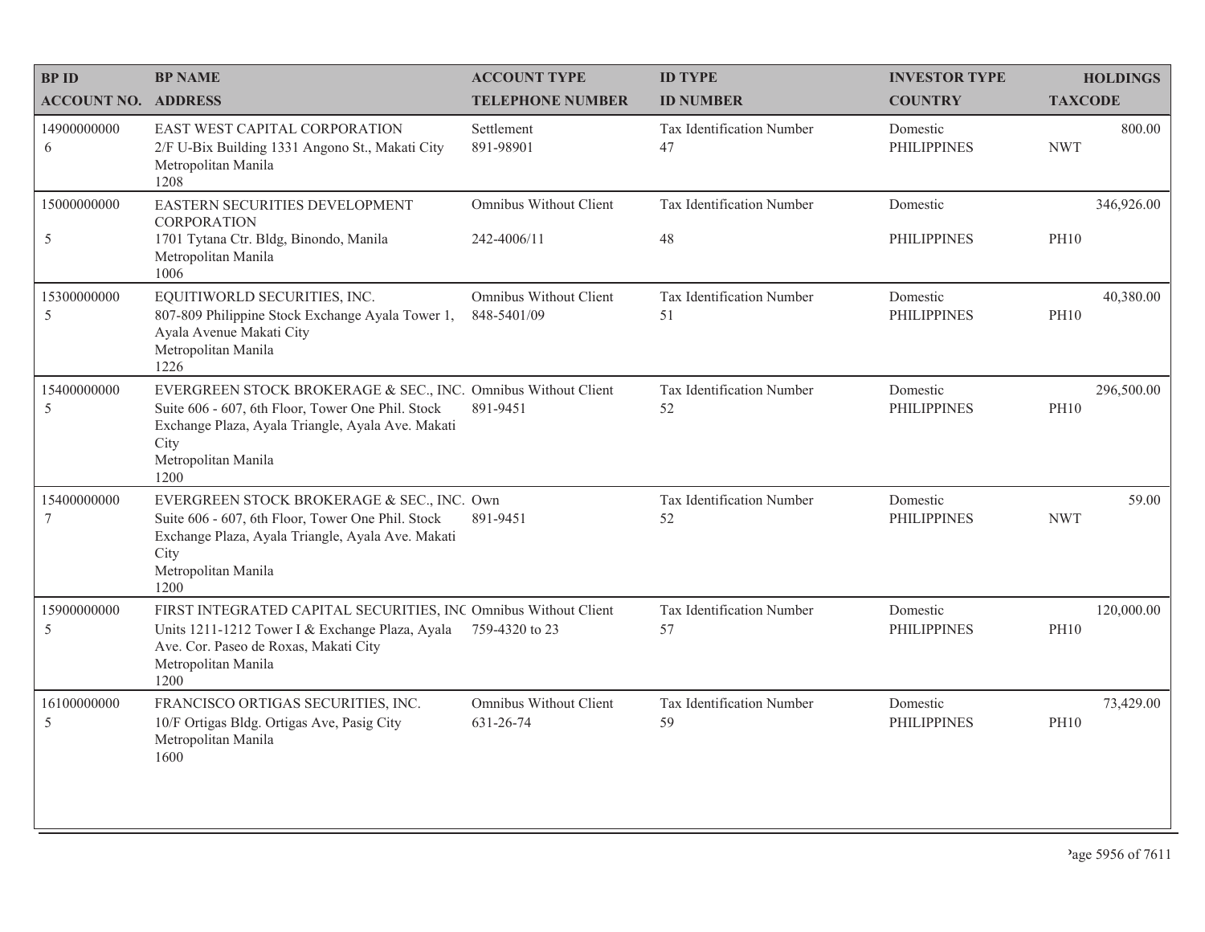| BP ID<br>ACCOUNT NO. | BP NAME<br>ADDRESS | ACCOUNT TYPE<br>TELEPHONE NUMBER | ID TYPE<br>ID NUMBER | INVESTOR TYPE<br>COUNTRY | HOLDINGS<br>TAXCODE |
|---|---|---|---|---|---|
| 14900000000<br>6 | EAST WEST CAPITAL CORPORATION<br>2/F U-Bix Building 1331 Angono St., Makati City<br>Metropolitan Manila<br>1208 | Settlement<br>891-98901 | Tax Identification Number<br>47 | Domestic<br>PHILIPPINES | 800.00<br>NWT |
| 15000000000<br>5 | EASTERN SECURITIES DEVELOPMENT CORPORATION<br>1701 Tytana Ctr. Bldg, Binondo, Manila<br>Metropolitan Manila<br>1006 | Omnibus Without Client<br>242-4006/11 | Tax Identification Number<br>48 | Domestic<br>PHILIPPINES | 346,926.00<br>PH10 |
| 15300000000<br>5 | EQUITIWORLD SECURITIES, INC.<br>807-809 Philippine Stock Exchange Ayala Tower 1, Ayala Avenue Makati City<br>Metropolitan Manila<br>1226 | Omnibus Without Client<br>848-5401/09 | Tax Identification Number<br>51 | Domestic<br>PHILIPPINES | 40,380.00<br>PH10 |
| 15400000000<br>5 | EVERGREEN STOCK BROKERAGE & SEC., INC.<br>Suite 606 - 607, 6th Floor, Tower One Phil. Stock Exchange Plaza, Ayala Triangle, Ayala Ave. Makati City<br>Metropolitan Manila<br>1200 | Omnibus Without Client<br>891-9451 | Tax Identification Number<br>52 | Domestic<br>PHILIPPINES | 296,500.00<br>PH10 |
| 15400000000<br>7 | EVERGREEN STOCK BROKERAGE & SEC., INC.<br>Suite 606 - 607, 6th Floor, Tower One Phil. Stock Exchange Plaza, Ayala Triangle, Ayala Ave. Makati City<br>Metropolitan Manila<br>1200 | Own<br>891-9451 | Tax Identification Number<br>52 | Domestic<br>PHILIPPINES | 59.00<br>NWT |
| 15900000000<br>5 | FIRST INTEGRATED CAPITAL SECURITIES, INC<br>Units 1211-1212 Tower I & Exchange Plaza, Ayala Ave. Cor. Paseo de Roxas, Makati City<br>Metropolitan Manila<br>1200 | Omnibus Without Client<br>759-4320 to 23 | Tax Identification Number<br>57 | Domestic<br>PHILIPPINES | 120,000.00<br>PH10 |
| 16100000000<br>5 | FRANCISCO ORTIGAS SECURITIES, INC.<br>10/F Ortigas Bldg. Ortigas Ave, Pasig City<br>Metropolitan Manila<br>1600 | Omnibus Without Client<br>631-26-74 | Tax Identification Number<br>59 | Domestic<br>PHILIPPINES | 73,429.00<br>PH10 |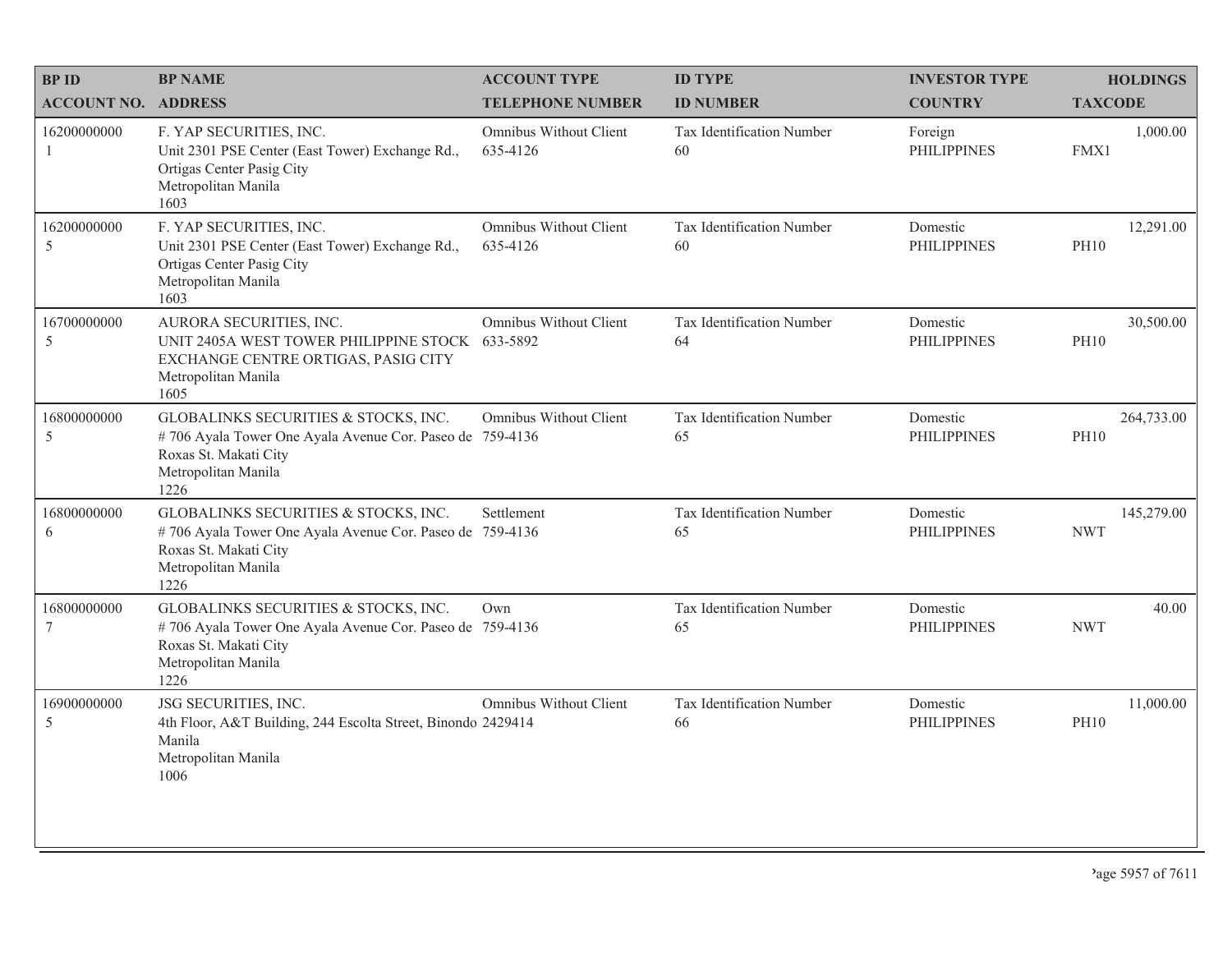| BP ID<br>ACCOUNT NO. | BP NAME<br>ADDRESS | ACCOUNT TYPE<br>TELEPHONE NUMBER | ID TYPE<br>ID NUMBER | INVESTOR TYPE<br>COUNTRY | HOLDINGS<br>TAXCODE |
|---|---|---|---|---|---|
| 16200000000<br>1 | F. YAP SECURITIES, INC.<br>Unit 2301 PSE Center (East Tower) Exchange Rd., Ortigas Center Pasig City<br>Metropolitan Manila<br>1603 | Omnibus Without Client<br>635-4126 | Tax Identification Number<br>60 | Foreign<br>PHILIPPINES | 1,000.00<br>FMX1 |
| 16200000000<br>5 | F. YAP SECURITIES, INC.<br>Unit 2301 PSE Center (East Tower) Exchange Rd., Ortigas Center Pasig City<br>Metropolitan Manila<br>1603 | Omnibus Without Client<br>635-4126 | Tax Identification Number<br>60 | Domestic<br>PHILIPPINES | 12,291.00<br>PH10 |
| 16700000000<br>5 | AURORA SECURITIES, INC.<br>UNIT 2405A WEST TOWER PHILIPPINE STOCK EXCHANGE CENTRE ORTIGAS, PASIG CITY<br>Metropolitan Manila<br>1605 | Omnibus Without Client<br>633-5892 | Tax Identification Number<br>64 | Domestic<br>PHILIPPINES | 30,500.00<br>PH10 |
| 16800000000<br>5 | GLOBALINKS SECURITIES & STOCKS, INC.<br># 706 Ayala Tower One Ayala Avenue Cor. Paseo de Roxas St. Makati City<br>Metropolitan Manila<br>1226 | Omnibus Without Client<br>759-4136 | Tax Identification Number<br>65 | Domestic<br>PHILIPPINES | 264,733.00<br>PH10 |
| 16800000000<br>6 | GLOBALINKS SECURITIES & STOCKS, INC.<br># 706 Ayala Tower One Ayala Avenue Cor. Paseo de Roxas St. Makati City<br>Metropolitan Manila<br>1226 | Settlement<br>759-4136 | Tax Identification Number<br>65 | Domestic<br>PHILIPPINES | 145,279.00<br>NWT |
| 16800000000<br>7 | GLOBALINKS SECURITIES & STOCKS, INC.<br># 706 Ayala Tower One Ayala Avenue Cor. Paseo de Roxas St. Makati City<br>Metropolitan Manila<br>1226 | Own<br>759-4136 | Tax Identification Number<br>65 | Domestic<br>PHILIPPINES | 40.00<br>NWT |
| 16900000000<br>5 | JSG SECURITIES, INC.<br>4th Floor, A&T Building, 244 Escolta Street, Binondo Manila<br>Metropolitan Manila<br>1006 | Omnibus Without Client<br>2429414 | Tax Identification Number<br>66 | Domestic<br>PHILIPPINES | 11,000.00<br>PH10 |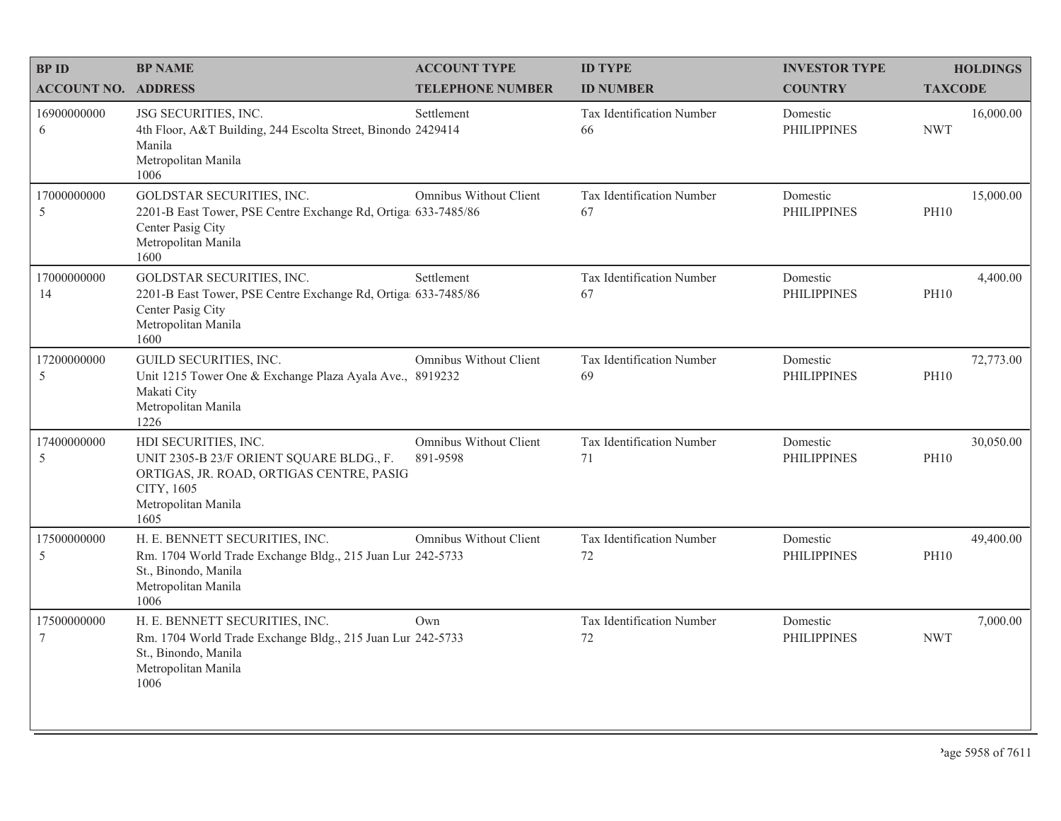| BP ID<br>ACCOUNT NO. | BP NAME<br>ADDRESS | ACCOUNT TYPE<br>TELEPHONE NUMBER | ID TYPE<br>ID NUMBER | INVESTOR TYPE<br>COUNTRY | HOLDINGS<br>TAXCODE |
|---|---|---|---|---|---|
| 16900000000<br>6 | JSG SECURITIES, INC.<br>4th Floor, A&T Building, 244 Escolta Street, Binondo Manila<br>Metropolitan Manila<br>1006 | Settlement<br>2429414 | Tax Identification Number<br>66 | Domestic<br>PHILIPPINES | 16,000.00<br>NWT |
| 17000000000<br>5 | GOLDSTAR SECURITIES, INC.<br>2201-B East Tower, PSE Centre Exchange Rd, Ortiga Center Pasig City<br>Metropolitan Manila<br>1600 | Omnibus Without Client<br>633-7485/86 | Tax Identification Number<br>67 | Domestic<br>PHILIPPINES | 15,000.00<br>PH10 |
| 17000000000<br>14 | GOLDSTAR SECURITIES, INC.<br>2201-B East Tower, PSE Centre Exchange Rd, Ortiga Center Pasig City<br>Metropolitan Manila<br>1600 | Settlement<br>633-7485/86 | Tax Identification Number<br>67 | Domestic<br>PHILIPPINES | 4,400.00<br>PH10 |
| 17200000000<br>5 | GUILD SECURITIES, INC.<br>Unit 1215 Tower One & Exchange Plaza Ayala Ave., Makati City<br>Metropolitan Manila<br>1226 | Omnibus Without Client<br>8919232 | Tax Identification Number<br>69 | Domestic<br>PHILIPPINES | 72,773.00<br>PH10 |
| 17400000000<br>5 | HDI SECURITIES, INC.<br>UNIT 2305-B 23/F ORIENT SQUARE BLDG., F. ORTIGAS, JR. ROAD, ORTIGAS CENTRE, PASIG CITY, 1605<br>Metropolitan Manila<br>1605 | Omnibus Without Client<br>891-9598 | Tax Identification Number<br>71 | Domestic<br>PHILIPPINES | 30,050.00<br>PH10 |
| 17500000000<br>5 | H. E. BENNETT SECURITIES, INC.<br>Rm. 1704 World Trade Exchange Bldg., 215 Juan Lun St., Binondo, Manila<br>Metropolitan Manila<br>1006 | Omnibus Without Client<br>242-5733 | Tax Identification Number<br>72 | Domestic<br>PHILIPPINES | 49,400.00<br>PH10 |
| 17500000000<br>7 | H. E. BENNETT SECURITIES, INC.<br>Rm. 1704 World Trade Exchange Bldg., 215 Juan Lun St., Binondo, Manila<br>Metropolitan Manila<br>1006 | Own<br>242-5733 | Tax Identification Number<br>72 | Domestic<br>PHILIPPINES | 7,000.00<br>NWT |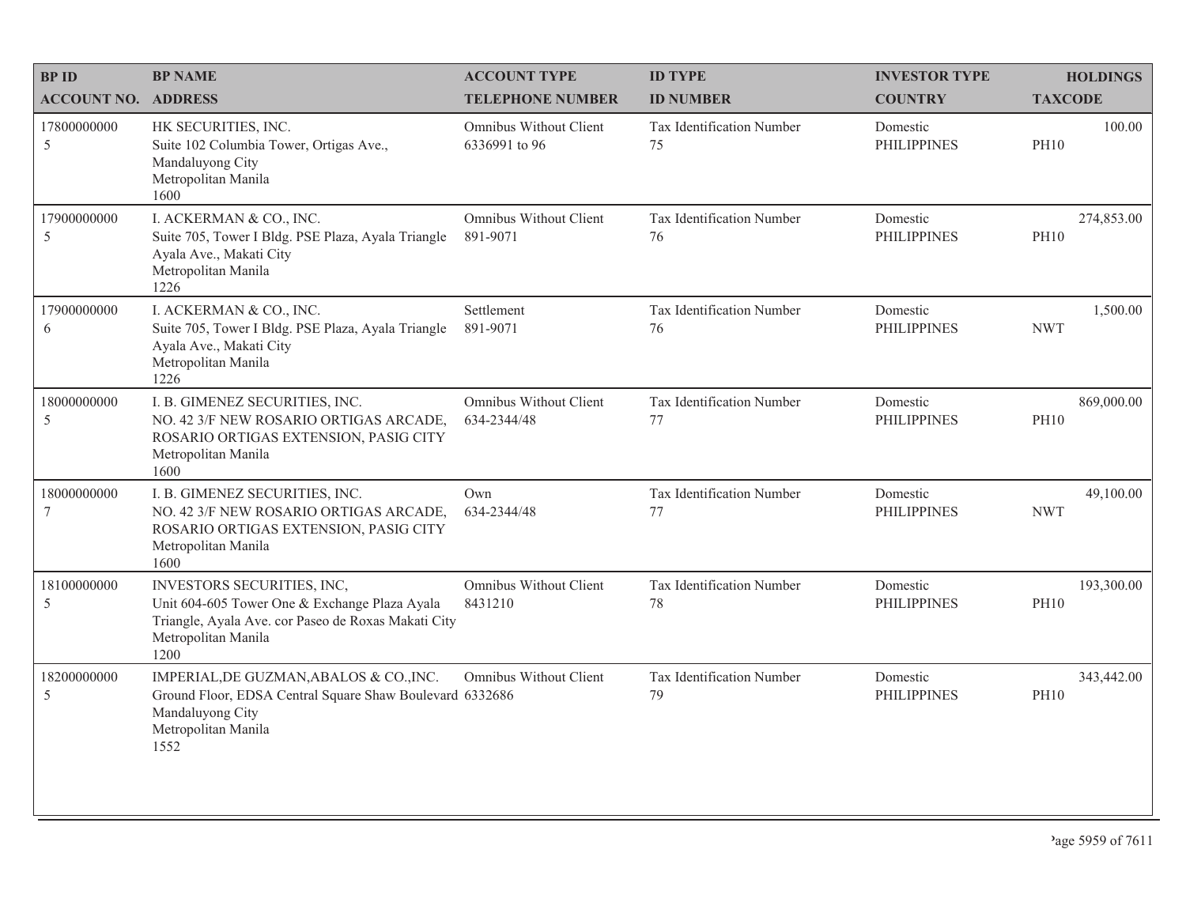| BP ID<br>ACCOUNT NO. | BP NAME<br>ADDRESS | ACCOUNT TYPE<br>TELEPHONE NUMBER | ID TYPE<br>ID NUMBER | INVESTOR TYPE<br>COUNTRY | HOLDINGS<br>TAXCODE |
|---|---|---|---|---|---|
| 17800000000<br>5 | HK SECURITIES, INC.<br>Suite 102 Columbia Tower, Ortigas Ave., Mandaluyong City<br>Metropolitan Manila<br>1600 | Omnibus Without Client<br>6336991 to 96 | Tax Identification Number<br>75 | Domestic<br>PHILIPPINES | 100.00<br>PH10 |
| 17900000000<br>5 | I. ACKERMAN & CO., INC.<br>Suite 705, Tower I Bldg. PSE Plaza, Ayala Triangle Ayala Ave., Makati City<br>Metropolitan Manila<br>1226 | Omnibus Without Client<br>891-9071 | Tax Identification Number<br>76 | Domestic<br>PHILIPPINES | 274,853.00<br>PH10 |
| 17900000000<br>6 | I. ACKERMAN & CO., INC.<br>Suite 705, Tower I Bldg. PSE Plaza, Ayala Triangle Ayala Ave., Makati City<br>Metropolitan Manila<br>1226 | Settlement<br>891-9071 | Tax Identification Number<br>76 | Domestic<br>PHILIPPINES | 1,500.00<br>NWT |
| 18000000000<br>5 | I. B. GIMENEZ SECURITIES, INC.<br>NO. 42 3/F NEW ROSARIO ORTIGAS ARCADE, ROSARIO ORTIGAS EXTENSION, PASIG CITY<br>Metropolitan Manila<br>1600 | Omnibus Without Client<br>634-2344/48 | Tax Identification Number<br>77 | Domestic<br>PHILIPPINES | 869,000.00<br>PH10 |
| 18000000000<br>7 | I. B. GIMENEZ SECURITIES, INC.<br>NO. 42 3/F NEW ROSARIO ORTIGAS ARCADE, ROSARIO ORTIGAS EXTENSION, PASIG CITY<br>Metropolitan Manila<br>1600 | Own<br>634-2344/48 | Tax Identification Number<br>77 | Domestic<br>PHILIPPINES | 49,100.00<br>NWT |
| 18100000000<br>5 | INVESTORS SECURITIES, INC,<br>Unit 604-605 Tower One & Exchange Plaza Ayala Triangle, Ayala Ave. cor Paseo de Roxas Makati City<br>Metropolitan Manila<br>1200 | Omnibus Without Client<br>8431210 | Tax Identification Number<br>78 | Domestic<br>PHILIPPINES | 193,300.00<br>PH10 |
| 18200000000<br>5 | IMPERIAL,DE GUZMAN,ABALOS & CO.,INC.<br>Ground Floor, EDSA Central Square Shaw Boulevard Mandaluyong City<br>Metropolitan Manila<br>1552 | Omnibus Without Client<br>6332686 | Tax Identification Number<br>79 | Domestic<br>PHILIPPINES | 343,442.00<br>PH10 |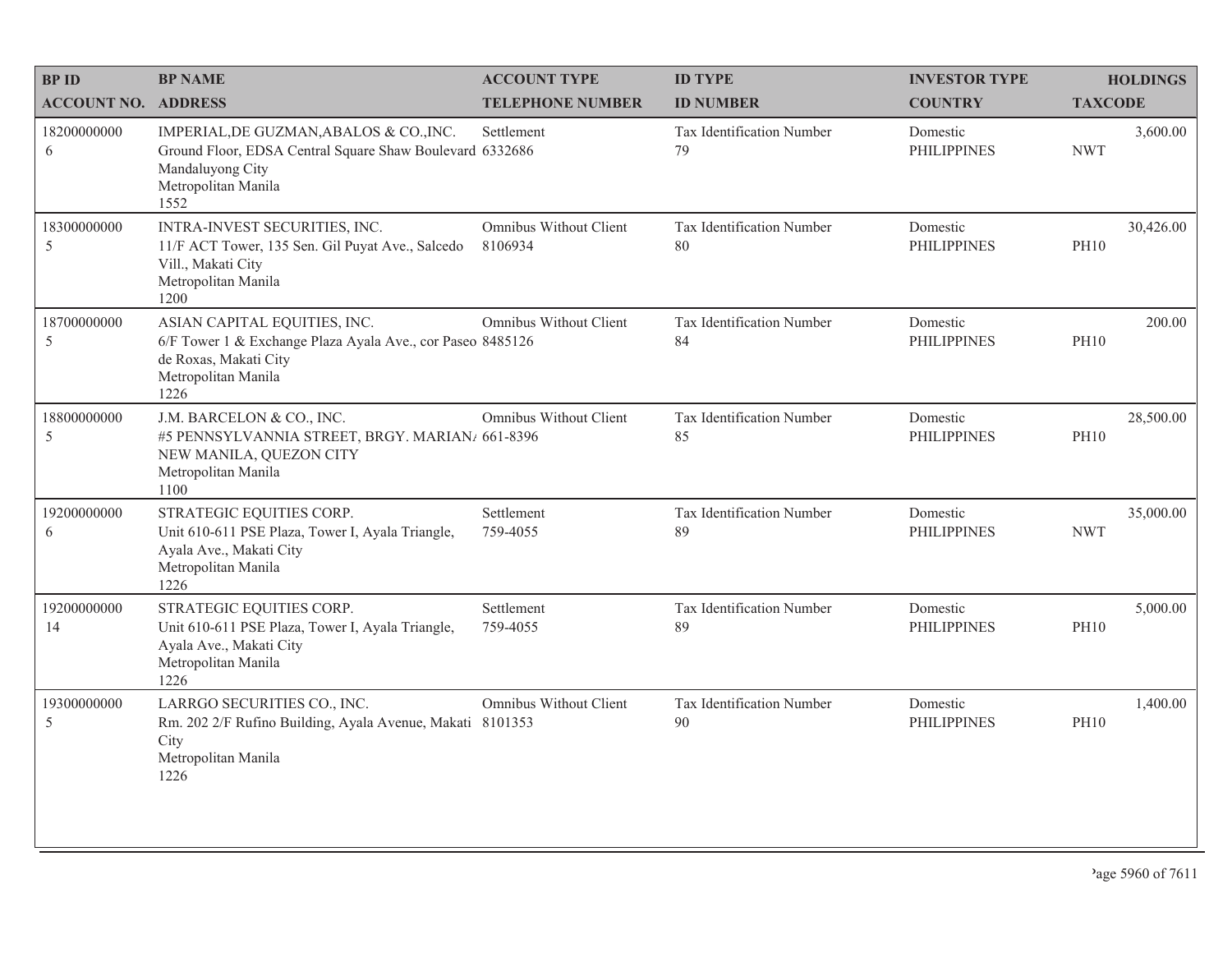| BP ID<br>ACCOUNT NO. | BP NAME<br>ADDRESS | ACCOUNT TYPE<br>TELEPHONE NUMBER | ID TYPE<br>ID NUMBER | INVESTOR TYPE<br>COUNTRY | HOLDINGS<br>TAXCODE |
|---|---|---|---|---|---|
| 18200000000<br>6 | IMPERIAL,DE GUZMAN,ABALOS & CO.,INC.<br>Ground Floor, EDSA Central Square Shaw Boulevard<br>Mandaluyong City<br>Metropolitan Manila<br>1552 | Settlement<br>6332686 | Tax Identification Number<br>79 | Domestic<br>PHILIPPINES | 3,600.00<br>NWT |
| 18300000000<br>5 | INTRA-INVEST SECURITIES, INC.<br>11/F ACT Tower, 135 Sen. Gil Puyat Ave., Salcedo Vill., Makati City<br>Metropolitan Manila<br>1200 | Omnibus Without Client<br>8106934 | Tax Identification Number<br>80 | Domestic<br>PHILIPPINES | 30,426.00<br>PH10 |
| 18700000000<br>5 | ASIAN CAPITAL EQUITIES, INC.<br>6/F Tower 1 & Exchange Plaza Ayala Ave., cor Paseo de Roxas, Makati City<br>Metropolitan Manila<br>1226 | Omnibus Without Client<br>8485126 | Tax Identification Number<br>84 | Domestic<br>PHILIPPINES | 200.00<br>PH10 |
| 18800000000<br>5 | J.M. BARCELON & CO., INC.<br>#5 PENNSYLVANNIA STREET, BRGY. MARIANA NEW MANILA, QUEZON CITY<br>Metropolitan Manila<br>1100 | Omnibus Without Client<br>661-8396 | Tax Identification Number<br>85 | Domestic<br>PHILIPPINES | 28,500.00<br>PH10 |
| 19200000000<br>6 | STRATEGIC EQUITIES CORP.<br>Unit 610-611 PSE Plaza, Tower I, Ayala Triangle, Ayala Ave., Makati City<br>Metropolitan Manila<br>1226 | Settlement<br>759-4055 | Tax Identification Number<br>89 | Domestic<br>PHILIPPINES | 35,000.00<br>NWT |
| 19200000000<br>14 | STRATEGIC EQUITIES CORP.<br>Unit 610-611 PSE Plaza, Tower I, Ayala Triangle, Ayala Ave., Makati City<br>Metropolitan Manila<br>1226 | Settlement<br>759-4055 | Tax Identification Number<br>89 | Domestic<br>PHILIPPINES | 5,000.00<br>PH10 |
| 19300000000<br>5 | LARRGO SECURITIES CO., INC.<br>Rm. 202 2/F Rufino Building, Ayala Avenue, Makati City<br>Metropolitan Manila<br>1226 | Omnibus Without Client<br>8101353 | Tax Identification Number<br>90 | Domestic<br>PHILIPPINES | 1,400.00<br>PH10 |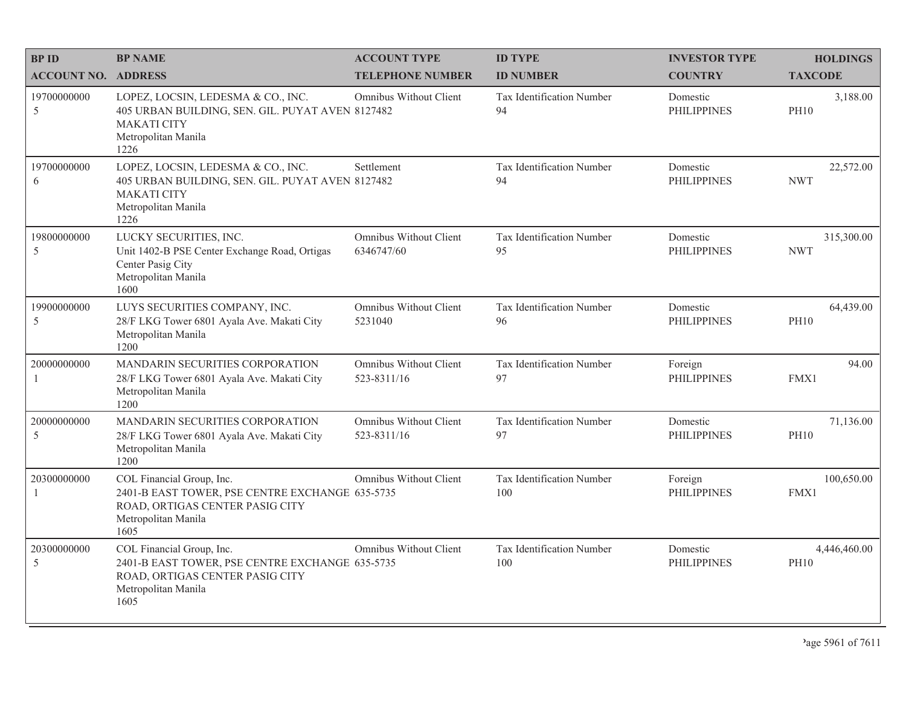| BP ID<br>ACCOUNT NO. | BP NAME<br>ADDRESS | ACCOUNT TYPE<br>TELEPHONE NUMBER | ID TYPE<br>ID NUMBER | INVESTOR TYPE<br>COUNTRY | HOLDINGS<br>TAXCODE |
|---|---|---|---|---|---|
| 19700000000<br>5 | LOPEZ, LOCSIN, LEDESMA & CO., INC.<br>405 URBAN BUILDING, SEN. GIL. PUYAT AVEN<br>MAKATI CITY<br>Metropolitan Manila<br>1226 | Omnibus Without Client<br>8127482 | Tax Identification Number<br>94 | Domestic<br>PHILIPPINES | 3,188.00<br>PH10 |
| 19700000000<br>6 | LOPEZ, LOCSIN, LEDESMA & CO., INC.<br>405 URBAN BUILDING, SEN. GIL. PUYAT AVEN<br>MAKATI CITY<br>Metropolitan Manila<br>1226 | Settlement<br>8127482 | Tax Identification Number<br>94 | Domestic<br>PHILIPPINES | 22,572.00<br>NWT |
| 19800000000<br>5 | LUCKY SECURITIES, INC.<br>Unit 1402-B PSE Center Exchange Road, Ortigas<br>Center Pasig City<br>Metropolitan Manila<br>1600 | Omnibus Without Client<br>6346747/60 | Tax Identification Number<br>95 | Domestic<br>PHILIPPINES | 315,300.00<br>NWT |
| 19900000000<br>5 | LUYS SECURITIES COMPANY, INC.<br>28/F LKG Tower 6801 Ayala Ave. Makati City<br>Metropolitan Manila<br>1200 | Omnibus Without Client<br>5231040 | Tax Identification Number<br>96 | Domestic<br>PHILIPPINES | 64,439.00<br>PH10 |
| 20000000000<br>1 | MANDARIN SECURITIES CORPORATION<br>28/F LKG Tower 6801 Ayala Ave. Makati City<br>Metropolitan Manila<br>1200 | Omnibus Without Client<br>523-8311/16 | Tax Identification Number<br>97 | Foreign<br>PHILIPPINES | 94.00<br>FMX1 |
| 20000000000<br>5 | MANDARIN SECURITIES CORPORATION<br>28/F LKG Tower 6801 Ayala Ave. Makati City<br>Metropolitan Manila<br>1200 | Omnibus Without Client<br>523-8311/16 | Tax Identification Number<br>97 | Domestic<br>PHILIPPINES | 71,136.00<br>PH10 |
| 20300000000<br>1 | COL Financial Group, Inc.<br>2401-B EAST TOWER, PSE CENTRE EXCHANGE<br>ROAD, ORTIGAS CENTER PASIG CITY<br>Metropolitan Manila<br>1605 | Omnibus Without Client<br>635-5735 | Tax Identification Number<br>100 | Foreign<br>PHILIPPINES | 100,650.00<br>FMX1 |
| 20300000000<br>5 | COL Financial Group, Inc.<br>2401-B EAST TOWER, PSE CENTRE EXCHANGE<br>ROAD, ORTIGAS CENTER PASIG CITY<br>Metropolitan Manila<br>1605 | Omnibus Without Client<br>635-5735 | Tax Identification Number<br>100 | Domestic<br>PHILIPPINES | 4,446,460.00<br>PH10 |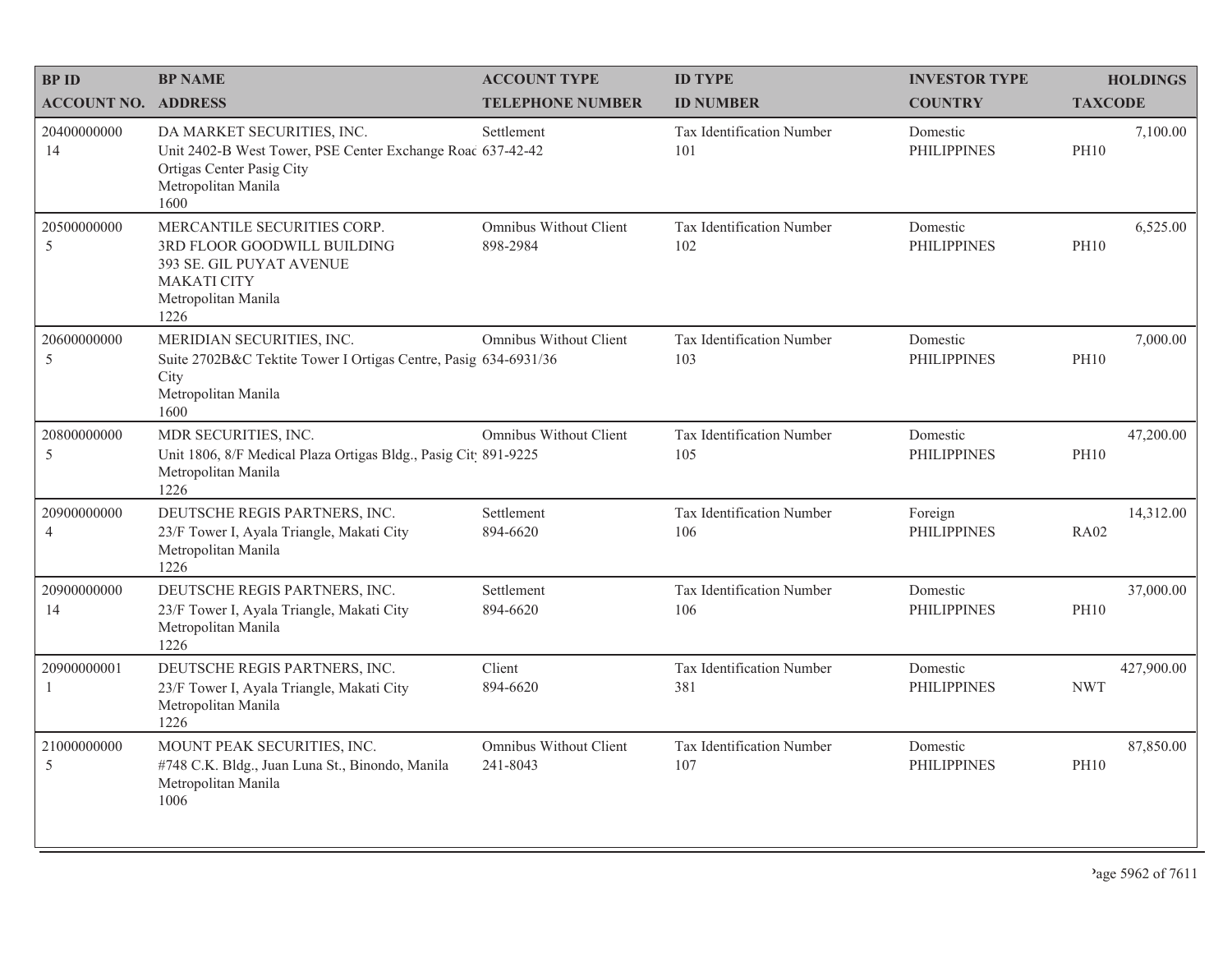| BP ID<br>ACCOUNT NO. | BP NAME<br>ADDRESS | ACCOUNT TYPE<br>TELEPHONE NUMBER | ID TYPE<br>ID NUMBER | INVESTOR TYPE<br>COUNTRY | HOLDINGS<br>TAXCODE |
|---|---|---|---|---|---|
| 20400000000<br>14 | DA MARKET SECURITIES, INC.<br>Unit 2402-B West Tower, PSE Center Exchange Roac<br>Ortigas Center Pasig City<br>Metropolitan Manila<br>1600 | Settlement<br>637-42-42 | Tax Identification Number<br>101 | Domestic<br>PHILIPPINES | 7,100.00<br>PH10 |
| 20500000000<br>5 | MERCANTILE SECURITIES CORP.<br>3RD FLOOR GOODWILL BUILDING<br>393 SE. GIL PUYAT AVENUE<br>MAKATI CITY<br>Metropolitan Manila<br>1226 | Omnibus Without Client<br>898-2984 | Tax Identification Number<br>102 | Domestic<br>PHILIPPINES | 6,525.00<br>PH10 |
| 20600000000<br>5 | MERIDIAN SECURITIES, INC.<br>Suite 2702B&C Tektite Tower I Ortigas Centre, Pasig<br>City<br>Metropolitan Manila<br>1600 | Omnibus Without Client<br>634-6931/36 | Tax Identification Number<br>103 | Domestic<br>PHILIPPINES | 7,000.00<br>PH10 |
| 20800000000<br>5 | MDR SECURITIES, INC.<br>Unit 1806, 8/F Medical Plaza Ortigas Bldg., Pasig Cit<br>Metropolitan Manila<br>1226 | Omnibus Without Client<br>891-9225 | Tax Identification Number<br>105 | Domestic<br>PHILIPPINES | 47,200.00<br>PH10 |
| 20900000000<br>4 | DEUTSCHE REGIS PARTNERS, INC.<br>23/F Tower I, Ayala Triangle, Makati City<br>Metropolitan Manila<br>1226 | Settlement<br>894-6620 | Tax Identification Number<br>106 | Foreign<br>PHILIPPINES | 14,312.00<br>RA02 |
| 20900000000<br>14 | DEUTSCHE REGIS PARTNERS, INC.<br>23/F Tower I, Ayala Triangle, Makati City<br>Metropolitan Manila<br>1226 | Settlement<br>894-6620 | Tax Identification Number<br>106 | Domestic<br>PHILIPPINES | 37,000.00<br>PH10 |
| 20900000001<br>1 | DEUTSCHE REGIS PARTNERS, INC.<br>23/F Tower I, Ayala Triangle, Makati City<br>Metropolitan Manila<br>1226 | Client<br>894-6620 | Tax Identification Number<br>381 | Domestic<br>PHILIPPINES | 427,900.00<br>NWT |
| 21000000000<br>5 | MOUNT PEAK SECURITIES, INC.<br>#748 C.K. Bldg., Juan Luna St., Binondo, Manila<br>Metropolitan Manila<br>1006 | Omnibus Without Client<br>241-8043 | Tax Identification Number<br>107 | Domestic<br>PHILIPPINES | 87,850.00<br>PH10 |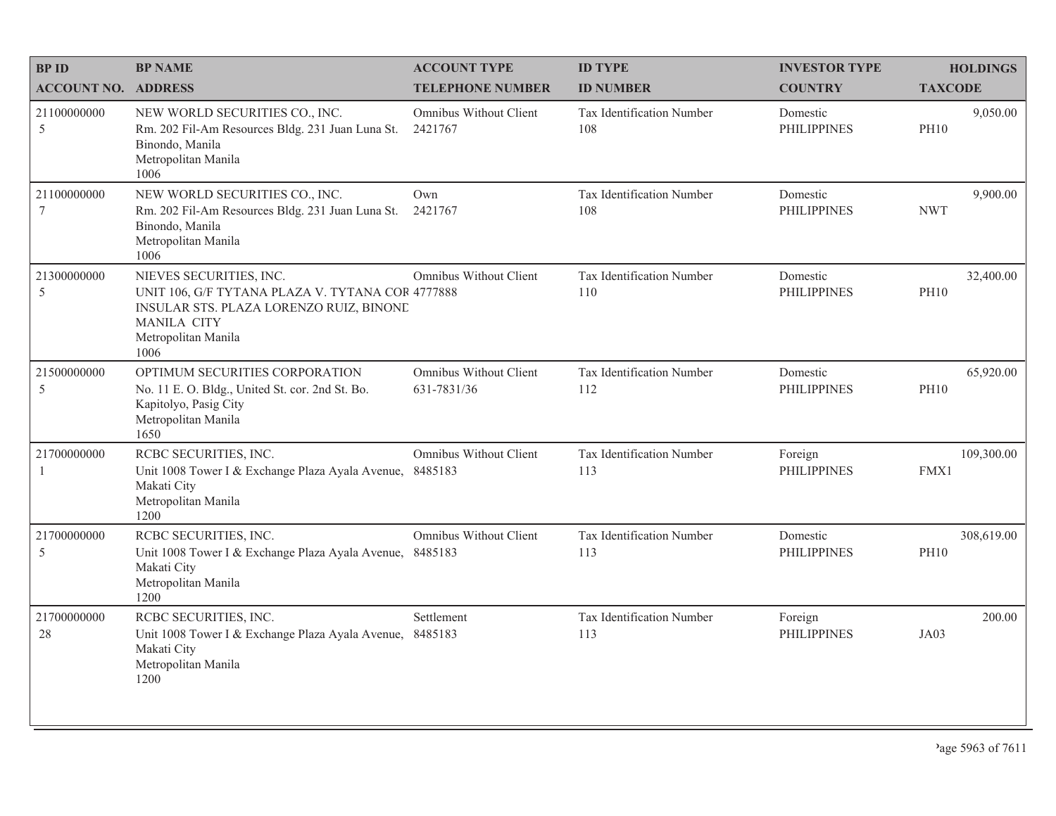| BP ID<br>ACCOUNT NO. | BP NAME<br>ADDRESS | ACCOUNT TYPE<br>TELEPHONE NUMBER | ID TYPE<br>ID NUMBER | INVESTOR TYPE<br>COUNTRY | HOLDINGS<br>TAXCODE |
|---|---|---|---|---|---|
| 21100000000<br>5 | NEW WORLD SECURITIES CO., INC.<br>Rm. 202 Fil-Am Resources Bldg. 231 Juan Luna St. Binondo, Manila<br>Metropolitan Manila<br>1006 | Omnibus Without Client<br>2421767 | Tax Identification Number<br>108 | Domestic<br>PHILIPPINES | 9,050.00<br>PH10 |
| 21100000000<br>7 | NEW WORLD SECURITIES CO., INC.<br>Rm. 202 Fil-Am Resources Bldg. 231 Juan Luna St. Binondo, Manila<br>Metropolitan Manila<br>1006 | Own<br>2421767 | Tax Identification Number<br>108 | Domestic<br>PHILIPPINES | 9,900.00<br>NWT |
| 21300000000<br>5 | NIEVES SECURITIES, INC.<br>UNIT 106, G/F TYTANA PLAZA V. TYTANA COR INSULAR STS. PLAZA LORENZO RUIZ, BINOND MANILA CITY<br>Metropolitan Manila<br>1006 | Omnibus Without Client<br>4777888 | Tax Identification Number<br>110 | Domestic<br>PHILIPPINES | 32,400.00<br>PH10 |
| 21500000000<br>5 | OPTIMUM SECURITIES CORPORATION<br>No. 11 E. O. Bldg., United St. cor. 2nd St. Bo. Kapitolyo, Pasig City<br>Metropolitan Manila<br>1650 | Omnibus Without Client<br>631-7831/36 | Tax Identification Number<br>112 | Domestic<br>PHILIPPINES | 65,920.00<br>PH10 |
| 21700000000<br>1 | RCBC SECURITIES, INC.<br>Unit 1008 Tower I & Exchange Plaza Ayala Avenue, Makati City<br>Metropolitan Manila<br>1200 | Omnibus Without Client<br>8485183 | Tax Identification Number<br>113 | Foreign<br>PHILIPPINES | 109,300.00<br>FMX1 |
| 21700000000<br>5 | RCBC SECURITIES, INC.<br>Unit 1008 Tower I & Exchange Plaza Ayala Avenue, Makati City<br>Metropolitan Manila<br>1200 | Omnibus Without Client<br>8485183 | Tax Identification Number<br>113 | Domestic<br>PHILIPPINES | 308,619.00<br>PH10 |
| 21700000000<br>28 | RCBC SECURITIES, INC.<br>Unit 1008 Tower I & Exchange Plaza Ayala Avenue, Makati City<br>Metropolitan Manila<br>1200 | Settlement<br>8485183 | Tax Identification Number<br>113 | Foreign<br>PHILIPPINES | 200.00<br>JA03 |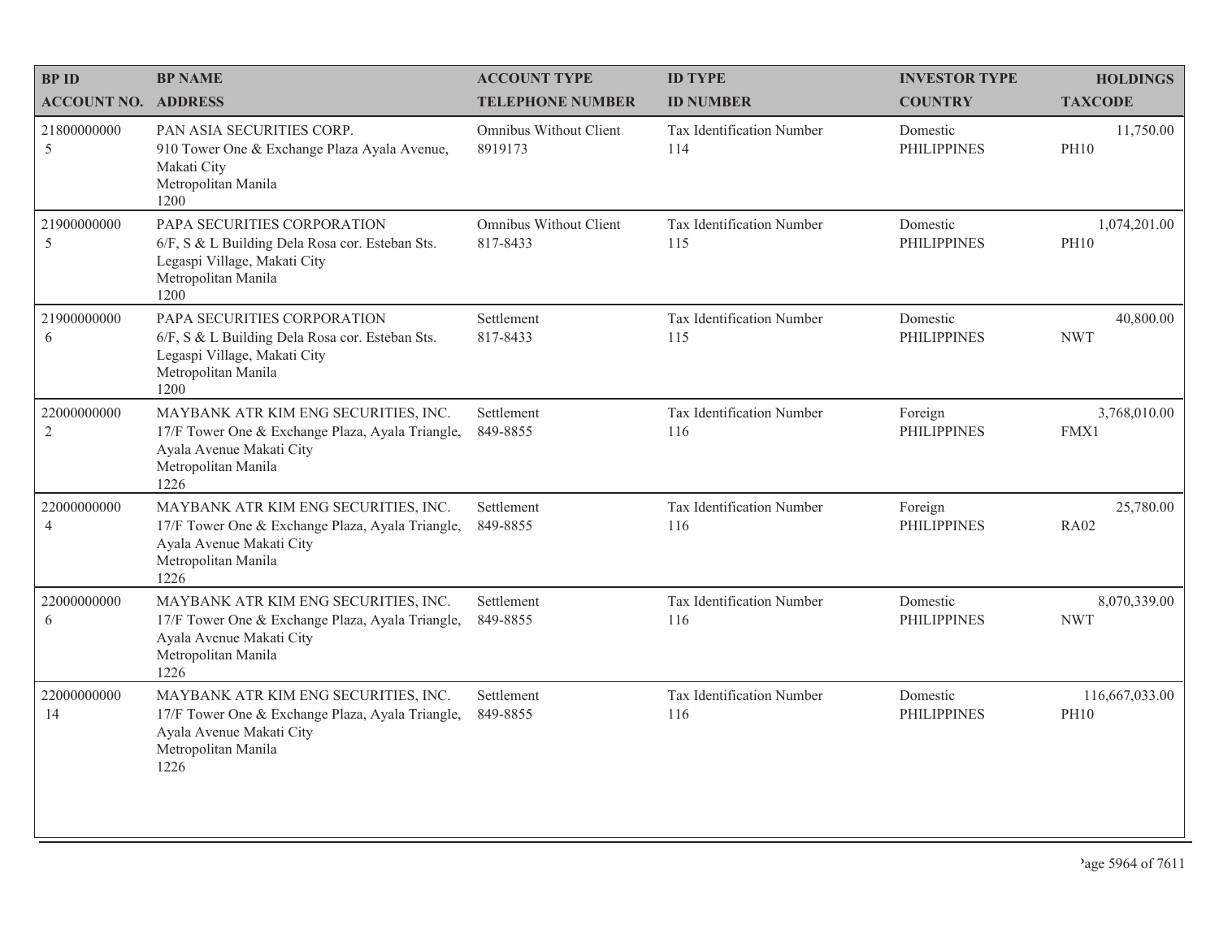| BP ID<br>ACCOUNT NO. | BP NAME<br>ADDRESS | ACCOUNT TYPE<br>TELEPHONE NUMBER | ID TYPE<br>ID NUMBER | INVESTOR TYPE<br>COUNTRY | HOLDINGS<br>TAXCODE |
|---|---|---|---|---|---|
| 21800000000<br>5 | PAN ASIA SECURITIES CORP.<br>910 Tower One & Exchange Plaza Ayala Avenue, Makati City<br>Metropolitan Manila<br>1200 | Omnibus Without Client<br>8919173 | Tax Identification Number<br>114 | Domestic<br>PHILIPPINES | 11,750.00<br>PH10 |
| 21900000000<br>5 | PAPA SECURITIES CORPORATION<br>6/F, S & L Building Dela Rosa cor. Esteban Sts. Legaspi Village, Makati City<br>Metropolitan Manila<br>1200 | Omnibus Without Client<br>817-8433 | Tax Identification Number<br>115 | Domestic<br>PHILIPPINES | 1,074,201.00<br>PH10 |
| 21900000000<br>6 | PAPA SECURITIES CORPORATION<br>6/F, S & L Building Dela Rosa cor. Esteban Sts. Legaspi Village, Makati City<br>Metropolitan Manila<br>1200 | Settlement<br>817-8433 | Tax Identification Number<br>115 | Domestic<br>PHILIPPINES | 40,800.00<br>NWT |
| 22000000000<br>2 | MAYBANK ATR KIM ENG SECURITIES, INC.<br>17/F Tower One & Exchange Plaza, Ayala Triangle, Ayala Avenue Makati City<br>Metropolitan Manila<br>1226 | Settlement<br>849-8855 | Tax Identification Number<br>116 | Foreign<br>PHILIPPINES | 3,768,010.00<br>FMX1 |
| 22000000000<br>4 | MAYBANK ATR KIM ENG SECURITIES, INC.<br>17/F Tower One & Exchange Plaza, Ayala Triangle, Ayala Avenue Makati City<br>Metropolitan Manila<br>1226 | Settlement<br>849-8855 | Tax Identification Number<br>116 | Foreign<br>PHILIPPINES | 25,780.00<br>RA02 |
| 22000000000<br>6 | MAYBANK ATR KIM ENG SECURITIES, INC.<br>17/F Tower One & Exchange Plaza, Ayala Triangle, Ayala Avenue Makati City<br>Metropolitan Manila<br>1226 | Settlement<br>849-8855 | Tax Identification Number<br>116 | Domestic<br>PHILIPPINES | 8,070,339.00<br>NWT |
| 22000000000<br>14 | MAYBANK ATR KIM ENG SECURITIES, INC.<br>17/F Tower One & Exchange Plaza, Ayala Triangle, Ayala Avenue Makati City<br>Metropolitan Manila<br>1226 | Settlement<br>849-8855 | Tax Identification Number<br>116 | Domestic<br>PHILIPPINES | 116,667,033.00<br>PH10 |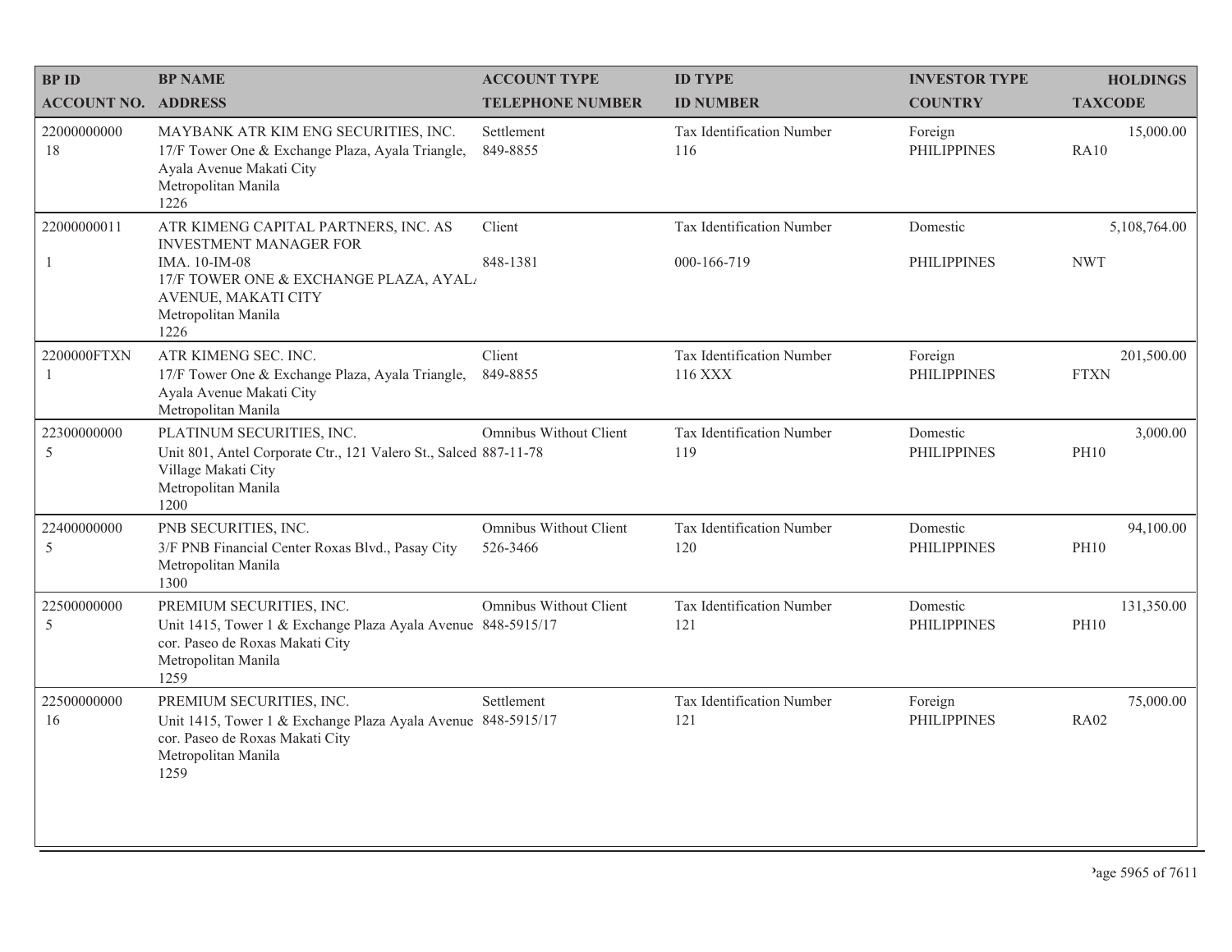| BP ID<br>ACCOUNT NO. | BP NAME<br>ADDRESS | ACCOUNT TYPE<br>TELEPHONE NUMBER | ID TYPE<br>ID NUMBER | INVESTOR TYPE<br>COUNTRY | HOLDINGS<br>TAXCODE |
|---|---|---|---|---|---|
| 22000000000<br>18 | MAYBANK ATR KIM ENG SECURITIES, INC.<br>17/F Tower One & Exchange Plaza, Ayala Triangle, Ayala Avenue Makati City<br>Metropolitan Manila<br>1226 | Settlement<br>849-8855 | Tax Identification Number<br>116 | Foreign<br>PHILIPPINES | 15,000.00<br>RA10 |
| 22000000011<br>1 | ATR KIMENG CAPITAL PARTNERS, INC. AS INVESTMENT MANAGER FOR<br>IMA. 10-IM-08<br>17/F TOWER ONE & EXCHANGE PLAZA, AYAL/ AVENUE, MAKATI CITY<br>Metropolitan Manila<br>1226 | Client<br>848-1381 | Tax Identification Number<br>000-166-719 | Domestic<br>PHILIPPINES | 5,108,764.00<br>NWT |
| 2200000FTXN<br>1 | ATR KIMENG SEC. INC.<br>17/F Tower One & Exchange Plaza, Ayala Triangle, Ayala Avenue Makati City<br>Metropolitan Manila | Client<br>849-8855 | Tax Identification Number<br>116 XXX | Foreign<br>PHILIPPINES | 201,500.00<br>FTXN |
| 22300000000<br>5 | PLATINUM SECURITIES, INC.<br>Unit 801, Antel Corporate Ctr., 121 Valero St., Salced Village Makati City<br>Metropolitan Manila<br>1200 | Omnibus Without Client<br>887-11-78 | Tax Identification Number<br>119 | Domestic<br>PHILIPPINES | 3,000.00<br>PH10 |
| 22400000000<br>5 | PNB SECURITIES, INC.<br>3/F PNB Financial Center Roxas Blvd., Pasay City<br>Metropolitan Manila<br>1300 | Omnibus Without Client<br>526-3466 | Tax Identification Number<br>120 | Domestic<br>PHILIPPINES | 94,100.00<br>PH10 |
| 22500000000<br>5 | PREMIUM SECURITIES, INC.<br>Unit 1415, Tower 1 & Exchange Plaza Ayala Avenue cor. Paseo de Roxas Makati City<br>Metropolitan Manila<br>1259 | Omnibus Without Client<br>848-5915/17 | Tax Identification Number<br>121 | Domestic<br>PHILIPPINES | 131,350.00<br>PH10 |
| 22500000000<br>16 | PREMIUM SECURITIES, INC.<br>Unit 1415, Tower 1 & Exchange Plaza Ayala Avenue cor. Paseo de Roxas Makati City<br>Metropolitan Manila<br>1259 | Settlement<br>848-5915/17 | Tax Identification Number<br>121 | Foreign<br>PHILIPPINES | 75,000.00<br>RA02 |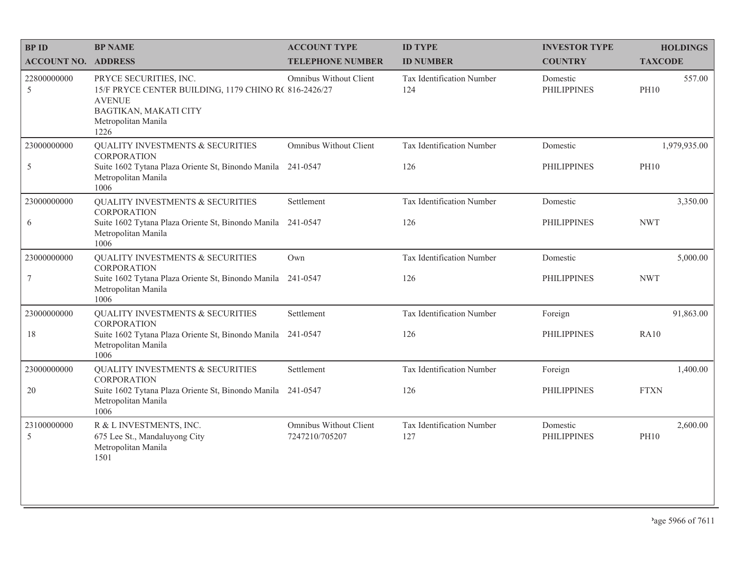| BP ID<br>ACCOUNT NO. | BP NAME<br>ADDRESS | ACCOUNT TYPE<br>TELEPHONE NUMBER | ID TYPE<br>ID NUMBER | INVESTOR TYPE<br>COUNTRY | HOLDINGS<br>TAXCODE |
|---|---|---|---|---|---|
| 22800000000<br>5 | PRYCE SECURITIES, INC.<br>15/F PRYCE CENTER BUILDING, 1179 CHINO R( AVENUE<br>BAGTIKAN, MAKATI CITY<br>Metropolitan Manila<br>1226 | Omnibus Without Client<br>816-2426/27 | Tax Identification Number<br>124 | Domestic<br>PHILIPPINES | 557.00<br>PH10 |
| 23000000000<br>5 | QUALITY INVESTMENTS & SECURITIES CORPORATION<br>Suite 1602 Tytana Plaza Oriente St, Binondo Manila<br>Metropolitan Manila<br>1006 | Omnibus Without Client<br>241-0547 | Tax Identification Number<br>126 | Domestic<br>PHILIPPINES | 1,979,935.00<br>PH10 |
| 23000000000<br>6 | QUALITY INVESTMENTS & SECURITIES CORPORATION<br>Suite 1602 Tytana Plaza Oriente St, Binondo Manila<br>Metropolitan Manila<br>1006 | Settlement<br>241-0547 | Tax Identification Number<br>126 | Domestic<br>PHILIPPINES | 3,350.00<br>NWT |
| 23000000000<br>7 | QUALITY INVESTMENTS & SECURITIES CORPORATION<br>Suite 1602 Tytana Plaza Oriente St, Binondo Manila<br>Metropolitan Manila<br>1006 | Own<br>241-0547 | Tax Identification Number<br>126 | Domestic<br>PHILIPPINES | 5,000.00<br>NWT |
| 23000000000<br>18 | QUALITY INVESTMENTS & SECURITIES CORPORATION<br>Suite 1602 Tytana Plaza Oriente St, Binondo Manila<br>Metropolitan Manila<br>1006 | Settlement<br>241-0547 | Tax Identification Number<br>126 | Foreign<br>PHILIPPINES | 91,863.00<br>RA10 |
| 23000000000<br>20 | QUALITY INVESTMENTS & SECURITIES CORPORATION<br>Suite 1602 Tytana Plaza Oriente St, Binondo Manila<br>Metropolitan Manila<br>1006 | Settlement<br>241-0547 | Tax Identification Number<br>126 | Foreign<br>PHILIPPINES | 1,400.00<br>FTXN |
| 23100000000<br>5 | R & L INVESTMENTS, INC.<br>675 Lee St., Mandaluyong City<br>Metropolitan Manila<br>1501 | Omnibus Without Client<br>7247210/705207 | Tax Identification Number<br>127 | Domestic<br>PHILIPPINES | 2,600.00<br>PH10 |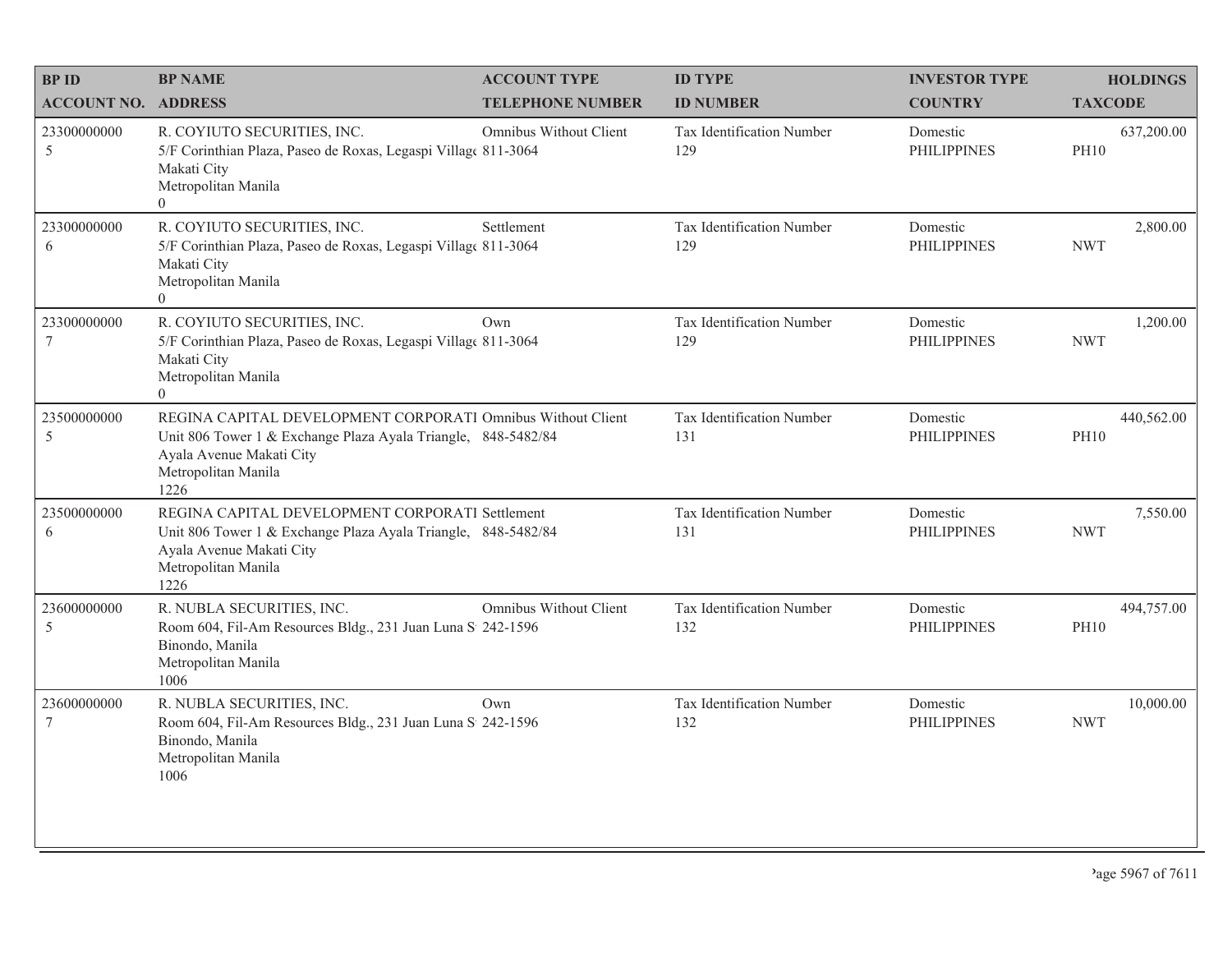| BP ID<br>ACCOUNT NO. | BP NAME<br>ADDRESS | ACCOUNT TYPE<br>TELEPHONE NUMBER | ID TYPE<br>ID NUMBER | INVESTOR TYPE<br>COUNTRY | HOLDINGS<br>TAXCODE |
|---|---|---|---|---|---|
| 23300000000<br>5 | R. COYIUTO SECURITIES, INC.<br>5/F Corinthian Plaza, Paseo de Roxas, Legaspi Villag<br>Makati City<br>Metropolitan Manila<br>0 | Omnibus Without Client<br>811-3064 | Tax Identification Number<br>129 | Domestic<br>PHILIPPINES | 637,200.00<br>PH10 |
| 23300000000<br>6 | R. COYIUTO SECURITIES, INC.<br>5/F Corinthian Plaza, Paseo de Roxas, Legaspi Villag<br>Makati City<br>Metropolitan Manila<br>0 | Settlement<br>811-3064 | Tax Identification Number<br>129 | Domestic<br>PHILIPPINES | 2,800.00<br>NWT |
| 23300000000<br>7 | R. COYIUTO SECURITIES, INC.<br>5/F Corinthian Plaza, Paseo de Roxas, Legaspi Villag<br>Makati City<br>Metropolitan Manila<br>0 | Own<br>811-3064 | Tax Identification Number<br>129 | Domestic<br>PHILIPPINES | 1,200.00<br>NWT |
| 23500000000<br>5 | REGINA CAPITAL DEVELOPMENT CORPORATI<br>Unit 806 Tower 1 & Exchange Plaza Ayala Triangle,<br>Ayala Avenue Makati City<br>Metropolitan Manila<br>1226 | Omnibus Without Client<br>848-5482/84 | Tax Identification Number<br>131 | Domestic<br>PHILIPPINES | 440,562.00<br>PH10 |
| 23500000000<br>6 | REGINA CAPITAL DEVELOPMENT CORPORATI<br>Unit 806 Tower 1 & Exchange Plaza Ayala Triangle,<br>Ayala Avenue Makati City<br>Metropolitan Manila<br>1226 | Settlement<br>848-5482/84 | Tax Identification Number<br>131 | Domestic<br>PHILIPPINES | 7,550.00<br>NWT |
| 23600000000<br>5 | R. NUBLA SECURITIES, INC.<br>Room 604, Fil-Am Resources Bldg., 231 Juan Luna S<br>Binondo, Manila<br>Metropolitan Manila<br>1006 | Omnibus Without Client<br>242-1596 | Tax Identification Number<br>132 | Domestic<br>PHILIPPINES | 494,757.00<br>PH10 |
| 23600000000<br>7 | R. NUBLA SECURITIES, INC.<br>Room 604, Fil-Am Resources Bldg., 231 Juan Luna S<br>Binondo, Manila<br>Metropolitan Manila<br>1006 | Own<br>242-1596 | Tax Identification Number<br>132 | Domestic<br>PHILIPPINES | 10,000.00<br>NWT |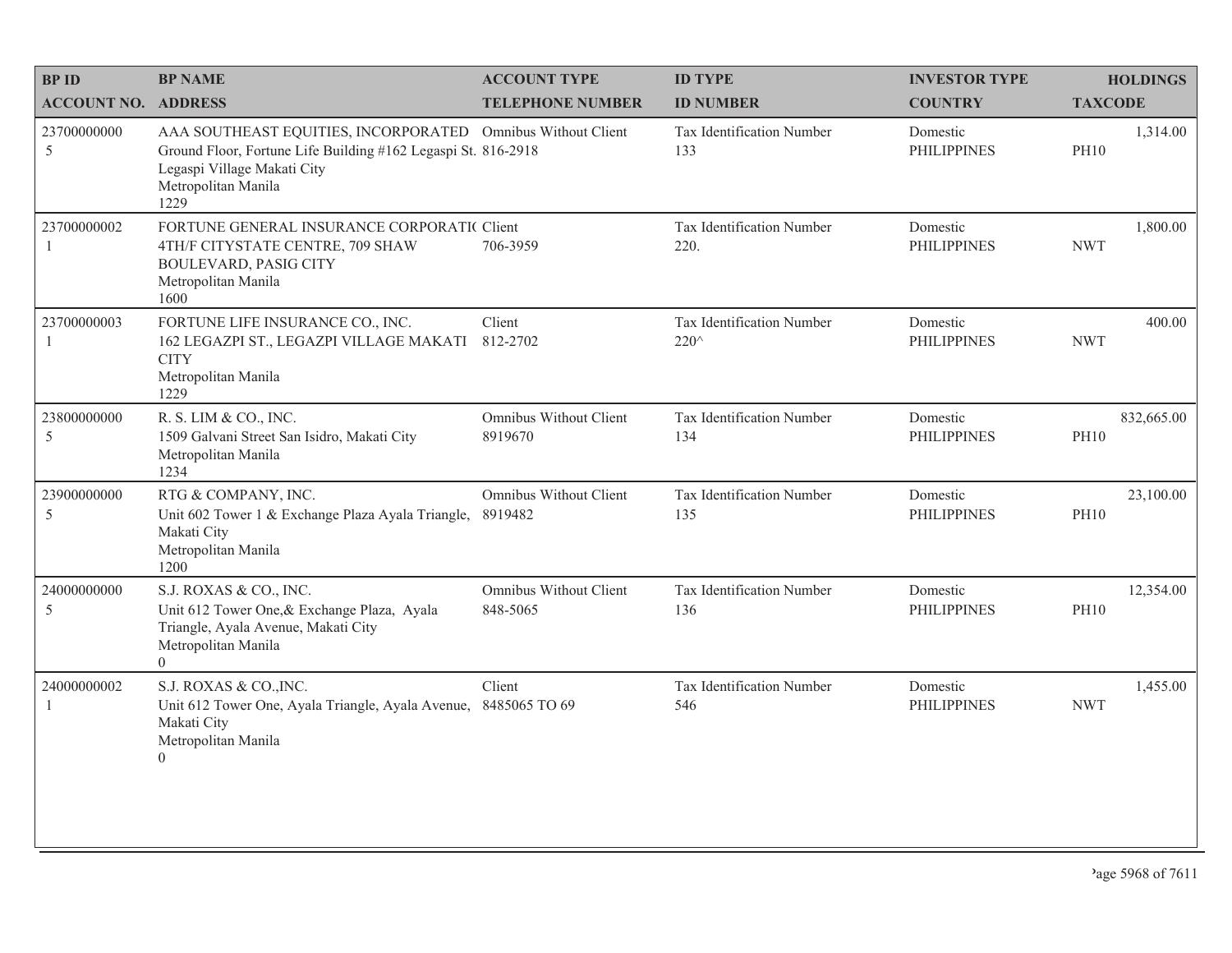| BP ID<br>ACCOUNT NO. | BP NAME<br>ADDRESS | ACCOUNT TYPE<br>TELEPHONE NUMBER | ID TYPE<br>ID NUMBER | INVESTOR TYPE<br>COUNTRY | HOLDINGS<br>TAXCODE |
|---|---|---|---|---|---|
| 23700000000<br>5 | AAA SOUTHEAST EQUITIES, INCORPORATED<br>Ground Floor, Fortune Life Building #162 Legaspi St. Legaspi Village Makati City<br>Metropolitan Manila<br>1229 | Omnibus Without Client<br>816-2918 | Tax Identification Number<br>133 | Domestic<br>PHILIPPINES | 1,314.00<br>PH10 |
| 23700000002<br>1 | FORTUNE GENERAL INSURANCE CORPORATI( <br>4TH/F CITYSTATE CENTRE, 709 SHAW BOULEVARD, PASIG CITY<br>Metropolitan Manila<br>1600 | Client<br>706-3959 | Tax Identification Number<br>220. | Domestic<br>PHILIPPINES | 1,800.00<br>NWT |
| 23700000003<br>1 | FORTUNE LIFE INSURANCE CO., INC.<br>162 LEGAZPI ST., LEGAZPI VILLAGE MAKATI CITY<br>Metropolitan Manila<br>1229 | Client<br>812-2702 | Tax Identification Number<br>220^ | Domestic<br>PHILIPPINES | 400.00<br>NWT |
| 23800000000<br>5 | R. S. LIM & CO., INC.<br>1509 Galvani Street San Isidro, Makati City<br>Metropolitan Manila<br>1234 | Omnibus Without Client<br>8919670 | Tax Identification Number<br>134 | Domestic<br>PHILIPPINES | 832,665.00<br>PH10 |
| 23900000000<br>5 | RTG & COMPANY, INC.<br>Unit 602 Tower 1 & Exchange Plaza Ayala Triangle, Makati City<br>Metropolitan Manila<br>1200 | Omnibus Without Client<br>8919482 | Tax Identification Number<br>135 | Domestic<br>PHILIPPINES | 23,100.00<br>PH10 |
| 24000000000<br>5 | S.J. ROXAS & CO., INC.<br>Unit 612 Tower One,& Exchange Plaza, Ayala Triangle, Ayala Avenue, Makati City<br>Metropolitan Manila<br>0 | Omnibus Without Client<br>848-5065 | Tax Identification Number<br>136 | Domestic<br>PHILIPPINES | 12,354.00<br>PH10 |
| 24000000002<br>1 | S.J. ROXAS & CO.,INC.<br>Unit 612 Tower One, Ayala Triangle, Ayala Avenue, Makati City<br>Metropolitan Manila<br>0 | Client<br>8485065 TO 69 | Tax Identification Number<br>546 | Domestic<br>PHILIPPINES | 1,455.00<br>NWT |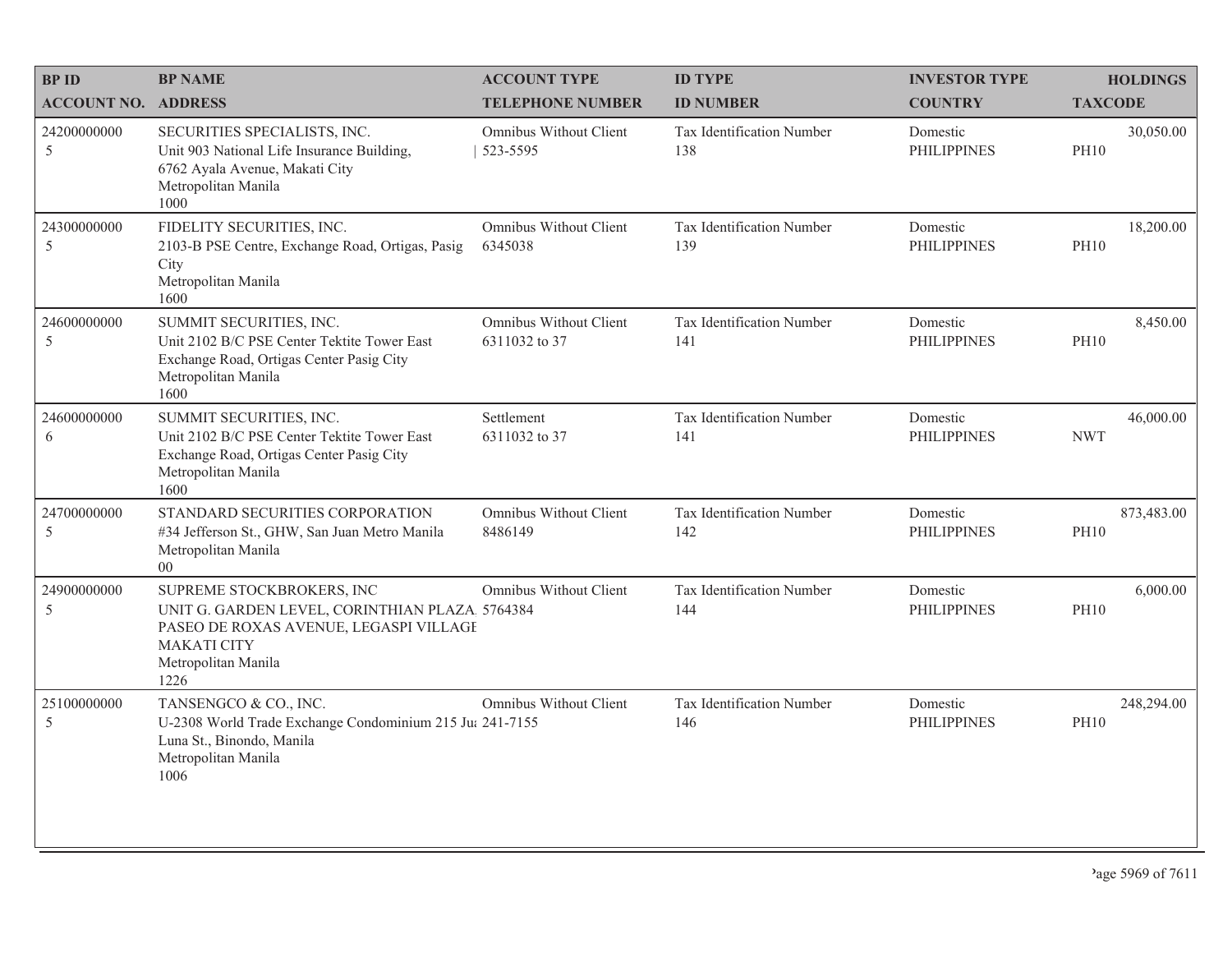| BP ID<br>ACCOUNT NO. | BP NAME<br>ADDRESS | ACCOUNT TYPE<br>TELEPHONE NUMBER | ID TYPE<br>ID NUMBER | INVESTOR TYPE<br>COUNTRY | HOLDINGS<br>TAXCODE |
|---|---|---|---|---|---|
| 24200000000<br>5 | SECURITIES SPECIALISTS, INC.<br>Unit 903 National Life Insurance Building, 6762 Ayala Avenue, Makati City<br>Metropolitan Manila<br>1000 | Omnibus Without Client<br>523-5595 | Tax Identification Number<br>138 | Domestic<br>PHILIPPINES | 30,050.00<br>PH10 |
| 24300000000<br>5 | FIDELITY SECURITIES, INC.<br>2103-B PSE Centre, Exchange Road, Ortigas, Pasig City<br>Metropolitan Manila<br>1600 | Omnibus Without Client<br>6345038 | Tax Identification Number<br>139 | Domestic<br>PHILIPPINES | 18,200.00<br>PH10 |
| 24600000000<br>5 | SUMMIT SECURITIES, INC.<br>Unit 2102 B/C PSE Center Tektite Tower East Exchange Road, Ortigas Center Pasig City<br>Metropolitan Manila<br>1600 | Omnibus Without Client<br>6311032 to 37 | Tax Identification Number<br>141 | Domestic<br>PHILIPPINES | 8,450.00<br>PH10 |
| 24600000000<br>6 | SUMMIT SECURITIES, INC.<br>Unit 2102 B/C PSE Center Tektite Tower East Exchange Road, Ortigas Center Pasig City<br>Metropolitan Manila<br>1600 | Settlement<br>6311032 to 37 | Tax Identification Number<br>141 | Domestic<br>PHILIPPINES | 46,000.00<br>NWT |
| 24700000000<br>5 | STANDARD SECURITIES CORPORATION<br>#34 Jefferson St., GHW, San Juan Metro Manila<br>Metropolitan Manila<br>00 | Omnibus Without Client<br>8486149 | Tax Identification Number<br>142 | Domestic<br>PHILIPPINES | 873,483.00<br>PH10 |
| 24900000000<br>5 | SUPREME STOCKBROKERS, INC<br>UNIT G. GARDEN LEVEL, CORINTHIAN PLAZA PASEO DE ROXAS AVENUE, LEGASPI VILLAGE MAKATI CITY<br>Metropolitan Manila<br>1226 | Omnibus Without Client<br>5764384 | Tax Identification Number<br>144 | Domestic<br>PHILIPPINES | 6,000.00<br>PH10 |
| 25100000000<br>5 | TANSENGCO & CO., INC.<br>U-2308 World Trade Exchange Condominium 215 Ju Luna St., Binondo, Manila<br>Metropolitan Manila<br>1006 | Omnibus Without Client<br>241-7155 | Tax Identification Number<br>146 | Domestic<br>PHILIPPINES | 248,294.00<br>PH10 |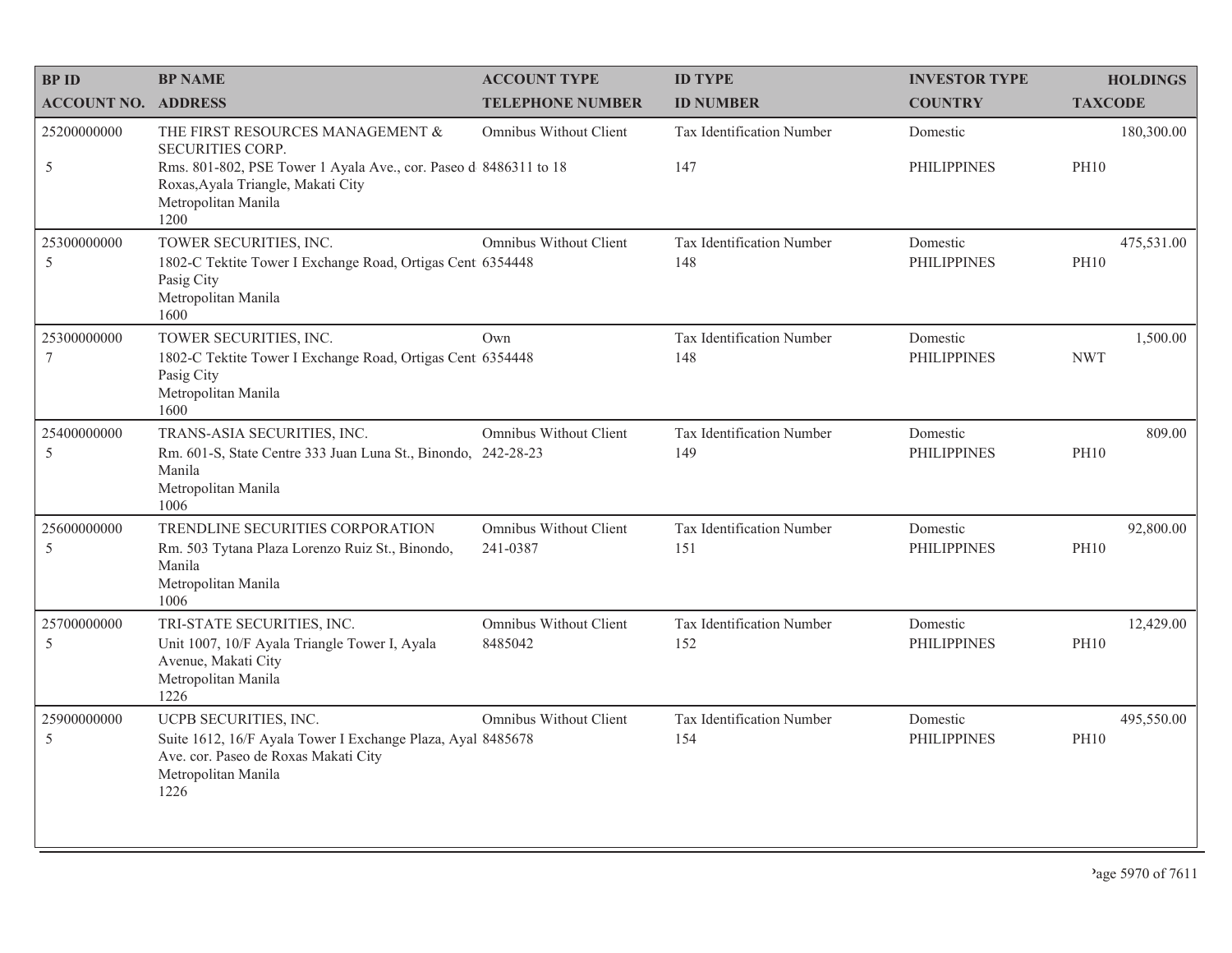| BP ID<br>ACCOUNT NO. | BP NAME<br>ADDRESS | ACCOUNT TYPE<br>TELEPHONE NUMBER | ID TYPE<br>ID NUMBER | INVESTOR TYPE<br>COUNTRY | HOLDINGS<br>TAXCODE |
|---|---|---|---|---|---|
| 25200000000<br>5 | THE FIRST RESOURCES MANAGEMENT & SECURITIES CORP.<br>Rms. 801-802, PSE Tower 1 Ayala Ave., cor. Paseo d Roxas,Ayala Triangle, Makati City<br>Metropolitan Manila<br>1200 | Omnibus Without Client<br>8486311 to 18 | Tax Identification Number<br>147 | Domestic<br>PHILIPPINES | 180,300.00<br>PH10 |
| 25300000000<br>5 | TOWER SECURITIES, INC.<br>1802-C Tektite Tower I Exchange Road, Ortigas Cent Pasig City<br>Metropolitan Manila<br>1600 | Omnibus Without Client<br>6354448 | Tax Identification Number<br>148 | Domestic<br>PHILIPPINES | 475,531.00<br>PH10 |
| 25300000000<br>7 | TOWER SECURITIES, INC.<br>1802-C Tektite Tower I Exchange Road, Ortigas Cent Pasig City<br>Metropolitan Manila<br>1600 | Own<br>6354448 | Tax Identification Number<br>148 | Domestic<br>PHILIPPINES | 1,500.00<br>NWT |
| 25400000000<br>5 | TRANS-ASIA SECURITIES, INC.<br>Rm. 601-S, State Centre 333 Juan Luna St., Binondo, Manila<br>Metropolitan Manila<br>1006 | Omnibus Without Client<br>242-28-23 | Tax Identification Number<br>149 | Domestic<br>PHILIPPINES | 809.00<br>PH10 |
| 25600000000<br>5 | TRENDLINE SECURITIES CORPORATION<br>Rm. 503 Tytana Plaza Lorenzo Ruiz St., Binondo, Manila<br>Metropolitan Manila<br>1006 | Omnibus Without Client<br>241-0387 | Tax Identification Number<br>151 | Domestic<br>PHILIPPINES | 92,800.00<br>PH10 |
| 25700000000<br>5 | TRI-STATE SECURITIES, INC.<br>Unit 1007, 10/F Ayala Triangle Tower I, Ayala Avenue, Makati City<br>Metropolitan Manila<br>1226 | Omnibus Without Client<br>8485042 | Tax Identification Number<br>152 | Domestic<br>PHILIPPINES | 12,429.00<br>PH10 |
| 25900000000<br>5 | UCPB SECURITIES, INC.<br>Suite 1612, 16/F Ayala Tower I Exchange Plaza, Ayal Ave. cor. Paseo de Roxas Makati City<br>Metropolitan Manila<br>1226 | Omnibus Without Client<br>8485678 | Tax Identification Number<br>154 | Domestic<br>PHILIPPINES | 495,550.00<br>PH10 |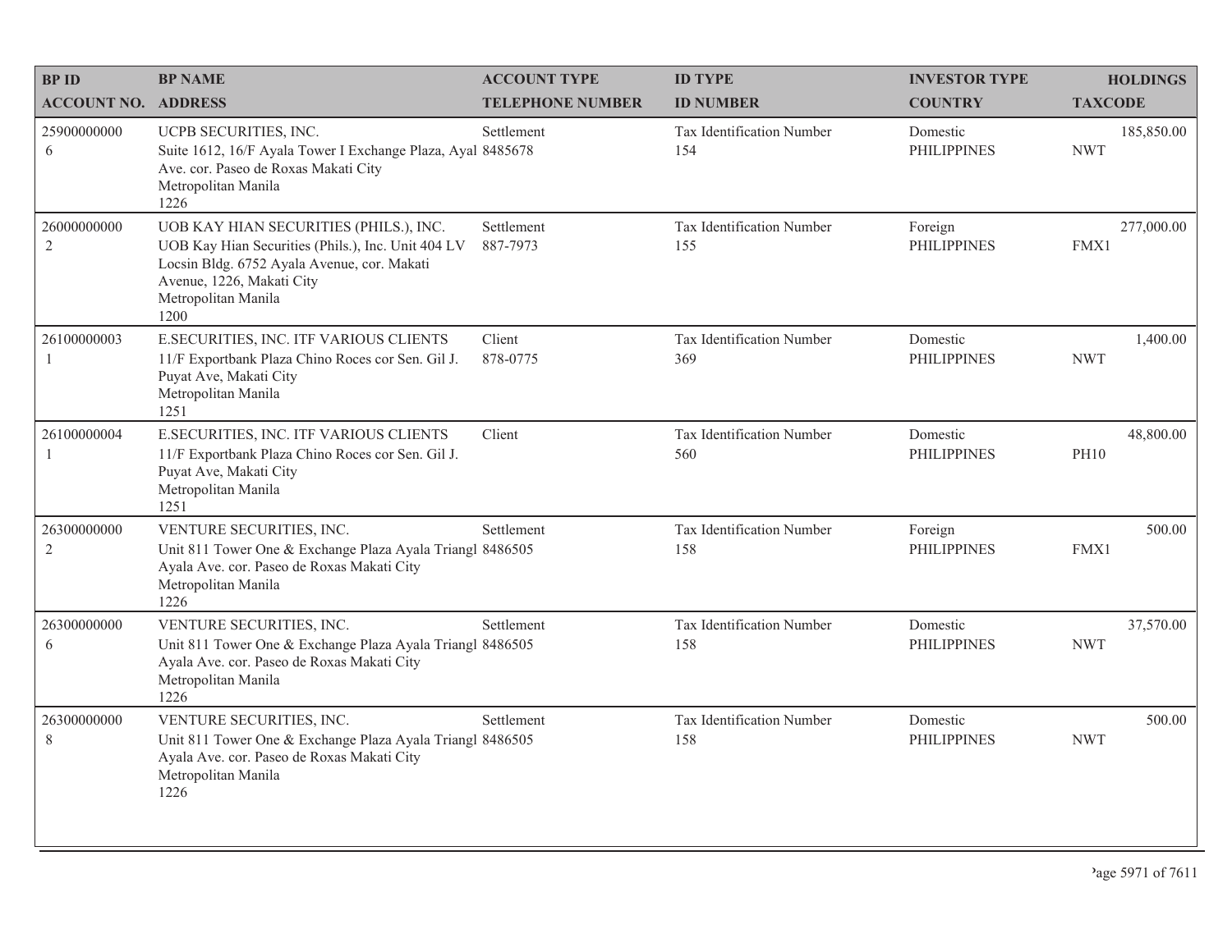| BP ID<br>ACCOUNT NO. | BP NAME<br>ADDRESS | ACCOUNT TYPE<br>TELEPHONE NUMBER | ID TYPE<br>ID NUMBER | INVESTOR TYPE<br>COUNTRY | HOLDINGS<br>TAXCODE |
|---|---|---|---|---|---|
| 25900000000<br>6 | UCPB SECURITIES, INC.<br>Suite 1612, 16/F Ayala Tower I Exchange Plaza, Ayal Ave. cor. Paseo de Roxas Makati City<br>Metropolitan Manila<br>1226 | Settlement<br>8485678 | Tax Identification Number<br>154 | Domestic<br>PHILIPPINES | 185,850.00<br>NWT |
| 26000000000<br>2 | UOB KAY HIAN SECURITIES (PHILS.), INC.<br>UOB Kay Hian Securities (Phils.), Inc. Unit 404 LV Locsin Bldg. 6752 Ayala Avenue, cor. Makati Avenue, 1226, Makati City<br>Metropolitan Manila<br>1200 | Settlement<br>887-7973 | Tax Identification Number<br>155 | Foreign<br>PHILIPPINES | 277,000.00<br>FMX1 |
| 26100000003<br>1 | E.SECURITIES, INC. ITF VARIOUS CLIENTS<br>11/F Exportbank Plaza Chino Roces cor Sen. Gil J. Puyat Ave, Makati City<br>Metropolitan Manila<br>1251 | Client<br>878-0775 | Tax Identification Number<br>369 | Domestic<br>PHILIPPINES | 1,400.00<br>NWT |
| 26100000004<br>1 | E.SECURITIES, INC. ITF VARIOUS CLIENTS<br>11/F Exportbank Plaza Chino Roces cor Sen. Gil J. Puyat Ave, Makati City<br>Metropolitan Manila<br>1251 | Client | Tax Identification Number<br>560 | Domestic<br>PHILIPPINES | 48,800.00<br>PH10 |
| 26300000000<br>2 | VENTURE SECURITIES, INC.<br>Unit 811 Tower One & Exchange Plaza Ayala Triangl Ayala Ave. cor. Paseo de Roxas Makati City<br>Metropolitan Manila<br>1226 | Settlement<br>8486505 | Tax Identification Number<br>158 | Foreign<br>PHILIPPINES | 500.00<br>FMX1 |
| 26300000000<br>6 | VENTURE SECURITIES, INC.<br>Unit 811 Tower One & Exchange Plaza Ayala Triangl Ayala Ave. cor. Paseo de Roxas Makati City<br>Metropolitan Manila<br>1226 | Settlement<br>8486505 | Tax Identification Number<br>158 | Domestic<br>PHILIPPINES | 37,570.00<br>NWT |
| 26300000000<br>8 | VENTURE SECURITIES, INC.<br>Unit 811 Tower One & Exchange Plaza Ayala Triangl Ayala Ave. cor. Paseo de Roxas Makati City<br>Metropolitan Manila<br>1226 | Settlement<br>8486505 | Tax Identification Number<br>158 | Domestic<br>PHILIPPINES | 500.00<br>NWT |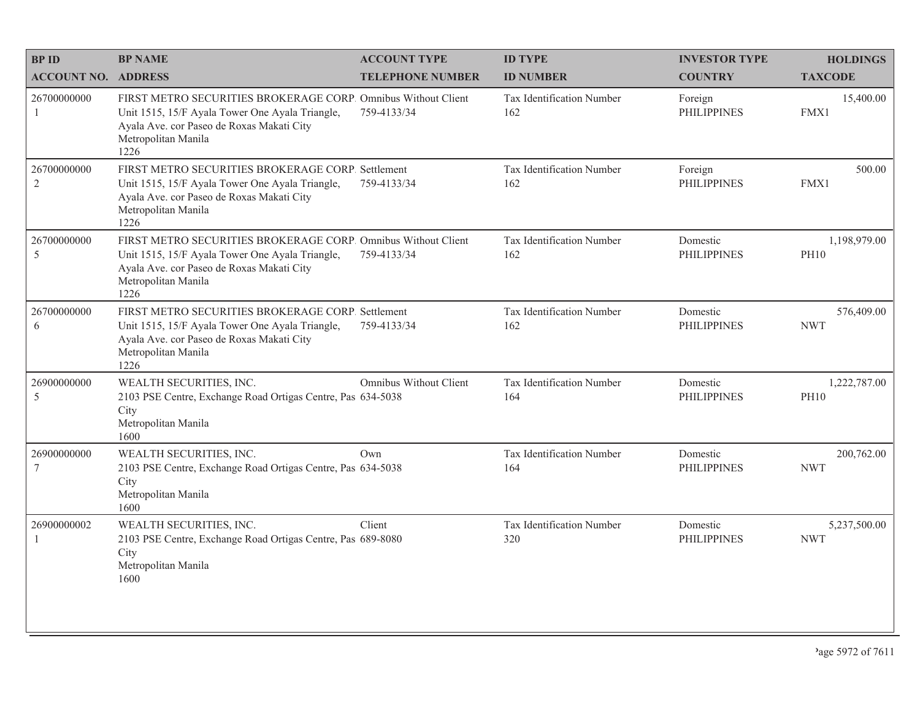| BP ID<br>ACCOUNT NO. | BP NAME<br>ADDRESS | ACCOUNT TYPE<br>TELEPHONE NUMBER | ID TYPE<br>ID NUMBER | INVESTOR TYPE<br>COUNTRY | HOLDINGS<br>TAXCODE |
|---|---|---|---|---|---|
| 26700000000<br>1 | FIRST METRO SECURITIES BROKERAGE CORP.<br>Unit 1515, 15/F Ayala Tower One Ayala Triangle, Ayala Ave. cor Paseo de Roxas Makati City<br>Metropolitan Manila<br>1226 | Omnibus Without Client<br>759-4133/34 | Tax Identification Number<br>162 | Foreign<br>PHILIPPINES | 15,400.00<br>FMX1 |
| 26700000000<br>2 | FIRST METRO SECURITIES BROKERAGE CORP.<br>Unit 1515, 15/F Ayala Tower One Ayala Triangle, Ayala Ave. cor Paseo de Roxas Makati City<br>Metropolitan Manila<br>1226 | Settlement<br>759-4133/34 | Tax Identification Number<br>162 | Foreign<br>PHILIPPINES | 500.00<br>FMX1 |
| 26700000000<br>5 | FIRST METRO SECURITIES BROKERAGE CORP.<br>Unit 1515, 15/F Ayala Tower One Ayala Triangle, Ayala Ave. cor Paseo de Roxas Makati City<br>Metropolitan Manila<br>1226 | Omnibus Without Client<br>759-4133/34 | Tax Identification Number<br>162 | Domestic<br>PHILIPPINES | 1,198,979.00<br>PH10 |
| 26700000000<br>6 | FIRST METRO SECURITIES BROKERAGE CORP.<br>Unit 1515, 15/F Ayala Tower One Ayala Triangle, Ayala Ave. cor Paseo de Roxas Makati City<br>Metropolitan Manila<br>1226 | Settlement<br>759-4133/34 | Tax Identification Number<br>162 | Domestic<br>PHILIPPINES | 576,409.00<br>NWT |
| 26900000000<br>5 | WEALTH SECURITIES, INC.<br>2103 PSE Centre, Exchange Road Ortigas Centre, Pas City<br>Metropolitan Manila<br>1600 | Omnibus Without Client<br>634-5038 | Tax Identification Number<br>164 | Domestic<br>PHILIPPINES | 1,222,787.00<br>PH10 |
| 26900000000<br>7 | WEALTH SECURITIES, INC.<br>2103 PSE Centre, Exchange Road Ortigas Centre, Pas City<br>Metropolitan Manila<br>1600 | Own<br>634-5038 | Tax Identification Number<br>164 | Domestic<br>PHILIPPINES | 200,762.00<br>NWT |
| 26900000002<br>1 | WEALTH SECURITIES, INC.<br>2103 PSE Centre, Exchange Road Ortigas Centre, Pas City<br>Metropolitan Manila<br>1600 | Client<br>689-8080 | Tax Identification Number<br>320 | Domestic<br>PHILIPPINES | 5,237,500.00<br>NWT |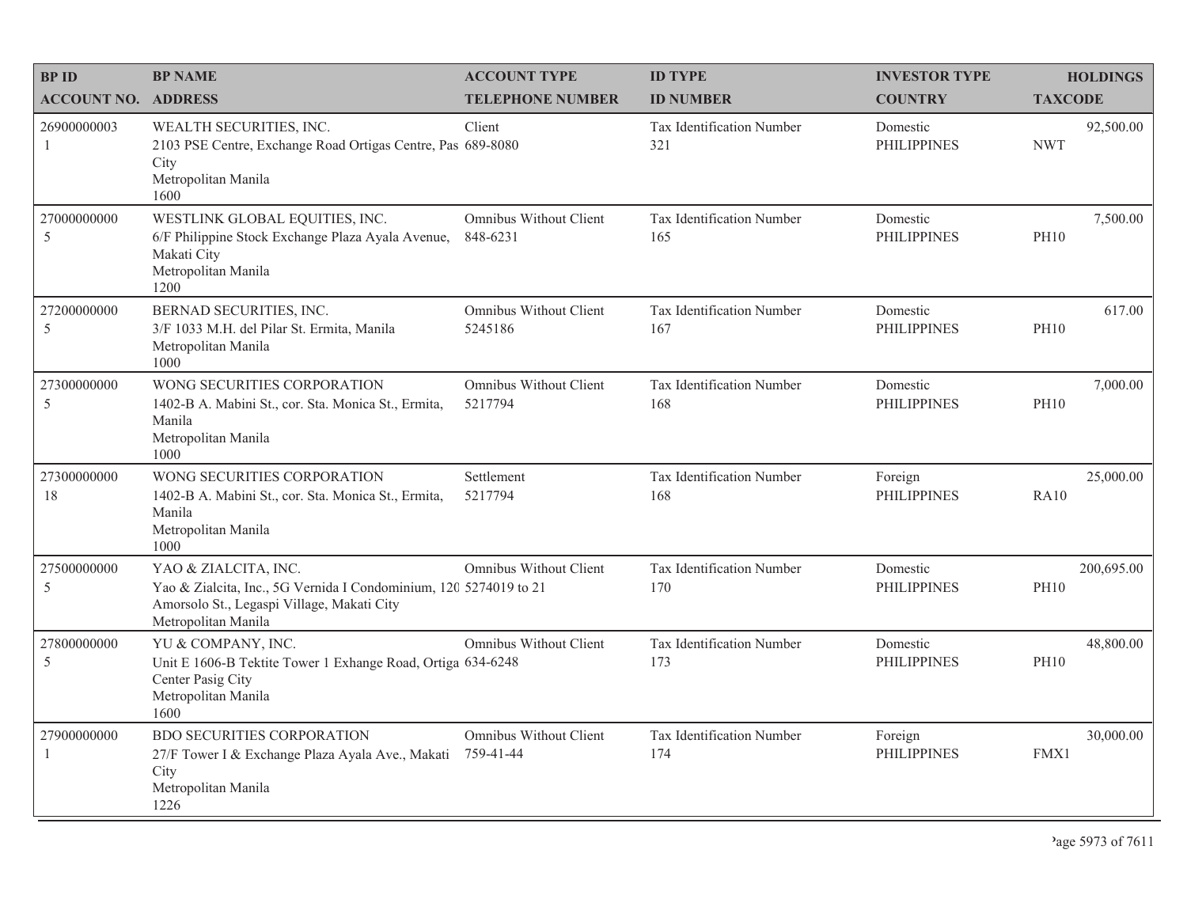| BP ID<br>ACCOUNT NO. | BP NAME<br>ADDRESS | ACCOUNT TYPE<br>TELEPHONE NUMBER | ID TYPE<br>ID NUMBER | INVESTOR TYPE<br>COUNTRY | HOLDINGS<br>TAXCODE |
|---|---|---|---|---|---|
| 26900000003<br>1 | WEALTH SECURITIES, INC.<br>2103 PSE Centre, Exchange Road Ortigas Centre, Pas City<br>Metropolitan Manila<br>1600 | Client<br>689-8080 | Tax Identification Number<br>321 | Domestic<br>PHILIPPINES | 92,500.00<br>NWT |
| 27000000000<br>5 | WESTLINK GLOBAL EQUITIES, INC.<br>6/F Philippine Stock Exchange Plaza Ayala Avenue, Makati City<br>Metropolitan Manila<br>1200 | Omnibus Without Client<br>848-6231 | Tax Identification Number<br>165 | Domestic<br>PHILIPPINES | 7,500.00<br>PH10 |
| 27200000000<br>5 | BERNAD SECURITIES, INC.<br>3/F 1033 M.H. del Pilar St. Ermita, Manila<br>Metropolitan Manila<br>1000 | Omnibus Without Client<br>5245186 | Tax Identification Number<br>167 | Domestic<br>PHILIPPINES | 617.00<br>PH10 |
| 27300000000<br>5 | WONG SECURITIES CORPORATION<br>1402-B A. Mabini St., cor. Sta. Monica St., Ermita, Manila<br>Metropolitan Manila<br>1000 | Omnibus Without Client<br>5217794 | Tax Identification Number<br>168 | Domestic<br>PHILIPPINES | 7,000.00<br>PH10 |
| 27300000000<br>18 | WONG SECURITIES CORPORATION<br>1402-B A. Mabini St., cor. Sta. Monica St., Ermita, Manila<br>Metropolitan Manila<br>1000 | Settlement<br>5217794 | Tax Identification Number<br>168 | Foreign<br>PHILIPPINES | 25,000.00<br>RA10 |
| 27500000000<br>5 | YAO & ZIALCITA, INC.<br>Yao & Zialcita, Inc., 5G Vernida I Condominium, 120 Amorsolo St., Legaspi Village, Makati City<br>Metropolitan Manila | Omnibus Without Client<br>5274019 to 21 | Tax Identification Number<br>170 | Domestic<br>PHILIPPINES | 200,695.00<br>PH10 |
| 27800000000<br>5 | YU & COMPANY, INC.<br>Unit E 1606-B Tektite Tower 1 Exhange Road, Ortiga Center Pasig City<br>Metropolitan Manila<br>1600 | Omnibus Without Client<br>634-6248 | Tax Identification Number<br>173 | Domestic<br>PHILIPPINES | 48,800.00<br>PH10 |
| 27900000000<br>1 | BDO SECURITIES CORPORATION<br>27/F Tower I & Exchange Plaza Ayala Ave., Makati City<br>Metropolitan Manila<br>1226 | Omnibus Without Client<br>759-41-44 | Tax Identification Number<br>174 | Foreign<br>PHILIPPINES | 30,000.00<br>FMX1 |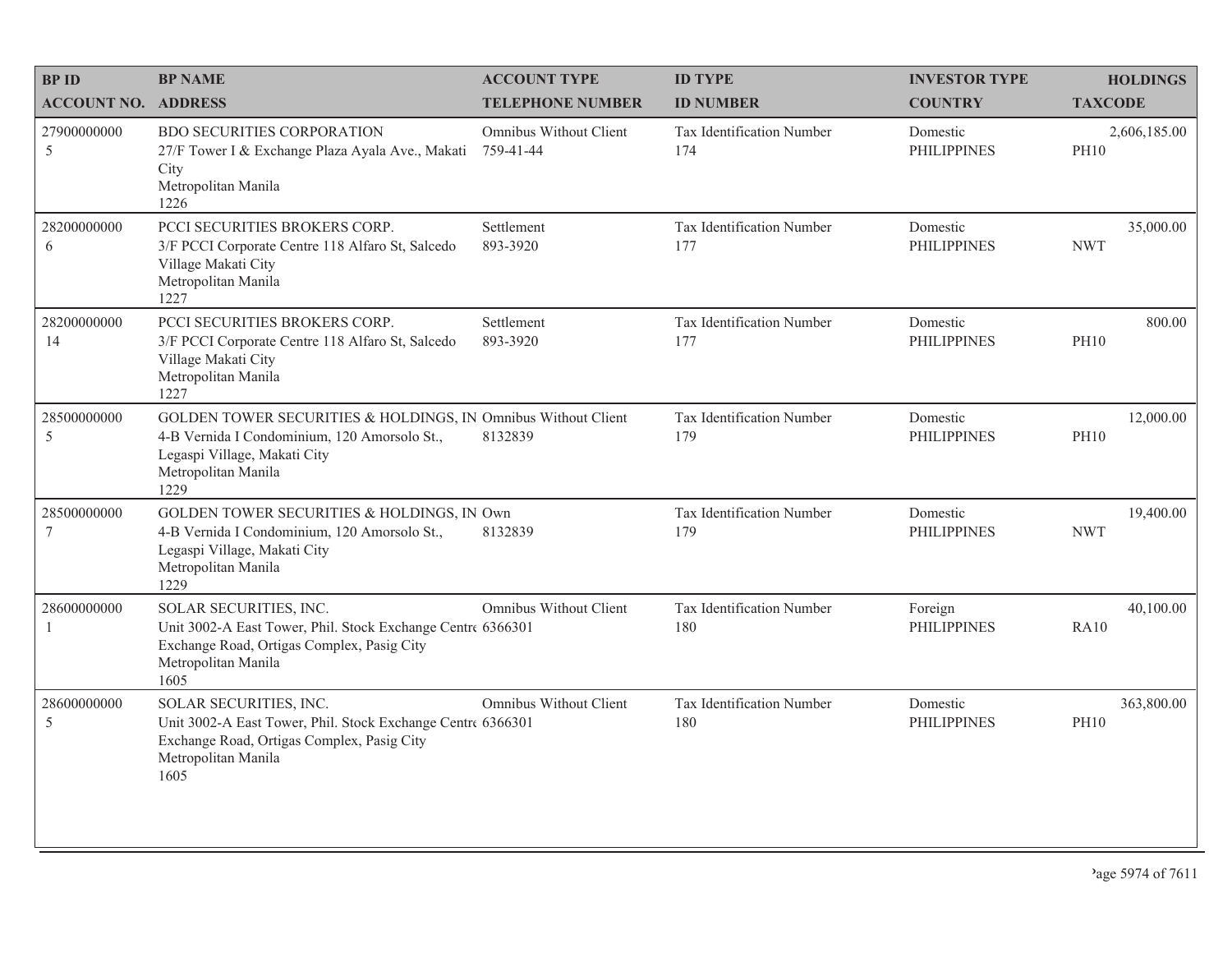| BP ID<br>ACCOUNT NO. | BP NAME<br>ADDRESS | ACCOUNT TYPE<br>TELEPHONE NUMBER | ID TYPE<br>ID NUMBER | INVESTOR TYPE<br>COUNTRY | HOLDINGS<br>TAXCODE |
|---|---|---|---|---|---|
| 27900000000<br>5 | BDO SECURITIES CORPORATION<br>27/F Tower I & Exchange Plaza Ayala Ave., Makati City<br>Metropolitan Manila<br>1226 | Omnibus Without Client<br>759-41-44 | Tax Identification Number<br>174 | Domestic<br>PHILIPPINES | 2,606,185.00<br>PH10 |
| 28200000000<br>6 | PCCI SECURITIES BROKERS CORP.<br>3/F PCCI Corporate Centre 118 Alfaro St, Salcedo Village Makati City<br>Metropolitan Manila<br>1227 | Settlement<br>893-3920 | Tax Identification Number<br>177 | Domestic<br>PHILIPPINES | 35,000.00<br>NWT |
| 28200000000<br>14 | PCCI SECURITIES BROKERS CORP.<br>3/F PCCI Corporate Centre 118 Alfaro St, Salcedo Village Makati City<br>Metropolitan Manila<br>1227 | Settlement<br>893-3920 | Tax Identification Number<br>177 | Domestic<br>PHILIPPINES | 800.00<br>PH10 |
| 28500000000<br>5 | GOLDEN TOWER SECURITIES & HOLDINGS, IN<br>4-B Vernida I Condominium, 120 Amorsolo St., Legaspi Village, Makati City<br>Metropolitan Manila<br>1229 | Omnibus Without Client<br>8132839 | Tax Identification Number<br>179 | Domestic<br>PHILIPPINES | 12,000.00<br>PH10 |
| 28500000000<br>7 | GOLDEN TOWER SECURITIES & HOLDINGS, IN<br>4-B Vernida I Condominium, 120 Amorsolo St., Legaspi Village, Makati City<br>Metropolitan Manila<br>1229 | Own<br>8132839 | Tax Identification Number<br>179 | Domestic<br>PHILIPPINES | 19,400.00<br>NWT |
| 28600000000<br>1 | SOLAR SECURITIES, INC.<br>Unit 3002-A East Tower, Phil. Stock Exchange Centre Exchange Road, Ortigas Complex, Pasig City<br>Metropolitan Manila<br>1605 | Omnibus Without Client<br>6366301 | Tax Identification Number<br>180 | Foreign<br>PHILIPPINES | 40,100.00<br>RA10 |
| 28600000000<br>5 | SOLAR SECURITIES, INC.<br>Unit 3002-A East Tower, Phil. Stock Exchange Centre Exchange Road, Ortigas Complex, Pasig City<br>Metropolitan Manila<br>1605 | Omnibus Without Client<br>6366301 | Tax Identification Number<br>180 | Domestic<br>PHILIPPINES | 363,800.00<br>PH10 |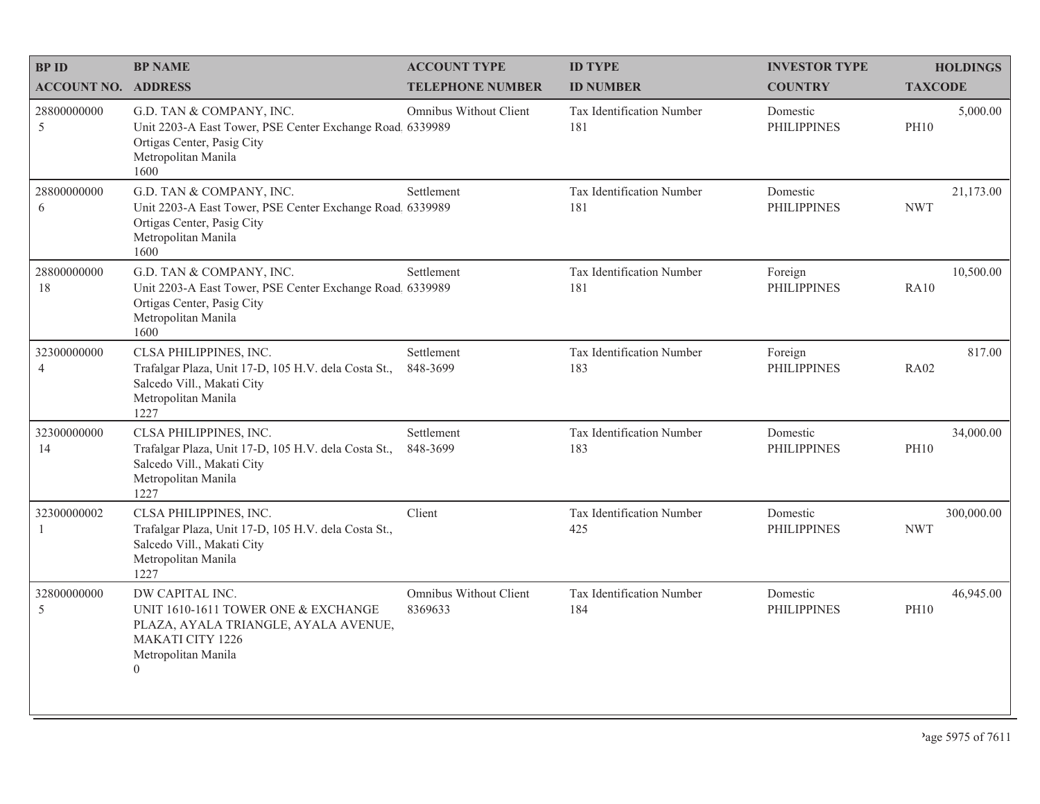| BP ID<br>ACCOUNT NO. | BP NAME<br>ADDRESS | ACCOUNT TYPE<br>TELEPHONE NUMBER | ID TYPE<br>ID NUMBER | INVESTOR TYPE<br>COUNTRY | HOLDINGS<br>TAXCODE |
|---|---|---|---|---|---|
| 28800000000<br>5 | G.D. TAN & COMPANY, INC.<br>Unit 2203-A East Tower, PSE Center Exchange Road. Ortigas Center, Pasig City<br>Metropolitan Manila<br>1600 | Omnibus Without Client<br>6339989 | Tax Identification Number<br>181 | Domestic<br>PHILIPPINES | 5,000.00<br>PH10 |
| 28800000000<br>6 | G.D. TAN & COMPANY, INC.<br>Unit 2203-A East Tower, PSE Center Exchange Road. Ortigas Center, Pasig City<br>Metropolitan Manila<br>1600 | Settlement<br>6339989 | Tax Identification Number<br>181 | Domestic<br>PHILIPPINES | 21,173.00<br>NWT |
| 28800000000<br>18 | G.D. TAN & COMPANY, INC.<br>Unit 2203-A East Tower, PSE Center Exchange Road. Ortigas Center, Pasig City<br>Metropolitan Manila<br>1600 | Settlement<br>6339989 | Tax Identification Number<br>181 | Foreign<br>PHILIPPINES | 10,500.00<br>RA10 |
| 32300000000<br>4 | CLSA PHILIPPINES, INC.<br>Trafalgar Plaza, Unit 17-D, 105 H.V. dela Costa St., Salcedo Vill., Makati City<br>Metropolitan Manila<br>1227 | Settlement<br>848-3699 | Tax Identification Number<br>183 | Foreign<br>PHILIPPINES | 817.00<br>RA02 |
| 32300000000<br>14 | CLSA PHILIPPINES, INC.<br>Trafalgar Plaza, Unit 17-D, 105 H.V. dela Costa St., Salcedo Vill., Makati City<br>Metropolitan Manila<br>1227 | Settlement<br>848-3699 | Tax Identification Number<br>183 | Domestic<br>PHILIPPINES | 34,000.00<br>PH10 |
| 32300000002<br>1 | CLSA PHILIPPINES, INC.<br>Trafalgar Plaza, Unit 17-D, 105 H.V. dela Costa St., Salcedo Vill., Makati City<br>Metropolitan Manila<br>1227 | Client | Tax Identification Number<br>425 | Domestic<br>PHILIPPINES | 300,000.00<br>NWT |
| 32800000000<br>5 | DW CAPITAL INC.<br>UNIT 1610-1611 TOWER ONE & EXCHANGE PLAZA, AYALA TRIANGLE, AYALA AVENUE, MAKATI CITY 1226<br>Metropolitan Manila<br>0 | Omnibus Without Client<br>8369633 | Tax Identification Number<br>184 | Domestic<br>PHILIPPINES | 46,945.00<br>PH10 |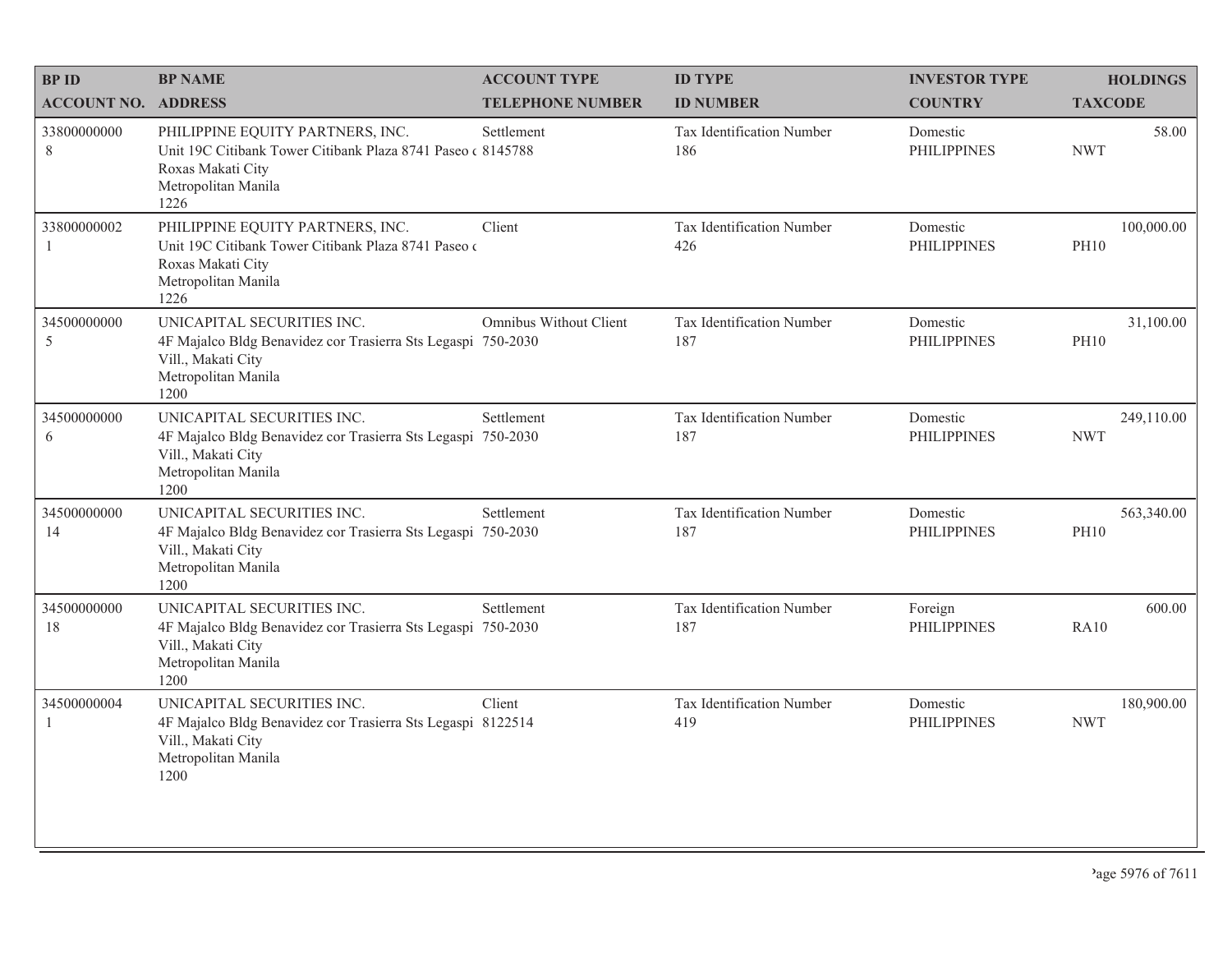| BP ID<br>ACCOUNT NO. | BP NAME<br>ADDRESS | ACCOUNT TYPE<br>TELEPHONE NUMBER | ID TYPE<br>ID NUMBER | INVESTOR TYPE<br>COUNTRY | HOLDINGS<br>TAXCODE |
|---|---|---|---|---|---|
| 33800000000<br>8 | PHILIPPINE EQUITY PARTNERS, INC.<br>Unit 19C Citibank Tower Citibank Plaza 8741 Paseo c<br>Roxas Makati City<br>Metropolitan Manila<br>1226 | Settlement<br>8145788 | Tax Identification Number<br>186 | Domestic<br>PHILIPPINES | 58.00<br>NWT |
| 33800000002<br>1 | PHILIPPINE EQUITY PARTNERS, INC.<br>Unit 19C Citibank Tower Citibank Plaza 8741 Paseo c<br>Roxas Makati City<br>Metropolitan Manila<br>1226 | Client | Tax Identification Number<br>426 | Domestic<br>PHILIPPINES | 100,000.00<br>PH10 |
| 34500000000<br>5 | UNICAPITAL SECURITIES INC.<br>4F Majalco Bldg Benavidez cor Trasierra Sts Legaspi<br>Vill., Makati City<br>Metropolitan Manila<br>1200 | Omnibus Without Client<br>750-2030 | Tax Identification Number<br>187 | Domestic<br>PHILIPPINES | 31,100.00<br>PH10 |
| 34500000000<br>6 | UNICAPITAL SECURITIES INC.<br>4F Majalco Bldg Benavidez cor Trasierra Sts Legaspi<br>Vill., Makati City<br>Metropolitan Manila<br>1200 | Settlement<br>750-2030 | Tax Identification Number<br>187 | Domestic<br>PHILIPPINES | 249,110.00<br>NWT |
| 34500000000<br>14 | UNICAPITAL SECURITIES INC.<br>4F Majalco Bldg Benavidez cor Trasierra Sts Legaspi<br>Vill., Makati City<br>Metropolitan Manila<br>1200 | Settlement<br>750-2030 | Tax Identification Number<br>187 | Domestic<br>PHILIPPINES | 563,340.00<br>PH10 |
| 34500000000<br>18 | UNICAPITAL SECURITIES INC.<br>4F Majalco Bldg Benavidez cor Trasierra Sts Legaspi<br>Vill., Makati City<br>Metropolitan Manila<br>1200 | Settlement<br>750-2030 | Tax Identification Number<br>187 | Foreign<br>PHILIPPINES | 600.00<br>RA10 |
| 34500000004<br>1 | UNICAPITAL SECURITIES INC.<br>4F Majalco Bldg Benavidez cor Trasierra Sts Legaspi<br>Vill., Makati City<br>Metropolitan Manila<br>1200 | Client<br>8122514 | Tax Identification Number<br>419 | Domestic<br>PHILIPPINES | 180,900.00<br>NWT |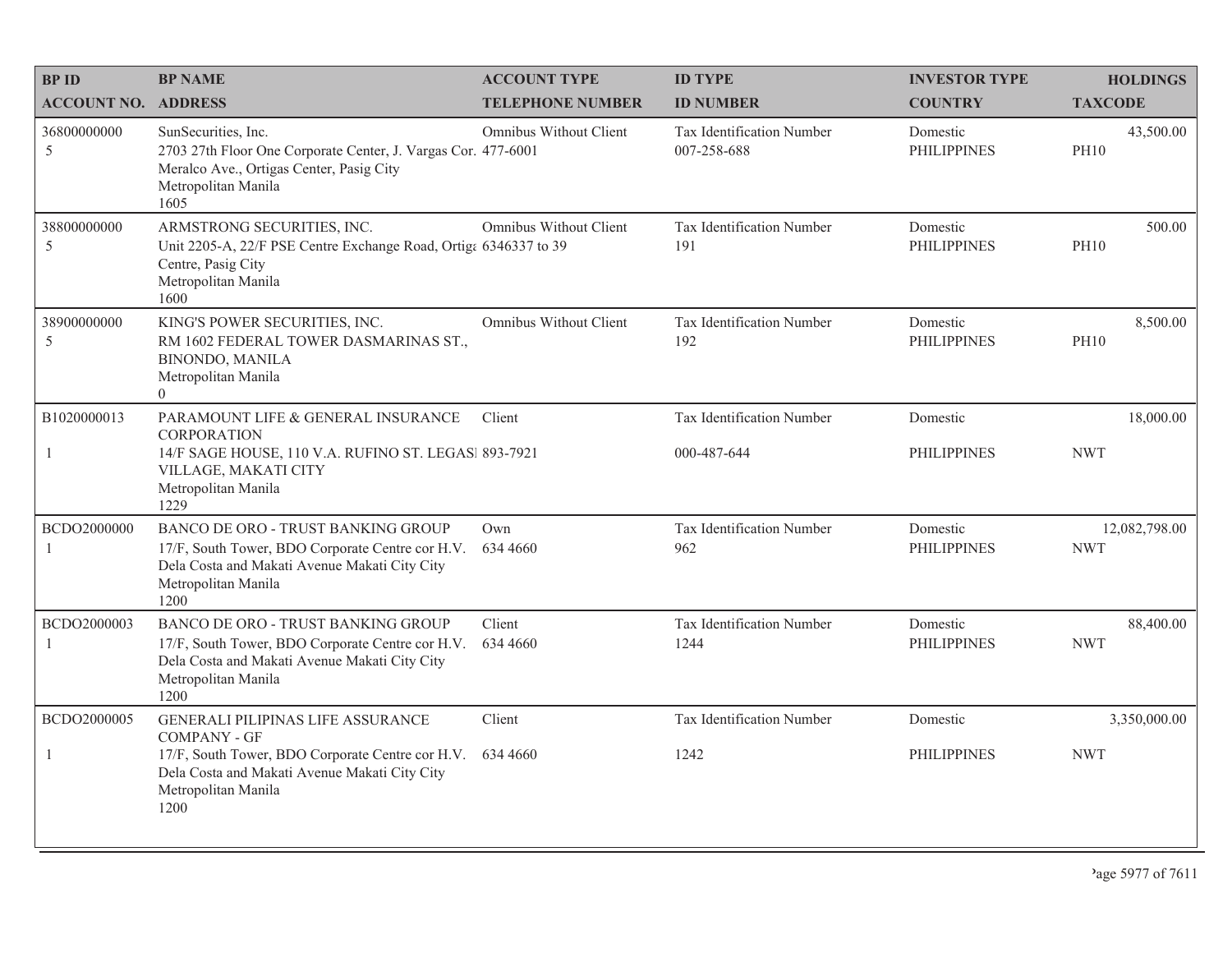| BP ID<br>ACCOUNT NO. | BP NAME<br>ADDRESS | ACCOUNT TYPE<br>TELEPHONE NUMBER | ID TYPE<br>ID NUMBER | INVESTOR TYPE<br>COUNTRY | HOLDINGS<br>TAXCODE |
|---|---|---|---|---|---|
| 36800000000<br>5 | SunSecurities, Inc.<br>2703 27th Floor One Corporate Center, J. Vargas Cor. Meralco Ave., Ortigas Center, Pasig City<br>Metropolitan Manila<br>1605 | Omnibus Without Client<br>477-6001 | Tax Identification Number<br>007-258-688 | Domestic<br>PHILIPPINES | 43,500.00<br>PH10 |
| 38800000000<br>5 | ARMSTRONG SECURITIES, INC.<br>Unit 2205-A, 22/F PSE Centre Exchange Road, Ortiga Centre, Pasig City<br>Metropolitan Manila<br>1600 | Omnibus Without Client<br>6346337 to 39 | Tax Identification Number<br>191 | Domestic<br>PHILIPPINES | 500.00<br>PH10 |
| 38900000000<br>5 | KING'S POWER SECURITIES, INC.<br>RM 1602 FEDERAL TOWER DASMARINAS ST., BINONDO, MANILA<br>Metropolitan Manila<br>0 | Omnibus Without Client | Tax Identification Number<br>192 | Domestic<br>PHILIPPINES | 8,500.00<br>PH10 |
| B1020000013<br>1 | PARAMOUNT LIFE & GENERAL INSURANCE CORPORATION<br>14/F SAGE HOUSE, 110 V.A. RUFINO ST. LEGASI VILLAGE, MAKATI CITY<br>Metropolitan Manila<br>1229 | Client<br>893-7921 | Tax Identification Number<br>000-487-644 | Domestic<br>PHILIPPINES | 18,000.00<br>NWT |
| BCDO2000000<br>1 | BANCO DE ORO - TRUST BANKING GROUP<br>17/F, South Tower, BDO Corporate Centre cor H.V. Dela Costa and Makati Avenue Makati City City<br>Metropolitan Manila<br>1200 | Own<br>634 4660 | Tax Identification Number<br>962 | Domestic<br>PHILIPPINES | 12,082,798.00<br>NWT |
| BCDO2000003<br>1 | BANCO DE ORO - TRUST BANKING GROUP<br>17/F, South Tower, BDO Corporate Centre cor H.V. Dela Costa and Makati Avenue Makati City City<br>Metropolitan Manila<br>1200 | Client<br>634 4660 | Tax Identification Number<br>1244 | Domestic<br>PHILIPPINES | 88,400.00<br>NWT |
| BCDO2000005<br>1 | GENERALI PILIPINAS LIFE ASSURANCE COMPANY - GF<br>17/F, South Tower, BDO Corporate Centre cor H.V. Dela Costa and Makati Avenue Makati City City<br>Metropolitan Manila<br>1200 | Client<br>634 4660 | Tax Identification Number<br>1242 | Domestic<br>PHILIPPINES | 3,350,000.00<br>NWT |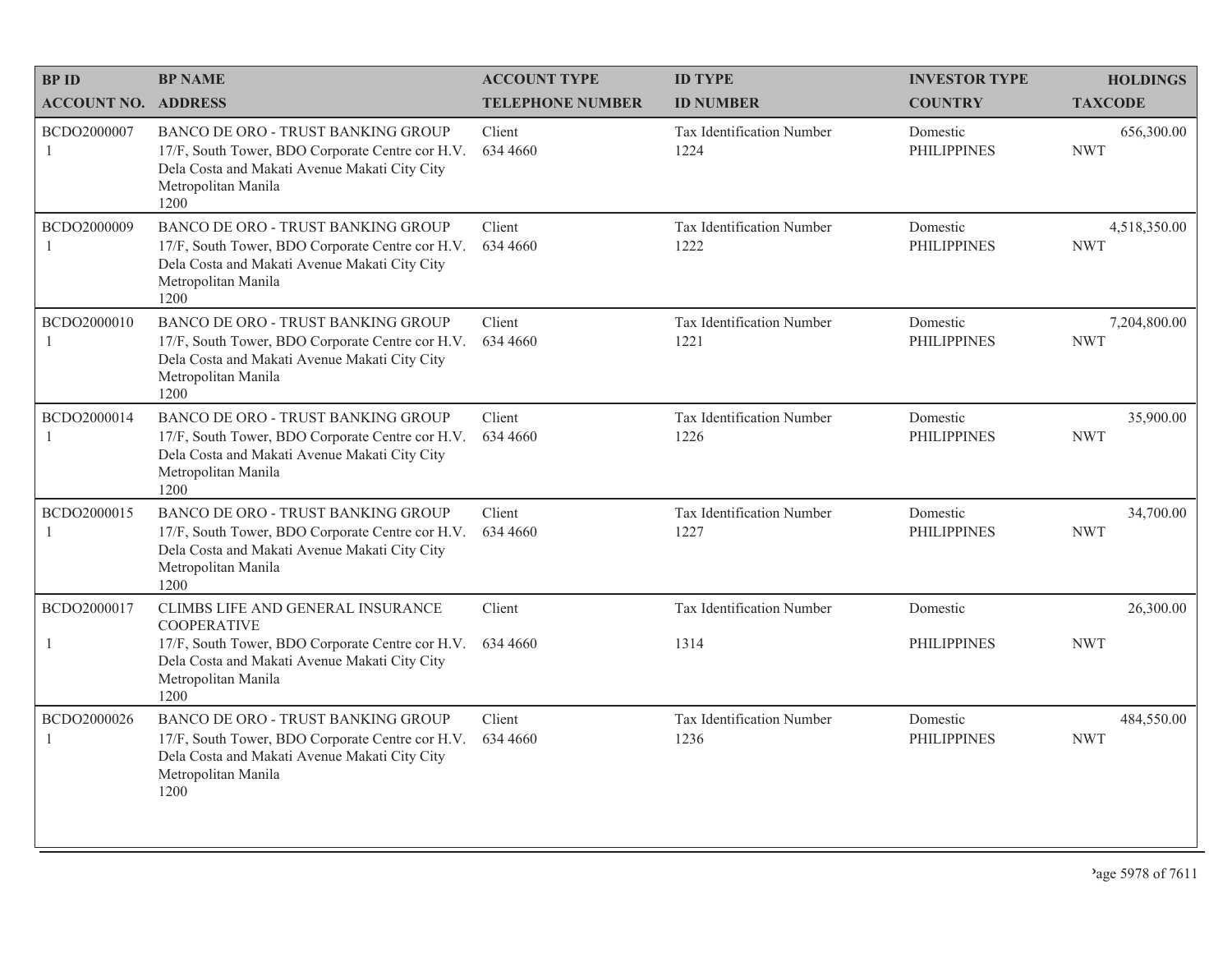| BP ID<br>ACCOUNT NO. | BP NAME<br>ADDRESS | ACCOUNT TYPE<br>TELEPHONE NUMBER | ID TYPE<br>ID NUMBER | INVESTOR TYPE<br>COUNTRY | HOLDINGS<br>TAXCODE |
|---|---|---|---|---|---|
| BCDO2000007<br>1 | BANCO DE ORO - TRUST BANKING GROUP<br>17/F, South Tower, BDO Corporate Centre cor H.V. Dela Costa and Makati Avenue Makati City City Metropolitan Manila<br>1200 | Client<br>634 4660 | Tax Identification Number<br>1224 | Domestic<br>PHILIPPINES | 656,300.00<br>NWT |
| BCDO2000009<br>1 | BANCO DE ORO - TRUST BANKING GROUP<br>17/F, South Tower, BDO Corporate Centre cor H.V. Dela Costa and Makati Avenue Makati City City Metropolitan Manila<br>1200 | Client<br>634 4660 | Tax Identification Number<br>1222 | Domestic<br>PHILIPPINES | 4,518,350.00<br>NWT |
| BCDO2000010<br>1 | BANCO DE ORO - TRUST BANKING GROUP<br>17/F, South Tower, BDO Corporate Centre cor H.V. Dela Costa and Makati Avenue Makati City City Metropolitan Manila<br>1200 | Client<br>634 4660 | Tax Identification Number<br>1221 | Domestic<br>PHILIPPINES | 7,204,800.00<br>NWT |
| BCDO2000014<br>1 | BANCO DE ORO - TRUST BANKING GROUP<br>17/F, South Tower, BDO Corporate Centre cor H.V. Dela Costa and Makati Avenue Makati City City Metropolitan Manila<br>1200 | Client<br>634 4660 | Tax Identification Number<br>1226 | Domestic<br>PHILIPPINES | 35,900.00<br>NWT |
| BCDO2000015<br>1 | BANCO DE ORO - TRUST BANKING GROUP<br>17/F, South Tower, BDO Corporate Centre cor H.V. Dela Costa and Makati Avenue Makati City City Metropolitan Manila<br>1200 | Client<br>634 4660 | Tax Identification Number<br>1227 | Domestic<br>PHILIPPINES | 34,700.00<br>NWT |
| BCDO2000017<br>1 | CLIMBS LIFE AND GENERAL INSURANCE COOPERATIVE<br>17/F, South Tower, BDO Corporate Centre cor H.V. Dela Costa and Makati Avenue Makati City City Metropolitan Manila<br>1200 | Client<br>634 4660 | Tax Identification Number<br>1314 | Domestic<br>PHILIPPINES | 26,300.00<br>NWT |
| BCDO2000026<br>1 | BANCO DE ORO - TRUST BANKING GROUP<br>17/F, South Tower, BDO Corporate Centre cor H.V. Dela Costa and Makati Avenue Makati City City Metropolitan Manila<br>1200 | Client<br>634 4660 | Tax Identification Number<br>1236 | Domestic<br>PHILIPPINES | 484,550.00<br>NWT |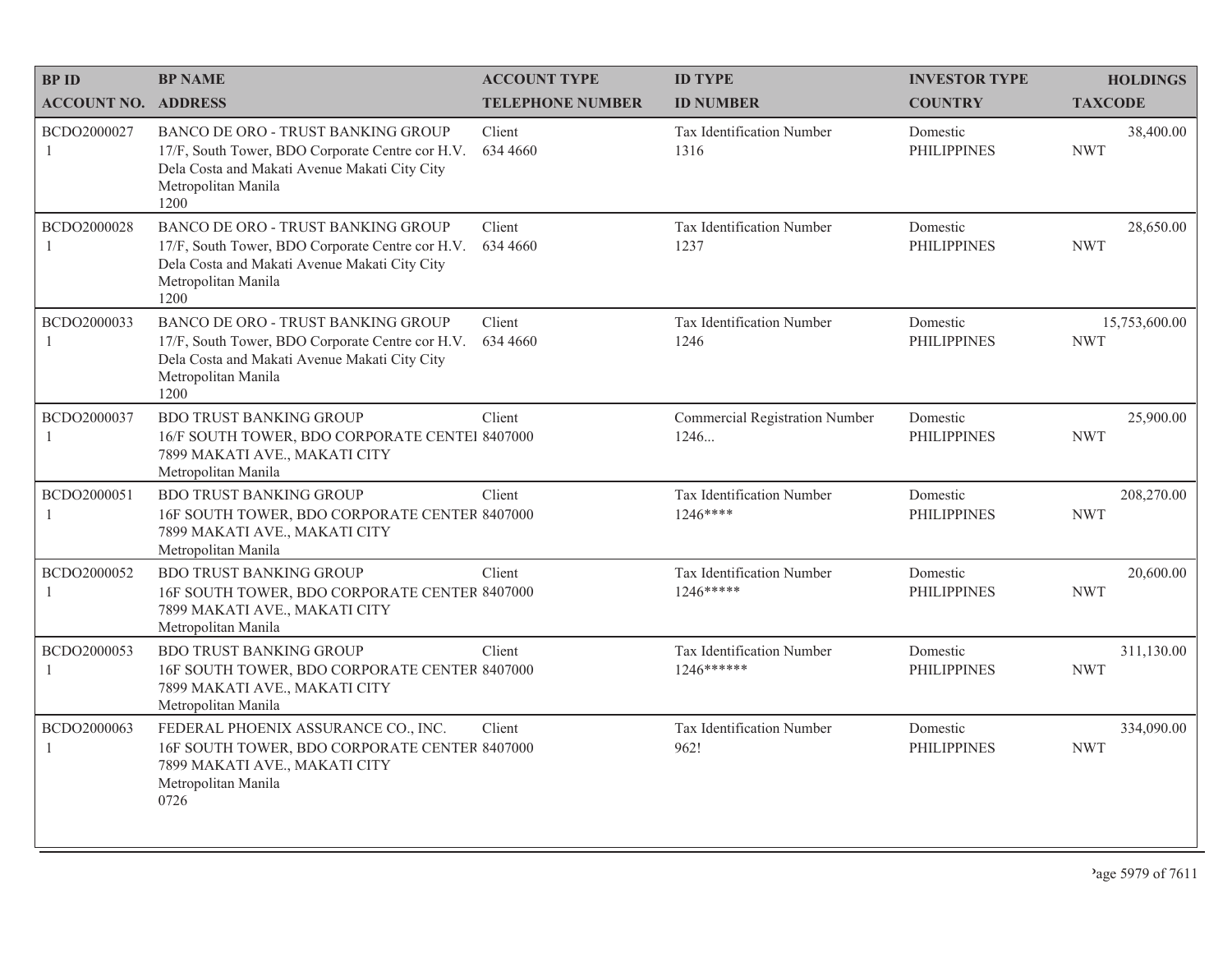| BP ID<br>ACCOUNT NO. | BP NAME<br>ADDRESS | ACCOUNT TYPE<br>TELEPHONE NUMBER | ID TYPE<br>ID NUMBER | INVESTOR TYPE<br>COUNTRY | HOLDINGS<br>TAXCODE |
|---|---|---|---|---|---|
| BCDO2000027<br>1 | BANCO DE ORO - TRUST BANKING GROUP<br>17/F, South Tower, BDO Corporate Centre cor H.V. Dela Costa and Makati Avenue Makati City City<br>Metropolitan Manila<br>1200 | Client<br>634 4660 | Tax Identification Number<br>1316 | Domestic<br>PHILIPPINES | 38,400.00<br>NWT |
| BCDO2000028<br>1 | BANCO DE ORO - TRUST BANKING GROUP<br>17/F, South Tower, BDO Corporate Centre cor H.V. Dela Costa and Makati Avenue Makati City City<br>Metropolitan Manila<br>1200 | Client<br>634 4660 | Tax Identification Number<br>1237 | Domestic<br>PHILIPPINES | 28,650.00<br>NWT |
| BCDO2000033<br>1 | BANCO DE ORO - TRUST BANKING GROUP<br>17/F, South Tower, BDO Corporate Centre cor H.V. Dela Costa and Makati Avenue Makati City City<br>Metropolitan Manila<br>1200 | Client<br>634 4660 | Tax Identification Number<br>1246 | Domestic<br>PHILIPPINES | 15,753,600.00<br>NWT |
| BCDO2000037<br>1 | BDO TRUST BANKING GROUP<br>16/F SOUTH TOWER, BDO CORPORATE CENTEI 7899 MAKATI AVE., MAKATI CITY<br>Metropolitan Manila | Client<br>8407000 | Commercial Registration Number<br>1246... | Domestic<br>PHILIPPINES | 25,900.00<br>NWT |
| BCDO2000051<br>1 | BDO TRUST BANKING GROUP<br>16F SOUTH TOWER, BDO CORPORATE CENTER 7899 MAKATI AVE., MAKATI CITY<br>Metropolitan Manila | Client<br>8407000 | Tax Identification Number<br>1246**** | Domestic<br>PHILIPPINES | 208,270.00<br>NWT |
| BCDO2000052<br>1 | BDO TRUST BANKING GROUP<br>16F SOUTH TOWER, BDO CORPORATE CENTER 7899 MAKATI AVE., MAKATI CITY<br>Metropolitan Manila | Client<br>8407000 | Tax Identification Number<br>1246***** | Domestic<br>PHILIPPINES | 20,600.00<br>NWT |
| BCDO2000053<br>1 | BDO TRUST BANKING GROUP<br>16F SOUTH TOWER, BDO CORPORATE CENTER 7899 MAKATI AVE., MAKATI CITY<br>Metropolitan Manila | Client<br>8407000 | Tax Identification Number<br>1246****** | Domestic<br>PHILIPPINES | 311,130.00<br>NWT |
| BCDO2000063<br>1 | FEDERAL PHOENIX ASSURANCE CO., INC.<br>16F SOUTH TOWER, BDO CORPORATE CENTER 7899 MAKATI AVE., MAKATI CITY<br>Metropolitan Manila<br>0726 | Client<br>8407000 | Tax Identification Number<br>962! | Domestic<br>PHILIPPINES | 334,090.00<br>NWT |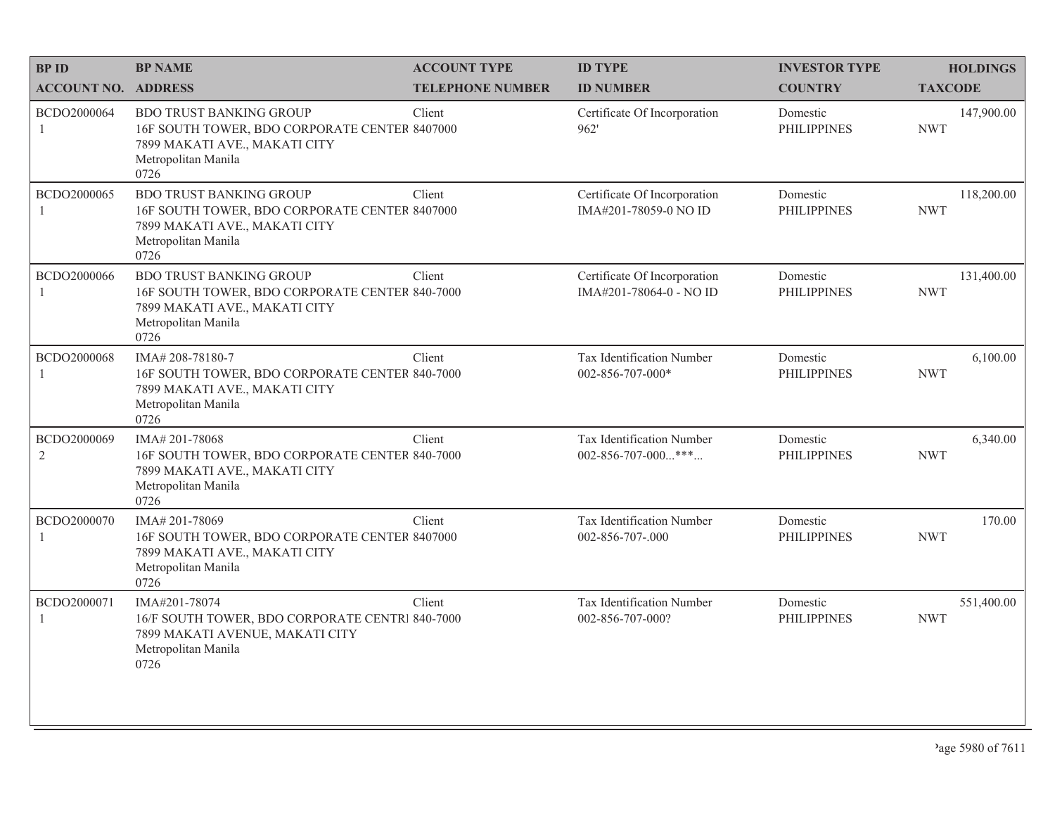| BP ID<br>ACCOUNT NO. | BP NAME<br>ADDRESS | ACCOUNT TYPE<br>TELEPHONE NUMBER | ID TYPE<br>ID NUMBER | INVESTOR TYPE<br>COUNTRY | HOLDINGS<br>TAXCODE |
|---|---|---|---|---|---|
| BCDO2000064<br>1 | BDO TRUST BANKING GROUP<br>16F SOUTH TOWER, BDO CORPORATE CENTER<br>7899 MAKATI AVE., MAKATI CITY<br>Metropolitan Manila<br>0726 | Client<br>8407000 | Certificate Of Incorporation<br>962' | Domestic<br>PHILIPPINES | 147,900.00<br>NWT |
| BCDO2000065<br>1 | BDO TRUST BANKING GROUP<br>16F SOUTH TOWER, BDO CORPORATE CENTER<br>7899 MAKATI AVE., MAKATI CITY<br>Metropolitan Manila<br>0726 | Client<br>8407000 | Certificate Of Incorporation<br>IMA#201-78059-0 NO ID | Domestic<br>PHILIPPINES | 118,200.00<br>NWT |
| BCDO2000066<br>1 | BDO TRUST BANKING GROUP<br>16F SOUTH TOWER, BDO CORPORATE CENTER<br>7899 MAKATI AVE., MAKATI CITY<br>Metropolitan Manila<br>0726 | Client<br>840-7000 | Certificate Of Incorporation<br>IMA#201-78064-0 - NO ID | Domestic<br>PHILIPPINES | 131,400.00<br>NWT |
| BCDO2000068<br>1 | IMA# 208-78180-7<br>16F SOUTH TOWER, BDO CORPORATE CENTER<br>7899 MAKATI AVE., MAKATI CITY<br>Metropolitan Manila<br>0726 | Client<br>840-7000 | Tax Identification Number<br>002-856-707-000* | Domestic<br>PHILIPPINES | 6,100.00<br>NWT |
| BCDO2000069<br>2 | IMA# 201-78068<br>16F SOUTH TOWER, BDO CORPORATE CENTER<br>7899 MAKATI AVE., MAKATI CITY<br>Metropolitan Manila<br>0726 | Client<br>840-7000 | Tax Identification Number<br>002-856-707-000...***... | Domestic<br>PHILIPPINES | 6,340.00<br>NWT |
| BCDO2000070<br>1 | IMA# 201-78069<br>16F SOUTH TOWER, BDO CORPORATE CENTER<br>7899 MAKATI AVE., MAKATI CITY<br>Metropolitan Manila<br>0726 | Client<br>8407000 | Tax Identification Number<br>002-856-707-.000 | Domestic<br>PHILIPPINES | 170.00<br>NWT |
| BCDO2000071<br>1 | IMA#201-78074<br>16/F SOUTH TOWER, BDO CORPORATE CENTRI<br>7899 MAKATI AVENUE, MAKATI CITY<br>Metropolitan Manila<br>0726 | Client<br>840-7000 | Tax Identification Number<br>002-856-707-000? | Domestic<br>PHILIPPINES | 551,400.00<br>NWT |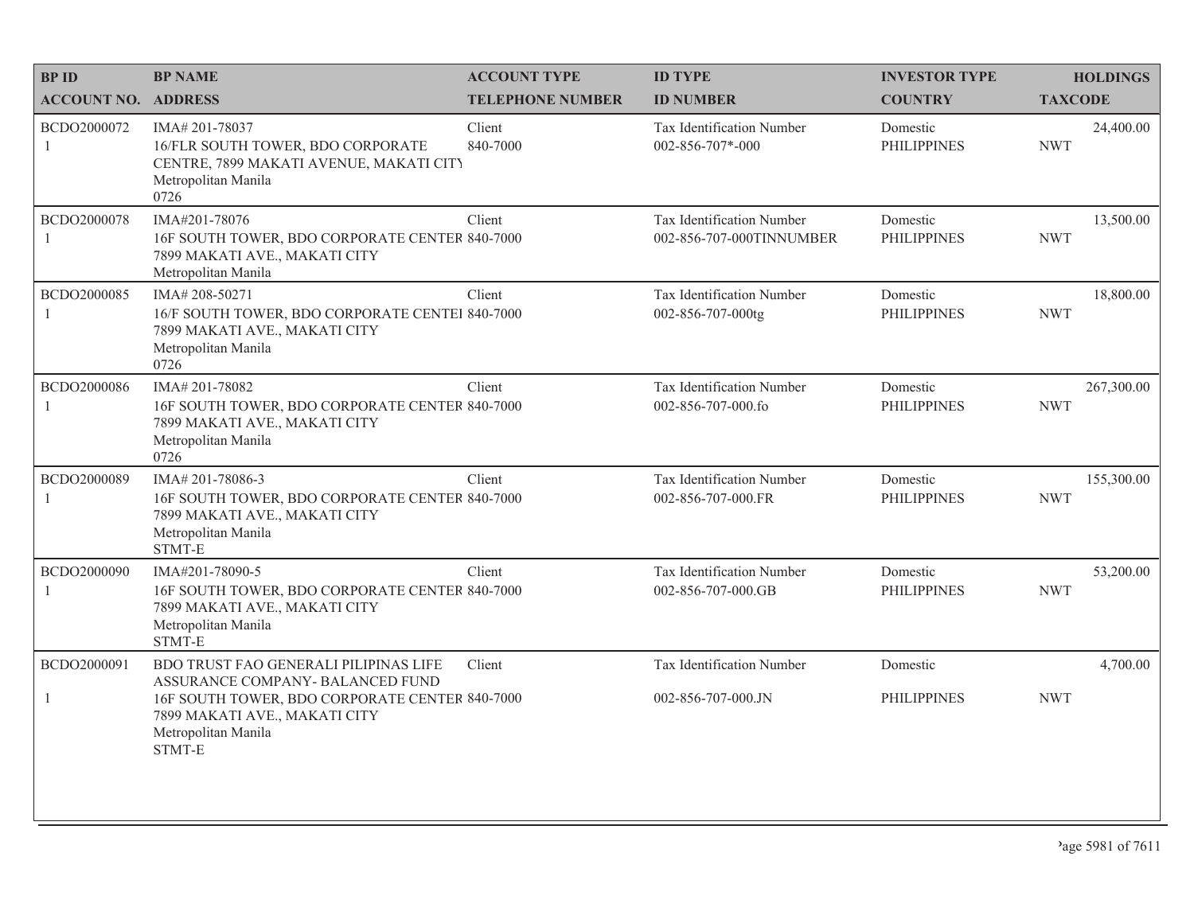| BP ID<br>ACCOUNT NO. | BP NAME<br>ADDRESS | ACCOUNT TYPE<br>TELEPHONE NUMBER | ID TYPE<br>ID NUMBER | INVESTOR TYPE<br>COUNTRY | HOLDINGS<br>TAXCODE |
|---|---|---|---|---|---|
| BCDO2000072<br>1 | IMA# 201-78037<br>16/FLR SOUTH TOWER, BDO CORPORATE CENTRE, 7899 MAKATI AVENUE, MAKATI CITY<br>Metropolitan Manila<br>0726 | Client<br>840-7000 | Tax Identification Number<br>002-856-707*-000 | Domestic<br>PHILIPPINES | 24,400.00<br>NWT |
| BCDO2000078<br>1 | IMA#201-78076<br>16F SOUTH TOWER, BDO CORPORATE CENTER 7899 MAKATI AVE., MAKATI CITY<br>Metropolitan Manila | Client<br>840-7000 | Tax Identification Number<br>002-856-707-000TINNUMBER | Domestic<br>PHILIPPINES | 13,500.00<br>NWT |
| BCDO2000085<br>1 | IMA# 208-50271<br>16/F SOUTH TOWER, BDO CORPORATE CENTEI 7899 MAKATI AVE., MAKATI CITY<br>Metropolitan Manila<br>0726 | Client<br>840-7000 | Tax Identification Number<br>002-856-707-000tg | Domestic<br>PHILIPPINES | 18,800.00<br>NWT |
| BCDO2000086<br>1 | IMA# 201-78082<br>16F SOUTH TOWER, BDO CORPORATE CENTER 7899 MAKATI AVE., MAKATI CITY<br>Metropolitan Manila<br>0726 | Client<br>840-7000 | Tax Identification Number<br>002-856-707-000.fo | Domestic<br>PHILIPPINES | 267,300.00<br>NWT |
| BCDO2000089<br>1 | IMA# 201-78086-3<br>16F SOUTH TOWER, BDO CORPORATE CENTER 7899 MAKATI AVE., MAKATI CITY<br>Metropolitan Manila<br>STMT-E | Client<br>840-7000 | Tax Identification Number<br>002-856-707-000.FR | Domestic<br>PHILIPPINES | 155,300.00<br>NWT |
| BCDO2000090<br>1 | IMA#201-78090-5<br>16F SOUTH TOWER, BDO CORPORATE CENTER 7899 MAKATI AVE., MAKATI CITY<br>Metropolitan Manila<br>STMT-E | Client<br>840-7000 | Tax Identification Number<br>002-856-707-000.GB | Domestic<br>PHILIPPINES | 53,200.00<br>NWT |
| BCDO2000091<br>1 | BDO TRUST FAO GENERALI PILIPINAS LIFE ASSURANCE COMPANY- BALANCED FUND<br>16F SOUTH TOWER, BDO CORPORATE CENTER 7899 MAKATI AVE., MAKATI CITY<br>Metropolitan Manila<br>STMT-E | Client<br>840-7000 | Tax Identification Number<br>002-856-707-000.JN | Domestic<br>PHILIPPINES | 4,700.00<br>NWT |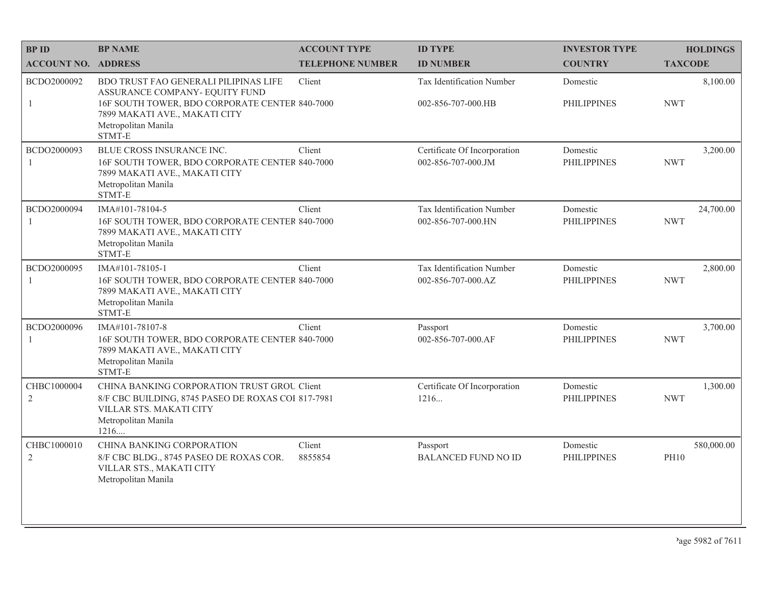| BP ID<br>ACCOUNT NO. | BP NAME<br>ADDRESS | ACCOUNT TYPE<br>TELEPHONE NUMBER | ID TYPE<br>ID NUMBER | INVESTOR TYPE<br>COUNTRY | HOLDINGS<br>TAXCODE |
|---|---|---|---|---|---|
| BCDO2000092<br>1 | BDO TRUST FAO GENERALI PILIPINAS LIFE ASSURANCE COMPANY- EQUITY FUND<br>16F SOUTH TOWER, BDO CORPORATE CENTER 7899 MAKATI AVE., MAKATI CITY<br>Metropolitan Manila<br>STMT-E | Client<br>840-7000 | Tax Identification Number<br>002-856-707-000.HB | Domestic<br>PHILIPPINES | 8,100.00<br>NWT |
| BCDO2000093<br>1 | BLUE CROSS INSURANCE INC.<br>16F SOUTH TOWER, BDO CORPORATE CENTER 7899 MAKATI AVE., MAKATI CITY<br>Metropolitan Manila<br>STMT-E | Client<br>840-7000 | Certificate Of Incorporation<br>002-856-707-000.JM | Domestic<br>PHILIPPINES | 3,200.00<br>NWT |
| BCDO2000094<br>1 | IMA#101-78104-5<br>16F SOUTH TOWER, BDO CORPORATE CENTER 7899 MAKATI AVE., MAKATI CITY<br>Metropolitan Manila<br>STMT-E | Client<br>840-7000 | Tax Identification Number<br>002-856-707-000.HN | Domestic<br>PHILIPPINES | 24,700.00<br>NWT |
| BCDO2000095<br>1 | IMA#101-78105-1<br>16F SOUTH TOWER, BDO CORPORATE CENTER 7899 MAKATI AVE., MAKATI CITY<br>Metropolitan Manila<br>STMT-E | Client<br>840-7000 | Tax Identification Number<br>002-856-707-000.AZ | Domestic<br>PHILIPPINES | 2,800.00<br>NWT |
| BCDO2000096<br>1 | IMA#101-78107-8<br>16F SOUTH TOWER, BDO CORPORATE CENTER 7899 MAKATI AVE., MAKATI CITY<br>Metropolitan Manila<br>STMT-E | Client<br>840-7000 | Passport<br>002-856-707-000.AF | Domestic<br>PHILIPPINES | 3,700.00<br>NWT |
| CHBC1000004<br>2 | CHINA BANKING CORPORATION TRUST GROU<br>8/F CBC BUILDING, 8745 PASEO DE ROXAS COI VILLAR STS. MAKATI CITY<br>Metropolitan Manila<br>1216.... | Client<br>817-7981 | Certificate Of Incorporation<br>1216... | Domestic<br>PHILIPPINES | 1,300.00<br>NWT |
| CHBC1000010<br>2 | CHINA BANKING CORPORATION<br>8/F CBC BLDG., 8745 PASEO DE ROXAS COR. VILLAR STS., MAKATI CITY<br>Metropolitan Manila | Client<br>8855854 | Passport<br>BALANCED FUND NO ID | Domestic<br>PHILIPPINES | 580,000.00<br>PH10 |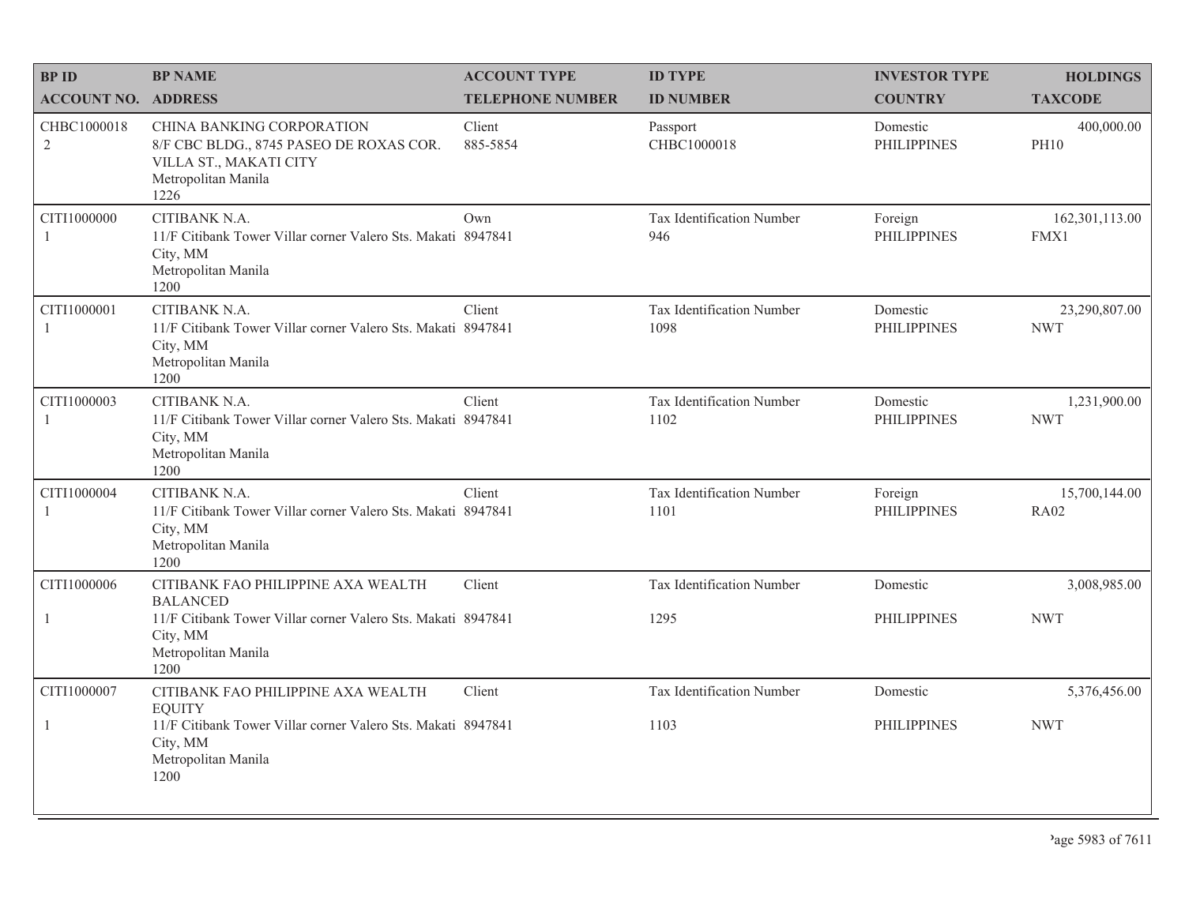| BP ID<br>ACCOUNT NO. | BP NAME<br>ADDRESS | ACCOUNT TYPE<br>TELEPHONE NUMBER | ID TYPE<br>ID NUMBER | INVESTOR TYPE<br>COUNTRY | HOLDINGS<br>TAXCODE |
|---|---|---|---|---|---|
| CHBC1000018<br>2 | CHINA BANKING CORPORATION<br>8/F CBC BLDG., 8745 PASEO DE ROXAS COR. VILLA ST., MAKATI CITY<br>Metropolitan Manila<br>1226 | Client<br>885-5854 | Passport<br>CHBC1000018 | Domestic<br>PHILIPPINES | 400,000.00<br>PH10 |
| CITI1000000<br>1 | CITIBANK N.A.<br>11/F Citibank Tower Villar corner Valero Sts. Makati City, MM<br>Metropolitan Manila<br>1200 | Own<br>8947841 | Tax Identification Number<br>946 | Foreign<br>PHILIPPINES | 162,301,113.00<br>FMX1 |
| CITI1000001<br>1 | CITIBANK N.A.<br>11/F Citibank Tower Villar corner Valero Sts. Makati City, MM<br>Metropolitan Manila<br>1200 | Client<br>8947841 | Tax Identification Number<br>1098 | Domestic<br>PHILIPPINES | 23,290,807.00<br>NWT |
| CITI1000003<br>1 | CITIBANK N.A.<br>11/F Citibank Tower Villar corner Valero Sts. Makati City, MM<br>Metropolitan Manila<br>1200 | Client<br>8947841 | Tax Identification Number<br>1102 | Domestic<br>PHILIPPINES | 1,231,900.00<br>NWT |
| CITI1000004<br>1 | CITIBANK N.A.<br>11/F Citibank Tower Villar corner Valero Sts. Makati City, MM<br>Metropolitan Manila<br>1200 | Client<br>8947841 | Tax Identification Number<br>1101 | Foreign<br>PHILIPPINES | 15,700,144.00<br>RA02 |
| CITI1000006<br>1 | CITIBANK FAO PHILIPPINE AXA WEALTH BALANCED<br>11/F Citibank Tower Villar corner Valero Sts. Makati City, MM<br>Metropolitan Manila<br>1200 | Client<br>8947841 | Tax Identification Number<br>1295 | Domestic<br>PHILIPPINES | 3,008,985.00<br>NWT |
| CITI1000007<br>1 | CITIBANK FAO PHILIPPINE AXA WEALTH EQUITY<br>11/F Citibank Tower Villar corner Valero Sts. Makati City, MM<br>Metropolitan Manila<br>1200 | Client<br>8947841 | Tax Identification Number<br>1103 | Domestic<br>PHILIPPINES | 5,376,456.00<br>NWT |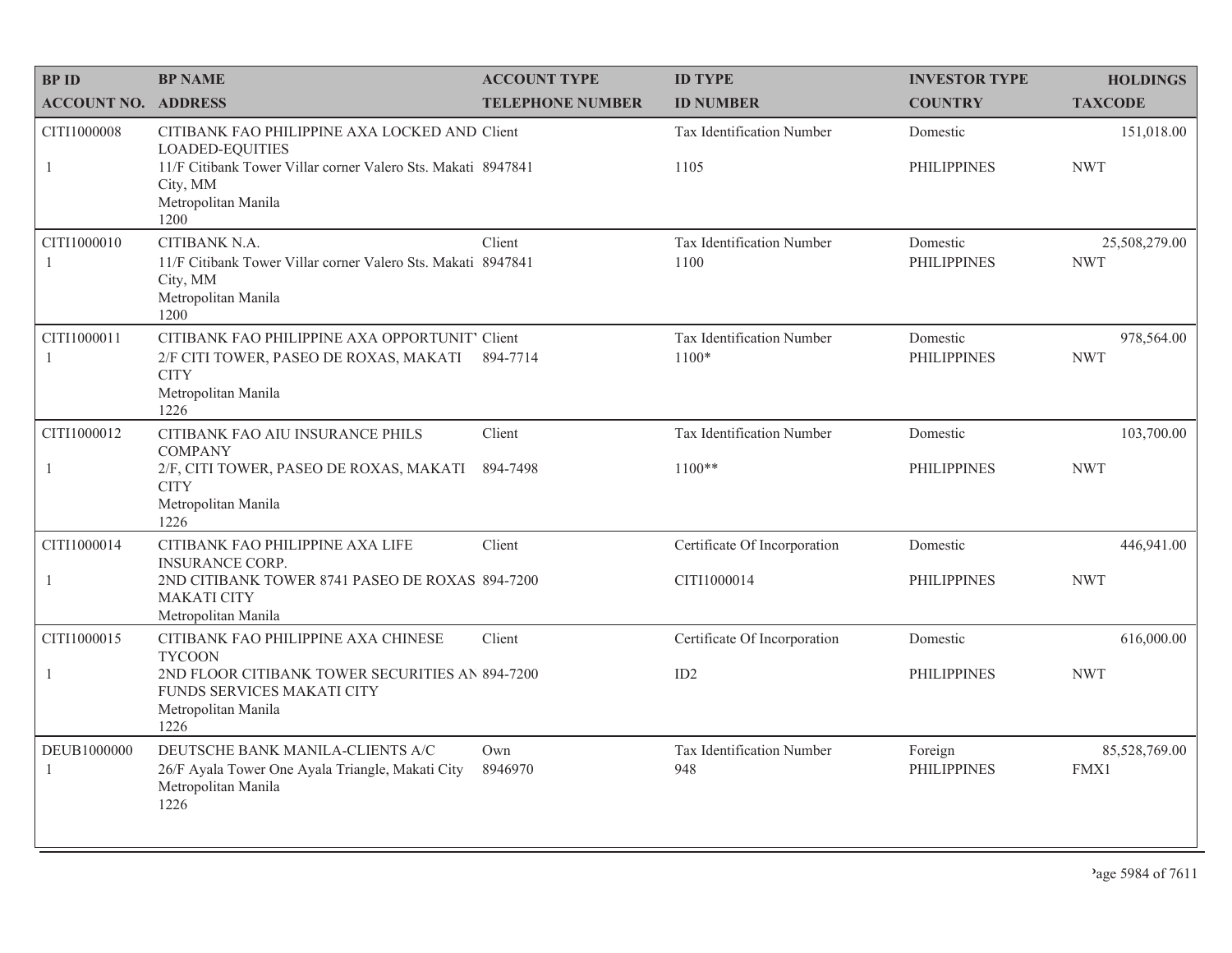| BP ID<br>ACCOUNT NO. | BP NAME<br>ADDRESS | ACCOUNT TYPE<br>TELEPHONE NUMBER | ID TYPE<br>ID NUMBER | INVESTOR TYPE<br>COUNTRY | HOLDINGS<br>TAXCODE |
|---|---|---|---|---|---|
| CITI1000008<br>1 | CITIBANK FAO PHILIPPINE AXA LOCKED AND LOADED-EQUITIES<br>11/F Citibank Tower Villar corner Valero Sts. Makati City, MM<br>Metropolitan Manila<br>1200 | Client<br>8947841 | Tax Identification Number<br>1105 | Domestic<br>PHILIPPINES | 151,018.00<br>NWT |
| CITI1000010<br>1 | CITIBANK N.A.<br>11/F Citibank Tower Villar corner Valero Sts. Makati City, MM<br>Metropolitan Manila<br>1200 | Client<br>8947841 | Tax Identification Number<br>1100 | Domestic<br>PHILIPPINES | 25,508,279.00<br>NWT |
| CITI1000011<br>1 | CITIBANK FAO PHILIPPINE AXA OPPORTUNIT<br>2/F CITI TOWER, PASEO DE ROXAS, MAKATI CITY<br>Metropolitan Manila<br>1226 | Client<br>894-7714 | Tax Identification Number<br>1100* | Domestic<br>PHILIPPINES | 978,564.00<br>NWT |
| CITI1000012<br>1 | CITIBANK FAO AIU INSURANCE PHILS COMPANY<br>2/F, CITI TOWER, PASEO DE ROXAS, MAKATI CITY<br>Metropolitan Manila<br>1226 | Client<br>894-7498 | Tax Identification Number<br>1100** | Domestic<br>PHILIPPINES | 103,700.00<br>NWT |
| CITI1000014<br>1 | CITIBANK FAO PHILIPPINE AXA LIFE INSURANCE CORP.<br>2ND CITIBANK TOWER 8741 PASEO DE ROXAS MAKATI CITY<br>Metropolitan Manila | Client<br>894-7200 | Certificate Of Incorporation<br>CITI1000014 | Domestic<br>PHILIPPINES | 446,941.00<br>NWT |
| CITI1000015<br>1 | CITIBANK FAO PHILIPPINE AXA CHINESE TYCOON<br>2ND FLOOR CITIBANK TOWER SECURITIES AN FUNDS SERVICES MAKATI CITY<br>Metropolitan Manila<br>1226 | Client<br>894-7200 | Certificate Of Incorporation<br>ID2 | Domestic<br>PHILIPPINES | 616,000.00<br>NWT |
| DEUB1000000<br>1 | DEUTSCHE BANK MANILA-CLIENTS A/C<br>26/F Ayala Tower One Ayala Triangle, Makati City<br>Metropolitan Manila<br>1226 | Own<br>8946970 | Tax Identification Number<br>948 | Foreign<br>PHILIPPINES | 85,528,769.00<br>FMX1 |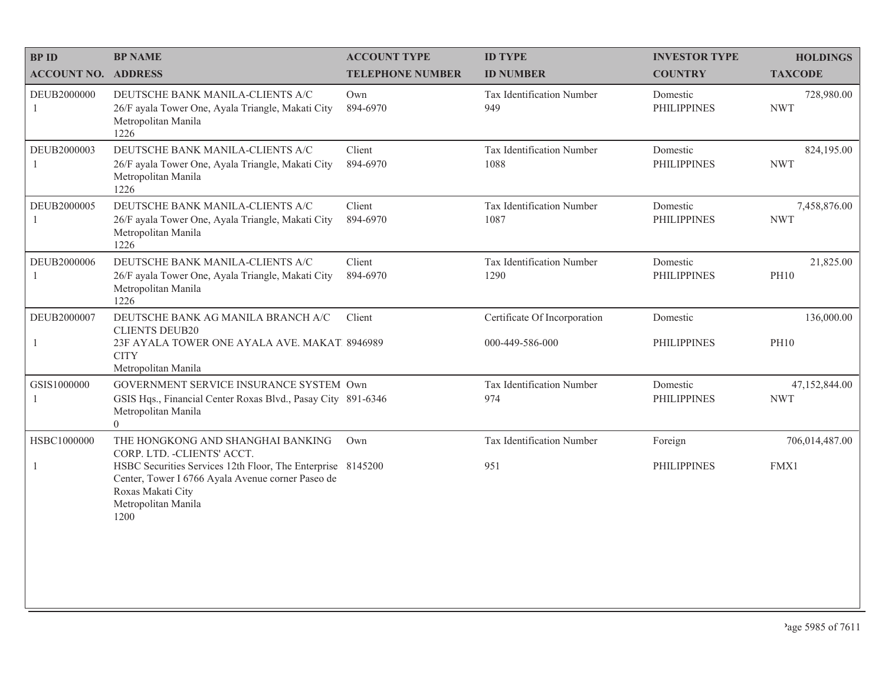| BP ID<br>ACCOUNT NO. | BP NAME<br>ADDRESS | ACCOUNT TYPE<br>TELEPHONE NUMBER | ID TYPE<br>ID NUMBER | INVESTOR TYPE<br>COUNTRY | HOLDINGS<br>TAXCODE |
|---|---|---|---|---|---|
| DEUB2000000<br>1 | DEUTSCHE BANK MANILA-CLIENTS A/C<br>26/F ayala Tower One, Ayala Triangle, Makati City<br>Metropolitan Manila<br>1226 | Own<br>894-6970 | Tax Identification Number<br>949 | Domestic<br>PHILIPPINES | 728,980.00<br>NWT |
| DEUB2000003<br>1 | DEUTSCHE BANK MANILA-CLIENTS A/C<br>26/F ayala Tower One, Ayala Triangle, Makati City<br>Metropolitan Manila<br>1226 | Client<br>894-6970 | Tax Identification Number<br>1088 | Domestic<br>PHILIPPINES | 824,195.00<br>NWT |
| DEUB2000005<br>1 | DEUTSCHE BANK MANILA-CLIENTS A/C<br>26/F ayala Tower One, Ayala Triangle, Makati City<br>Metropolitan Manila<br>1226 | Client<br>894-6970 | Tax Identification Number<br>1087 | Domestic<br>PHILIPPINES | 7,458,876.00<br>NWT |
| DEUB2000006<br>1 | DEUTSCHE BANK MANILA-CLIENTS A/C<br>26/F ayala Tower One, Ayala Triangle, Makati City<br>Metropolitan Manila<br>1226 | Client<br>894-6970 | Tax Identification Number<br>1290 | Domestic<br>PHILIPPINES | 21,825.00<br>PH10 |
| DEUB2000007<br>1 | DEUTSCHE BANK AG MANILA BRANCH A/C CLIENTS DEUB20<br>23F AYALA TOWER ONE AYALA AVE. MAKATI CITY<br>Metropolitan Manila | Client<br>8946989 | Certificate Of Incorporation<br>000-449-586-000 | Domestic<br>PHILIPPINES | 136,000.00<br>PH10 |
| GSIS1000000<br>1 | GOVERNMENT SERVICE INSURANCE SYSTEM<br>GSIS Hqs., Financial Center Roxas Blvd., Pasay City<br>Metropolitan Manila<br>0 | Own<br>891-6346 | Tax Identification Number<br>974 | Domestic<br>PHILIPPINES | 47,152,844.00<br>NWT |
| HSBC1000000<br>1 | THE HONGKONG AND SHANGHAI BANKING CORP. LTD. -CLIENTS' ACCT.<br>HSBC Securities Services 12th Floor, The Enterprise Center, Tower I 6766 Ayala Avenue corner Paseo de Roxas Makati City<br>Metropolitan Manila<br>1200 | Own<br>8145200 | Tax Identification Number<br>951 | Foreign<br>PHILIPPINES | 706,014,487.00<br>FMX1 |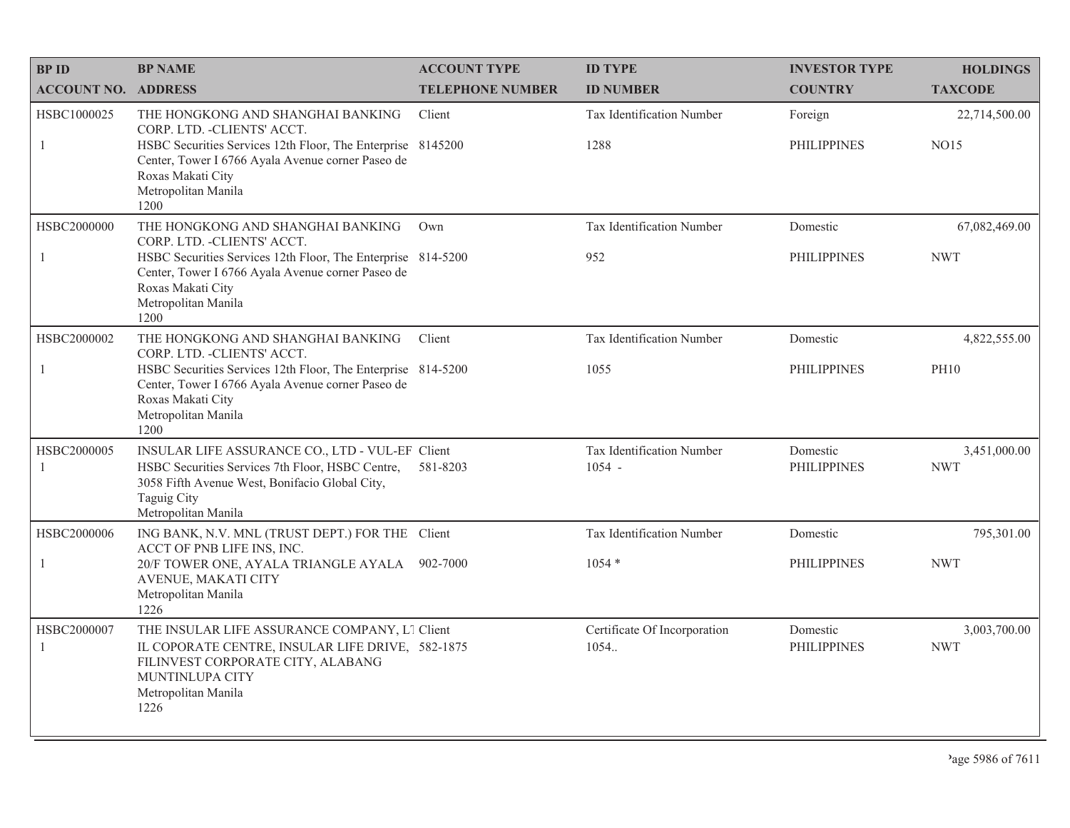| BP ID<br>ACCOUNT NO. | BP NAME<br>ADDRESS | ACCOUNT TYPE<br>TELEPHONE NUMBER | ID TYPE<br>ID NUMBER | INVESTOR TYPE<br>COUNTRY | HOLDINGS<br>TAXCODE |
|---|---|---|---|---|---|
| HSBC1000025<br>1 | THE HONGKONG AND SHANGHAI BANKING CORP. LTD. -CLIENTS' ACCT.<br>HSBC Securities Services 12th Floor, The Enterprise Center, Tower I 6766 Ayala Avenue corner Paseo de Roxas Makati City<br>Metropolitan Manila<br>1200 | Client<br>8145200 | Tax Identification Number<br>1288 | Foreign<br>PHILIPPINES | 22,714,500.00<br>NO15 |
| HSBC2000000<br>1 | THE HONGKONG AND SHANGHAI BANKING CORP. LTD. -CLIENTS' ACCT.<br>HSBC Securities Services 12th Floor, The Enterprise Center, Tower I 6766 Ayala Avenue corner Paseo de Roxas Makati City<br>Metropolitan Manila<br>1200 | Own<br>814-5200 | Tax Identification Number<br>952 | Domestic<br>PHILIPPINES | 67,082,469.00<br>NWT |
| HSBC2000002<br>1 | THE HONGKONG AND SHANGHAI BANKING CORP. LTD. -CLIENTS' ACCT.<br>HSBC Securities Services 12th Floor, The Enterprise Center, Tower I 6766 Ayala Avenue corner Paseo de Roxas Makati City<br>Metropolitan Manila<br>1200 | Client<br>814-5200 | Tax Identification Number<br>1055 | Domestic<br>PHILIPPINES | 4,822,555.00<br>PH10 |
| HSBC2000005<br>1 | INSULAR LIFE ASSURANCE CO., LTD - VUL-EF<br>HSBC Securities Services 7th Floor, HSBC Centre, 3058 Fifth Avenue West, Bonifacio Global City, Taguig City<br>Metropolitan Manila | Client<br>581-8203 | Tax Identification Number<br>1054 - | Domestic<br>PHILIPPINES | 3,451,000.00<br>NWT |
| HSBC2000006<br>1 | ING BANK, N.V. MNL (TRUST DEPT.) FOR THE ACCT OF PNB LIFE INS, INC.<br>20/F TOWER ONE, AYALA TRIANGLE AYALA AVENUE, MAKATI CITY<br>Metropolitan Manila<br>1226 | Client<br>902-7000 | Tax Identification Number<br>1054 * | Domestic<br>PHILIPPINES | 795,301.00<br>NWT |
| HSBC2000007<br>1 | THE INSULAR LIFE ASSURANCE COMPANY, LT<br>IL COPORATE CENTRE, INSULAR LIFE DRIVE, FILINVEST CORPORATE CITY, ALABANG MUNTINLUPA CITY<br>Metropolitan Manila<br>1226 | Client<br>582-1875 | Certificate Of Incorporation<br>1054.. | Domestic<br>PHILIPPINES | 3,003,700.00<br>NWT |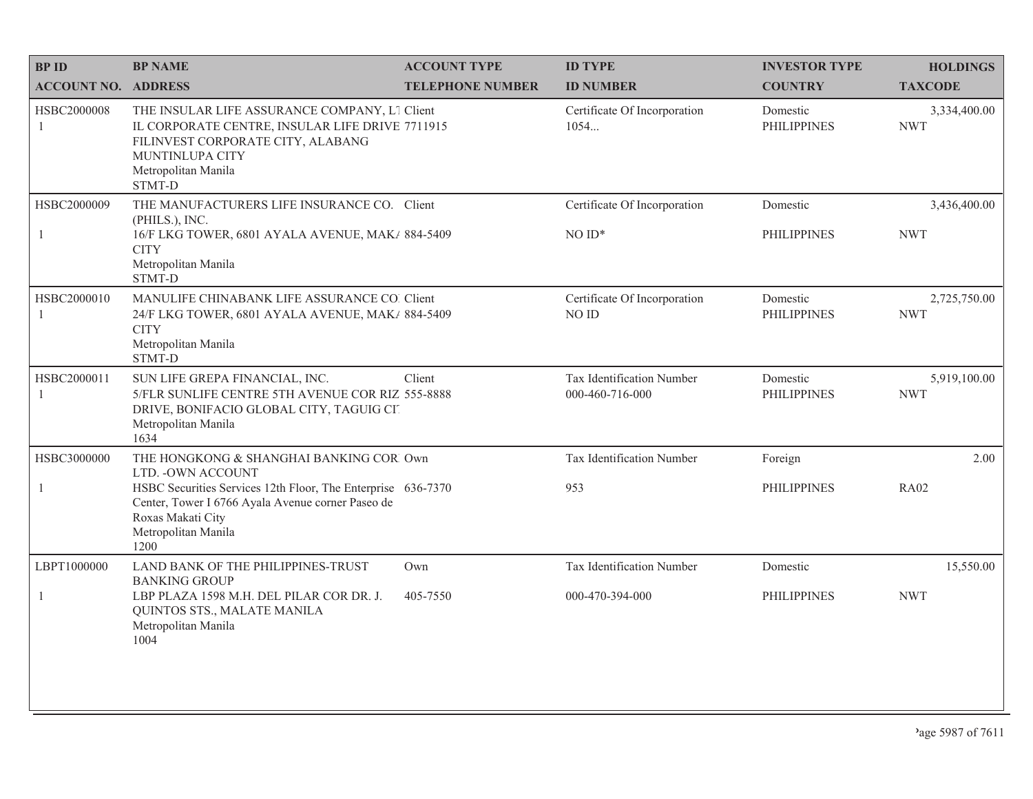| BP ID<br>ACCOUNT NO. | BP NAME<br>ADDRESS | ACCOUNT TYPE<br>TELEPHONE NUMBER | ID TYPE<br>ID NUMBER | INVESTOR TYPE<br>COUNTRY | HOLDINGS<br>TAXCODE |
|---|---|---|---|---|---|
| HSBC2000008<br>1 | THE INSULAR LIFE ASSURANCE COMPANY, LT<br>IL CORPORATE CENTRE, INSULAR LIFE DRIVE FILINVEST CORPORATE CITY, ALABANG MUNTINLUPA CITY<br>Metropolitan Manila<br>STMT-D | Client<br>7711915 | Certificate Of Incorporation<br>1054... | Domestic<br>PHILIPPINES | 3,334,400.00<br>NWT |
| HSBC2000009<br>1 | THE MANUFACTURERS LIFE INSURANCE CO. (PHILS.), INC.<br>16/F LKG TOWER, 6801 AYALA AVENUE, MAKA CITY<br>Metropolitan Manila<br>STMT-D | Client<br>884-5409 | Certificate Of Incorporation<br>NO ID* | Domestic<br>PHILIPPINES | 3,436,400.00<br>NWT |
| HSBC2000010<br>1 | MANULIFE CHINABANK LIFE ASSURANCE CO<br>24/F LKG TOWER, 6801 AYALA AVENUE, MAKA CITY<br>Metropolitan Manila<br>STMT-D | Client<br>884-5409 | Certificate Of Incorporation<br>NO ID | Domestic<br>PHILIPPINES | 2,725,750.00<br>NWT |
| HSBC2000011<br>1 | SUN LIFE GREPA FINANCIAL, INC.<br>5/FLR SUNLIFE CENTRE 5TH AVENUE COR RIZ DRIVE, BONIFACIO GLOBAL CITY, TAGUIG CIT<br>Metropolitan Manila<br>1634 | Client<br>555-8888 | Tax Identification Number<br>000-460-716-000 | Domestic<br>PHILIPPINES | 5,919,100.00<br>NWT |
| HSBC3000000<br>1 | THE HONGKONG & SHANGHAI BANKING COR LTD. -OWN ACCOUNT<br>HSBC Securities Services 12th Floor, The Enterprise Center, Tower I 6766 Ayala Avenue corner Paseo de Roxas Makati City<br>Metropolitan Manila<br>1200 | Own<br>636-7370 | Tax Identification Number<br>953 | Foreign<br>PHILIPPINES | 2.00<br>RA02 |
| LBPT1000000<br>1 | LAND BANK OF THE PHILIPPINES-TRUST BANKING GROUP<br>LBP PLAZA 1598 M.H. DEL PILAR COR DR. J. QUINTOS STS., MALATE MANILA<br>Metropolitan Manila<br>1004 | Own<br>405-7550 | Tax Identification Number<br>000-470-394-000 | Domestic<br>PHILIPPINES | 15,550.00<br>NWT |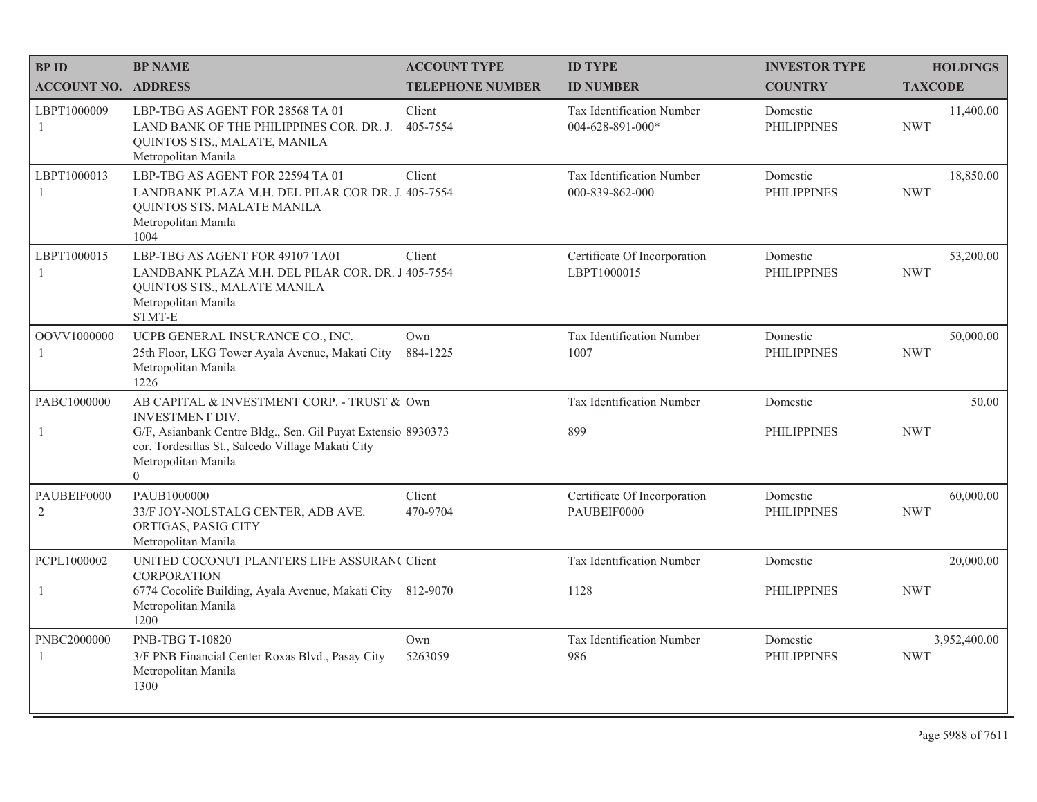| BP ID<br>ACCOUNT NO. | BP NAME<br>ADDRESS | ACCOUNT TYPE<br>TELEPHONE NUMBER | ID TYPE<br>ID NUMBER | INVESTOR TYPE<br>COUNTRY | HOLDINGS<br>TAXCODE |
|---|---|---|---|---|---|
| LBPT1000009<br>1 | LBP-TBG AS AGENT FOR 28568 TA 01<br>LAND BANK OF THE PHILIPPINES COR. DR. J. QUINTOS STS., MALATE, MANILA<br>Metropolitan Manila | Client<br>405-7554 | Tax Identification Number<br>004-628-891-000* | Domestic<br>PHILIPPINES | 11,400.00<br>NWT |
| LBPT1000013<br>1 | LBP-TBG AS AGENT FOR 22594 TA 01<br>LANDBANK PLAZA M.H. DEL PILAR COR DR. J. QUINTOS STS. MALATE MANILA<br>Metropolitan Manila<br>1004 | Client<br>405-7554 | Tax Identification Number<br>000-839-862-000 | Domestic<br>PHILIPPINES | 18,850.00<br>NWT |
| LBPT1000015<br>1 | LBP-TBG AS AGENT FOR 49107 TA01<br>LANDBANK PLAZA M.H. DEL PILAR COR. DR. J QUINTOS STS., MALATE MANILA<br>Metropolitan Manila<br>STMT-E | Client<br>405-7554 | Certificate Of Incorporation<br>LBPT1000015 | Domestic<br>PHILIPPINES | 53,200.00<br>NWT |
| OOVV1000000<br>1 | UCPB GENERAL INSURANCE CO., INC.<br>25th Floor, LKG Tower Ayala Avenue, Makati City<br>Metropolitan Manila<br>1226 | Own<br>884-1225 | Tax Identification Number<br>1007 | Domestic<br>PHILIPPINES | 50,000.00<br>NWT |
| PABC1000000<br>1 | AB CAPITAL & INVESTMENT CORP. - TRUST & INVESTMENT DIV.<br>G/F, Asianbank Centre Bldg., Sen. Gil Puyat Extensio cor. Tordesillas St., Salcedo Village Makati City<br>Metropolitan Manila<br>0 | Own<br>8930373 | Tax Identification Number<br>899 | Domestic<br>PHILIPPINES | 50.00<br>NWT |
| PAUBEIF0000<br>2 | PAUB1000000<br>33/F JOY-NOLSTALG CENTER, ADB AVE. ORTIGAS, PASIG CITY<br>Metropolitan Manila | Client<br>470-9704 | Certificate Of Incorporation<br>PAUBEIF0000 | Domestic<br>PHILIPPINES | 60,000.00<br>NWT |
| PCPL1000002<br>1 | UNITED COCONUT PLANTERS LIFE ASSURAN( CORPORATION<br>6774 Cocolife Building, Ayala Avenue, Makati City<br>Metropolitan Manila<br>1200 | Client<br>812-9070 | Tax Identification Number<br>1128 | Domestic<br>PHILIPPINES | 20,000.00<br>NWT |
| PNBC2000000<br>1 | PNB-TBG T-10820<br>3/F PNB Financial Center Roxas Blvd., Pasay City<br>Metropolitan Manila<br>1300 | Own<br>5263059 | Tax Identification Number<br>986 | Domestic<br>PHILIPPINES | 3,952,400.00<br>NWT |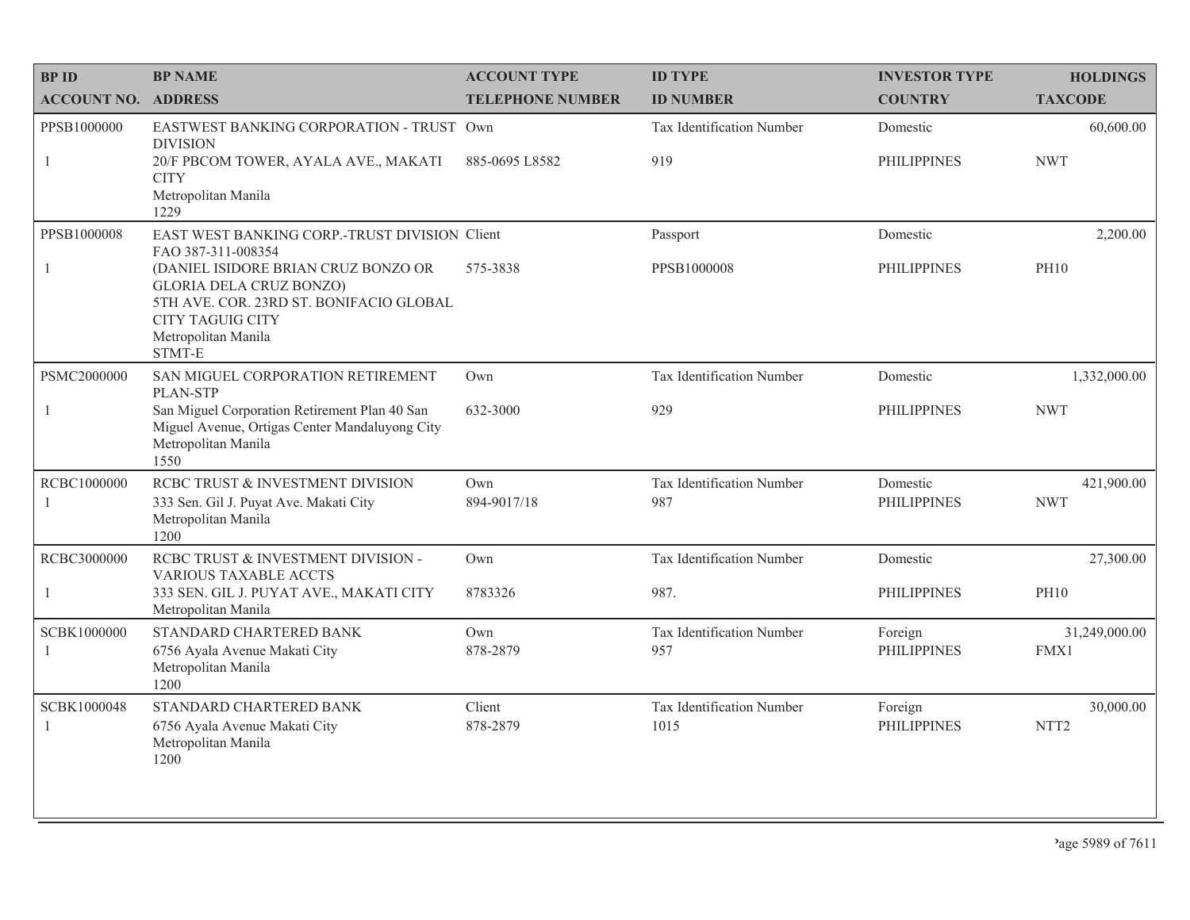| BP ID<br>ACCOUNT NO. | BP NAME<br>ADDRESS | ACCOUNT TYPE<br>TELEPHONE NUMBER | ID TYPE<br>ID NUMBER | INVESTOR TYPE<br>COUNTRY | HOLDINGS<br>TAXCODE |
|---|---|---|---|---|---|
| PPSB1000000<br>1 | EASTWEST BANKING CORPORATION - TRUST DIVISION<br>20/F PBCOM TOWER, AYALA AVE., MAKATI CITY<br>Metropolitan Manila<br>1229 | Own<br>885-0695 L8582 | Tax Identification Number<br>919 | Domestic<br>PHILIPPINES | 60,600.00<br>NWT |
| PPSB1000008<br>1 | EAST WEST BANKING CORP.-TRUST DIVISION FAO 387-311-008354<br>(DANIEL ISIDORE BRIAN CRUZ BONZO OR GLORIA DELA CRUZ BONZO)<br>5TH AVE. COR. 23RD ST. BONIFACIO GLOBAL CITY TAGUIG CITY<br>Metropolitan Manila<br>STMT-E | Client<br>575-3838 | Passport<br>PPSB1000008 | Domestic<br>PHILIPPINES | 2,200.00<br>PH10 |
| PSMC2000000<br>1 | SAN MIGUEL CORPORATION RETIREMENT PLAN-STP<br>San Miguel Corporation Retirement Plan 40 San Miguel Avenue, Ortigas Center Mandaluyong City<br>Metropolitan Manila<br>1550 | Own<br>632-3000 | Tax Identification Number<br>929 | Domestic<br>PHILIPPINES | 1,332,000.00<br>NWT |
| RCBC1000000<br>1 | RCBC TRUST & INVESTMENT DIVISION<br>333 Sen. Gil J. Puyat Ave. Makati City<br>Metropolitan Manila<br>1200 | Own<br>894-9017/18 | Tax Identification Number<br>987 | Domestic<br>PHILIPPINES | 421,900.00<br>NWT |
| RCBC3000000<br>1 | RCBC TRUST & INVESTMENT DIVISION - VARIOUS TAXABLE ACCTS<br>333 SEN. GIL J. PUYAT AVE., MAKATI CITY<br>Metropolitan Manila | Own<br>8783326 | Tax Identification Number<br>987. | Domestic<br>PHILIPPINES | 27,300.00<br>PH10 |
| SCBK1000000<br>1 | STANDARD CHARTERED BANK<br>6756 Ayala Avenue Makati City<br>Metropolitan Manila<br>1200 | Own<br>878-2879 | Tax Identification Number<br>957 | Foreign<br>PHILIPPINES | 31,249,000.00<br>FMX1 |
| SCBK1000048<br>1 | STANDARD CHARTERED BANK<br>6756 Ayala Avenue Makati City<br>Metropolitan Manila<br>1200 | Client<br>878-2879 | Tax Identification Number<br>1015 | Foreign<br>PHILIPPINES | 30,000.00<br>NTT2 |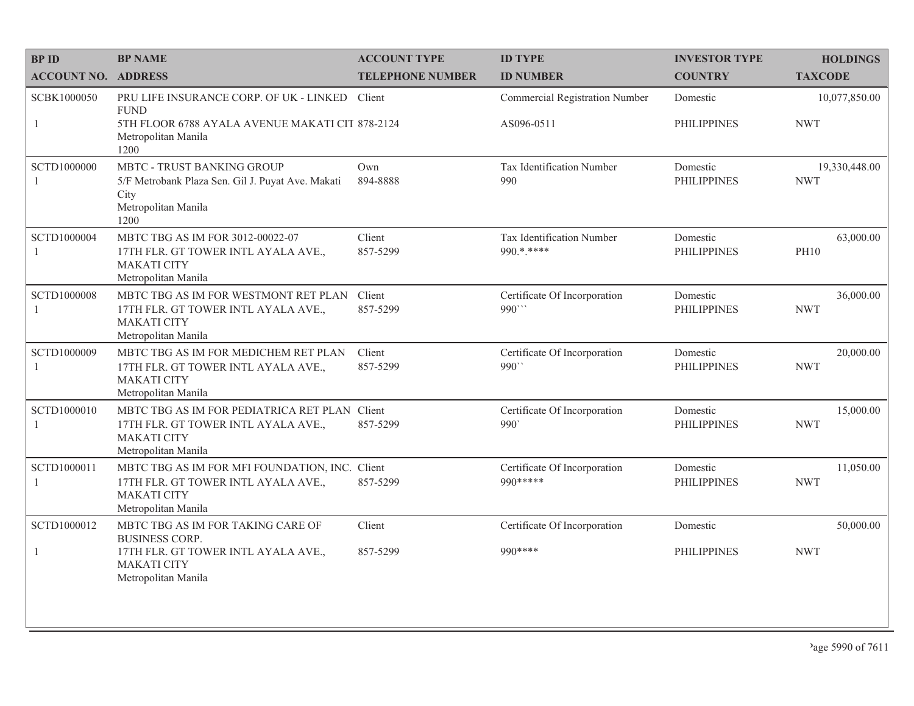| BP ID | BP NAME | ACCOUNT TYPE | ID TYPE | INVESTOR TYPE | HOLDINGS |
|---|---|---|---|---|---|
| ACCOUNT NO. | ADDRESS | TELEPHONE NUMBER | ID NUMBER | COUNTRY | TAXCODE |
| SCBK1000050 | PRU LIFE INSURANCE CORP. OF UK - LINKED FUND | Client | Commercial Registration Number | Domestic | 10,077,850.00 |
| 1 | 5TH FLOOR 6788 AYALA AVENUE MAKATI CIT Metropolitan Manila 1200 | 878-2124 | AS096-0511 | PHILIPPINES | NWT |
| SCTD1000000 | MBTC - TRUST BANKING GROUP | Own | Tax Identification Number | Domestic | 19,330,448.00 |
| 1 | 5/F Metrobank Plaza Sen. Gil J. Puyat Ave. Makati City Metropolitan Manila 1200 | 894-8888 | 990 | PHILIPPINES | NWT |
| SCTD1000004 | MBTC TBG AS IM FOR 3012-00022-07 | Client | Tax Identification Number | Domestic | 63,000.00 |
| 1 | 17TH FLR. GT TOWER INTL AYALA AVE., MAKATI CITY Metropolitan Manila | 857-5299 | 990.*.**** | PHILIPPINES | PH10 |
| SCTD1000008 | MBTC TBG AS IM FOR WESTMONT RET PLAN | Client | Certificate Of Incorporation | Domestic | 36,000.00 |
| 1 | 17TH FLR. GT TOWER INTL AYALA AVE., MAKATI CITY Metropolitan Manila | 857-5299 | 990``` | PHILIPPINES | NWT |
| SCTD1000009 | MBTC TBG AS IM FOR MEDICHEM RET PLAN | Client | Certificate Of Incorporation | Domestic | 20,000.00 |
| 1 | 17TH FLR. GT TOWER INTL AYALA AVE., MAKATI CITY Metropolitan Manila | 857-5299 | 990`` | PHILIPPINES | NWT |
| SCTD1000010 | MBTC TBG AS IM FOR PEDIATRICA RET PLAN | Client | Certificate Of Incorporation | Domestic | 15,000.00 |
| 1 | 17TH FLR. GT TOWER INTL AYALA AVE., MAKATI CITY Metropolitan Manila | 857-5299 | 990` | PHILIPPINES | NWT |
| SCTD1000011 | MBTC TBG AS IM FOR MFI FOUNDATION, INC. | Client | Certificate Of Incorporation | Domestic | 11,050.00 |
| 1 | 17TH FLR. GT TOWER INTL AYALA AVE., MAKATI CITY Metropolitan Manila | 857-5299 | 990***** | PHILIPPINES | NWT |
| SCTD1000012 | MBTC TBG AS IM FOR TAKING CARE OF BUSINESS CORP. | Client | Certificate Of Incorporation | Domestic | 50,000.00 |
| 1 | 17TH FLR. GT TOWER INTL AYALA AVE., MAKATI CITY Metropolitan Manila | 857-5299 | 990**** | PHILIPPINES | NWT |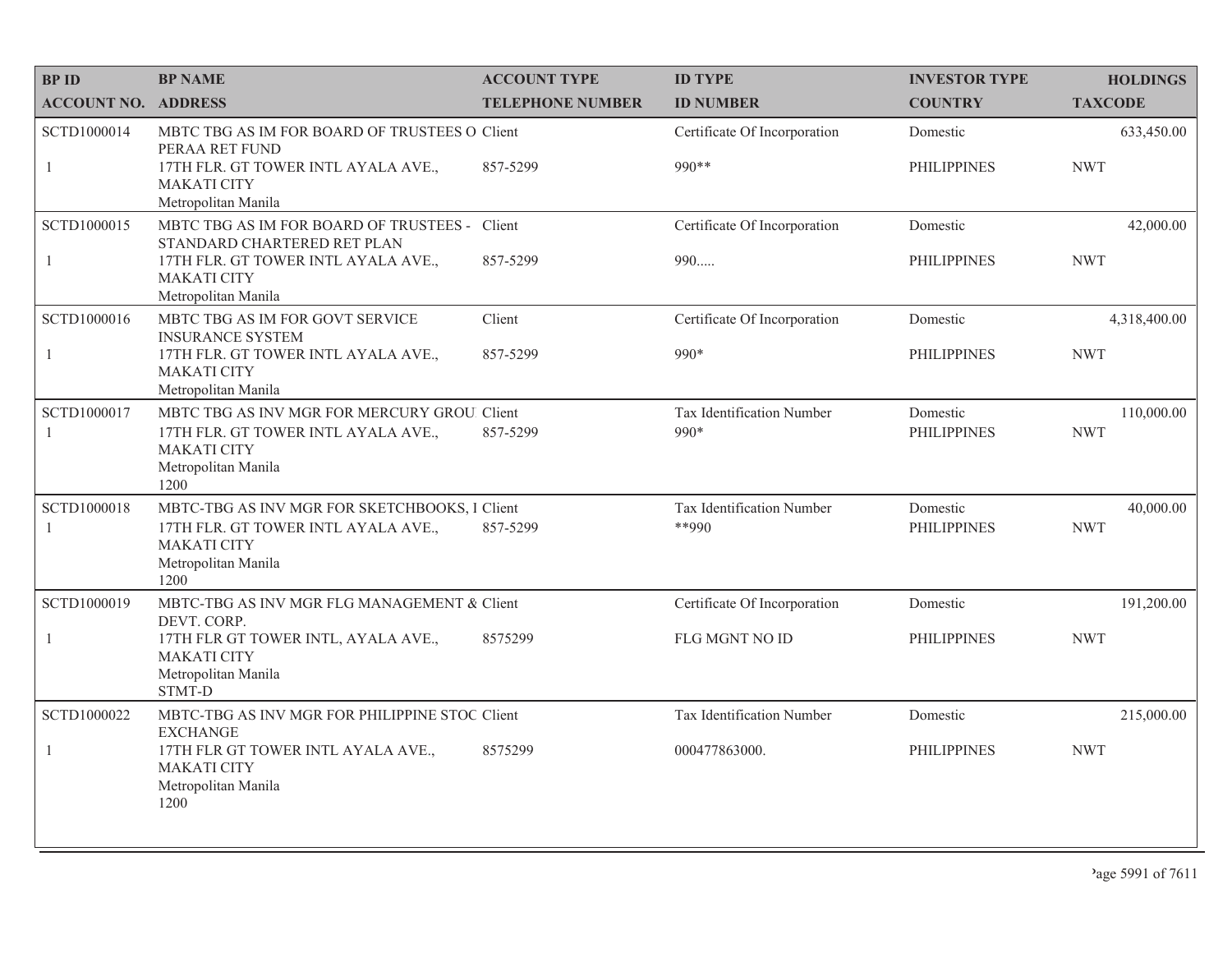| BP ID<br>ACCOUNT NO. | BP NAME<br>ADDRESS | ACCOUNT TYPE<br>TELEPHONE NUMBER | ID TYPE<br>ID NUMBER | INVESTOR TYPE<br>COUNTRY | HOLDINGS<br>TAXCODE |
|---|---|---|---|---|---|
| SCTD1000014<br>1 | MBTC TBG AS IM FOR BOARD OF TRUSTEES O PERAA RET FUND<br>17TH FLR. GT TOWER INTL AYALA AVE., MAKATI CITY<br>Metropolitan Manila | Client<br>857-5299 | Certificate Of Incorporation<br>990** | Domestic<br>PHILIPPINES | 633,450.00<br>NWT |
| SCTD1000015<br>1 | MBTC TBG AS IM FOR BOARD OF TRUSTEES - STANDARD CHARTERED RET PLAN<br>17TH FLR. GT TOWER INTL AYALA AVE., MAKATI CITY<br>Metropolitan Manila | Client<br>857-5299 | Certificate Of Incorporation<br>990..... | Domestic<br>PHILIPPINES | 42,000.00<br>NWT |
| SCTD1000016<br>1 | MBTC TBG AS IM FOR GOVT SERVICE INSURANCE SYSTEM<br>17TH FLR. GT TOWER INTL AYALA AVE., MAKATI CITY<br>Metropolitan Manila | Client<br>857-5299 | Certificate Of Incorporation<br>990* | Domestic<br>PHILIPPINES | 4,318,400.00<br>NWT |
| SCTD1000017<br>1 | MBTC TBG AS INV MGR FOR MERCURY GROU<br>17TH FLR. GT TOWER INTL AYALA AVE., MAKATI CITY<br>Metropolitan Manila<br>1200 | Client<br>857-5299 | Tax Identification Number<br>990* | Domestic<br>PHILIPPINES | 110,000.00<br>NWT |
| SCTD1000018<br>1 | MBTC-TBG AS INV MGR FOR SKETCHBOOKS, I<br>17TH FLR. GT TOWER INTL AYALA AVE., MAKATI CITY<br>Metropolitan Manila<br>1200 | Client<br>857-5299 | Tax Identification Number<br>**990 | Domestic<br>PHILIPPINES | 40,000.00<br>NWT |
| SCTD1000019<br>1 | MBTC-TBG AS INV MGR FLG MANAGEMENT & DEVT. CORP.<br>17TH FLR GT TOWER INTL, AYALA AVE., MAKATI CITY<br>Metropolitan Manila<br>STMT-D | Client<br>8575299 | Certificate Of Incorporation<br>FLG MGNT NO ID | Domestic<br>PHILIPPINES | 191,200.00<br>NWT |
| SCTD1000022<br>1 | MBTC-TBG AS INV MGR FOR PHILIPPINE STOC EXCHANGE<br>17TH FLR GT TOWER INTL AYALA AVE., MAKATI CITY<br>Metropolitan Manila<br>1200 | Client<br>8575299 | Tax Identification Number<br>000477863000. | Domestic<br>PHILIPPINES | 215,000.00<br>NWT |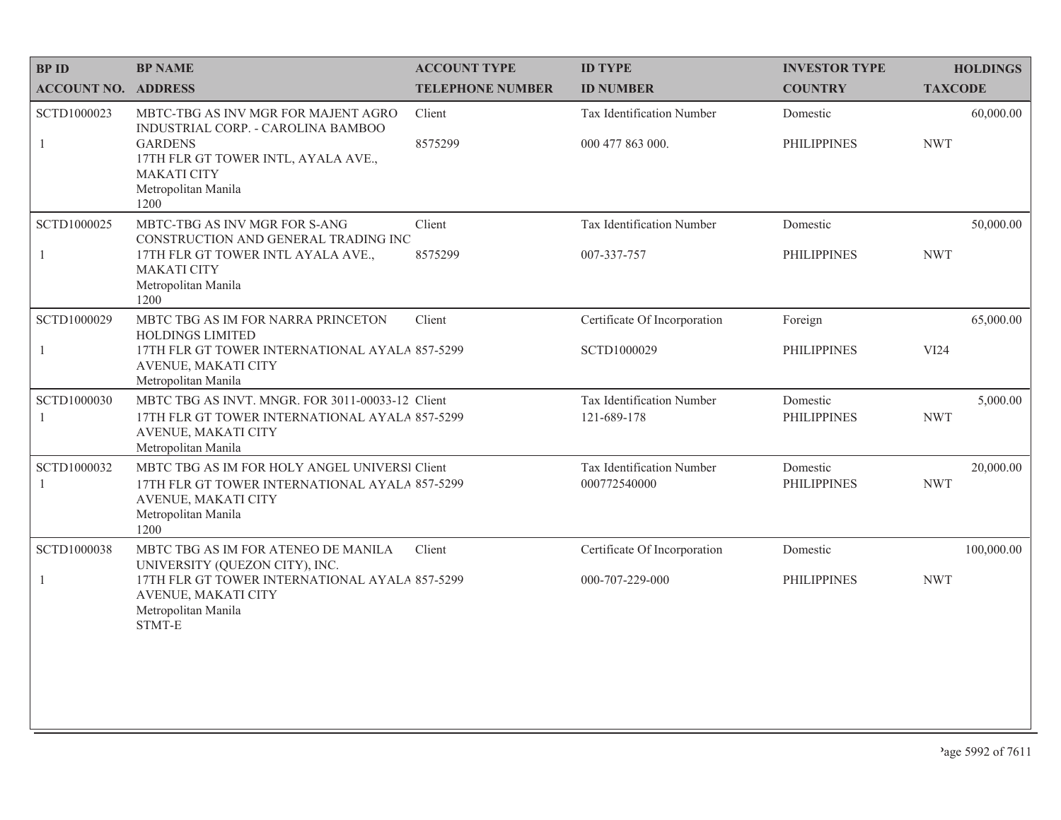| BP ID<br>ACCOUNT NO. | BP NAME<br>ADDRESS | ACCOUNT TYPE<br>TELEPHONE NUMBER | ID TYPE<br>ID NUMBER | INVESTOR TYPE<br>COUNTRY | HOLDINGS<br>TAXCODE |
|---|---|---|---|---|---|
| SCTD1000023<br>1 | MBTC-TBG AS INV MGR FOR MAJENT AGRO INDUSTRIAL CORP. - CAROLINA BAMBOO GARDENS<br>17TH FLR GT TOWER INTL, AYALA AVE., MAKATI CITY<br>Metropolitan Manila<br>1200 | Client<br>8575299 | Tax Identification Number<br>000 477 863 000. | Domestic<br>PHILIPPINES | 60,000.00<br>NWT |
| SCTD1000025<br>1 | MBTC-TBG AS INV MGR FOR S-ANG CONSTRUCTION AND GENERAL TRADING INC<br>17TH FLR GT TOWER INTL AYALA AVE., MAKATI CITY<br>Metropolitan Manila<br>1200 | Client<br>8575299 | Tax Identification Number<br>007-337-757 | Domestic<br>PHILIPPINES | 50,000.00<br>NWT |
| SCTD1000029<br>1 | MBTC TBG AS IM FOR NARRA PRINCETON HOLDINGS LIMITED<br>17TH FLR GT TOWER INTERNATIONAL AYALA AVENUE, MAKATI CITY<br>Metropolitan Manila | Client<br>857-5299 | Certificate Of Incorporation<br>SCTD1000029 | Foreign<br>PHILIPPINES | 65,000.00<br>VI24 |
| SCTD1000030<br>1 | MBTC TBG AS INVT. MNGR. FOR 3011-00033-12<br>17TH FLR GT TOWER INTERNATIONAL AYALA AVENUE, MAKATI CITY<br>Metropolitan Manila | Client<br>857-5299 | Tax Identification Number<br>121-689-178 | Domestic<br>PHILIPPINES | 5,000.00<br>NWT |
| SCTD1000032<br>1 | MBTC TBG AS IM FOR HOLY ANGEL UNIVERSI<br>17TH FLR GT TOWER INTERNATIONAL AYALA AVENUE, MAKATI CITY<br>Metropolitan Manila<br>1200 | Client<br>857-5299 | Tax Identification Number<br>000772540000 | Domestic<br>PHILIPPINES | 20,000.00<br>NWT |
| SCTD1000038<br>1 | MBTC TBG AS IM FOR ATENEO DE MANILA UNIVERSITY (QUEZON CITY), INC.<br>17TH FLR GT TOWER INTERNATIONAL AYALA AVENUE, MAKATI CITY<br>Metropolitan Manila<br>STMT-E | Client<br>857-5299 | Certificate Of Incorporation<br>000-707-229-000 | Domestic<br>PHILIPPINES | 100,000.00<br>NWT |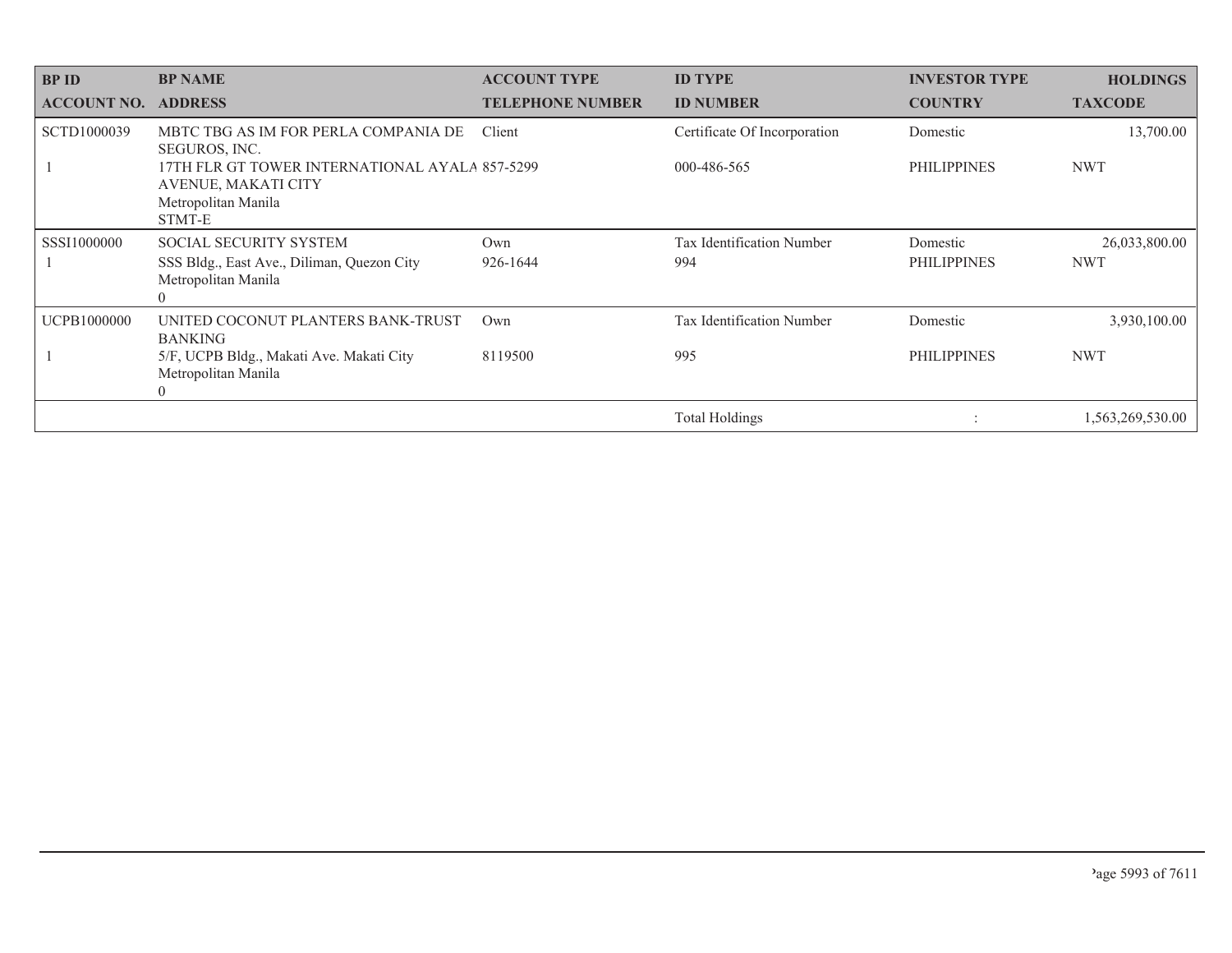| BP ID<br>ACCOUNT NO. | BP NAME<br>ADDRESS | ACCOUNT TYPE<br>TELEPHONE NUMBER | ID TYPE<br>ID NUMBER | INVESTOR TYPE<br>COUNTRY | HOLDINGS<br>TAXCODE |
|---|---|---|---|---|---|
| SCTD1000039<br>1 | MBTC TBG AS IM FOR PERLA COMPANIA DE SEGUROS, INC.<br>17TH FLR GT TOWER INTERNATIONAL AYALA AVENUE, MAKATI CITY<br>Metropolitan Manila<br>STMT-E | Client<br>857-5299 | Certificate Of Incorporation<br>000-486-565 | Domestic<br>PHILIPPINES | 13,700.00<br>NWT |
| SSSI1000000<br>1 | SOCIAL SECURITY SYSTEM<br>SSS Bldg., East Ave., Diliman, Quezon City<br>Metropolitan Manila<br>0 | Own<br>926-1644 | Tax Identification Number<br>994 | Domestic<br>PHILIPPINES | 26,033,800.00<br>NWT |
| UCPB1000000<br>1 | UNITED COCONUT PLANTERS BANK-TRUST BANKING<br>5/F, UCPB Bldg., Makati Ave. Makati City<br>Metropolitan Manila<br>0 | Own<br>8119500 | Tax Identification Number<br>995 | Domestic<br>PHILIPPINES | 3,930,100.00<br>NWT |
| | | | Total Holdings | : | 1,563,269,530.00 |